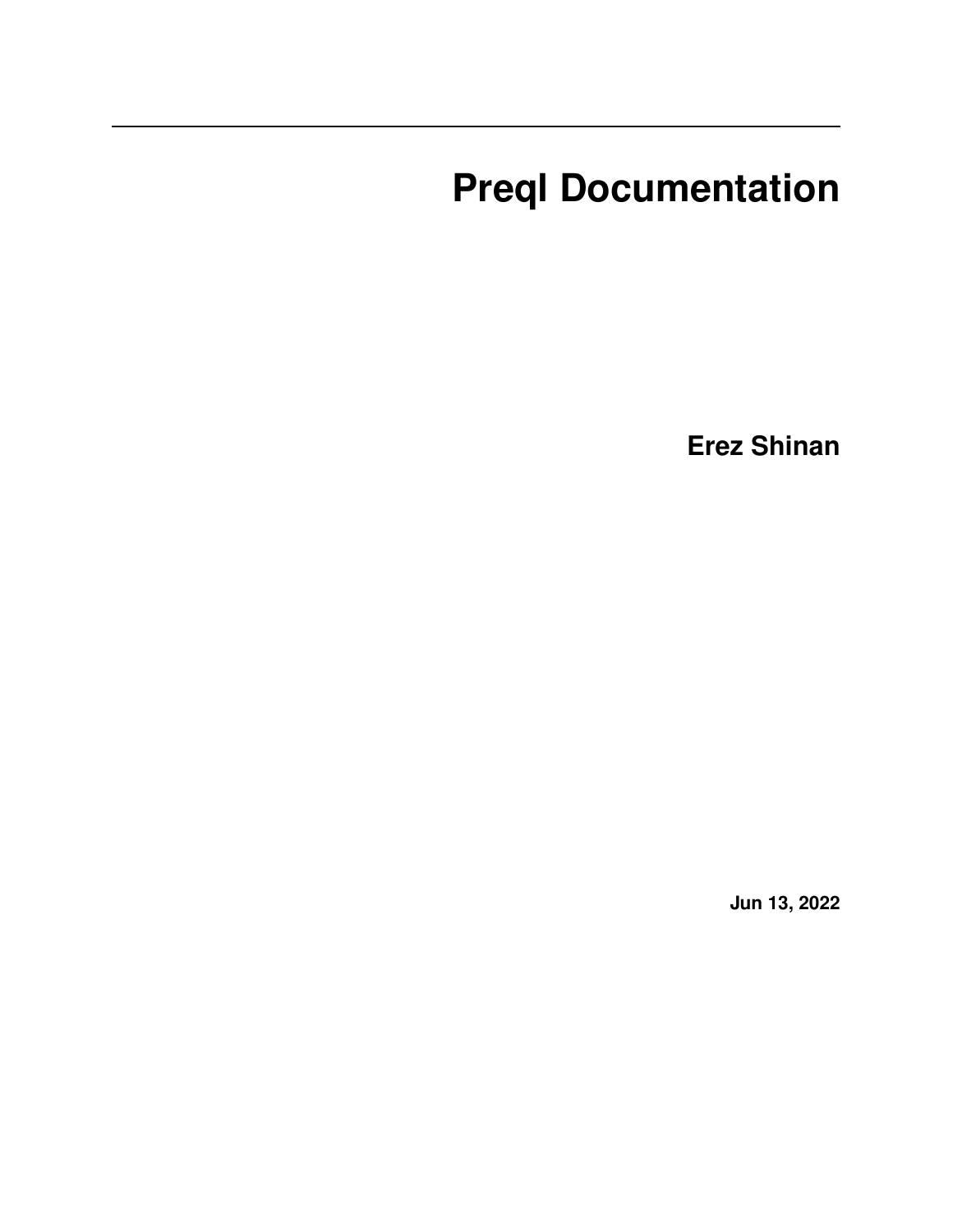# Preql Documentation

**Erez Shinan**

**Jun 13, 2022**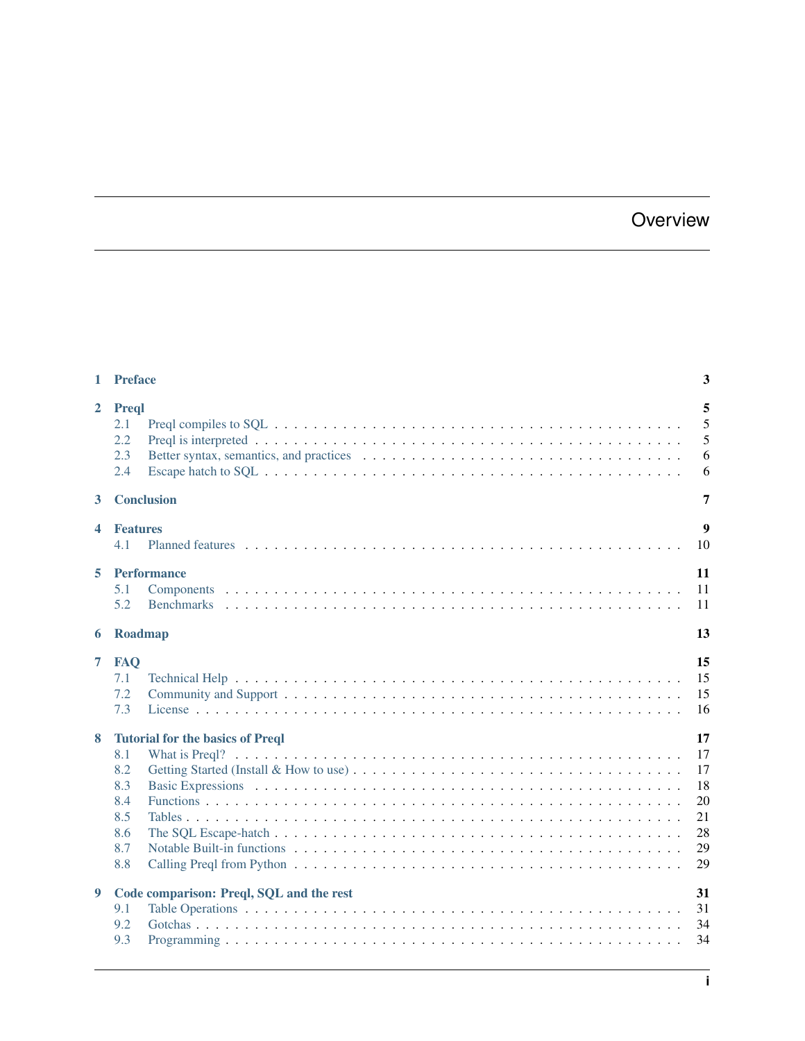# Overview

| | | |
|---|---|---|
| **1** | **Preface** | **3** |
| **2** | **Preql** | **5** |
| 2.1 | Preql compiles to SQL | 5 |
| 2.2 | Preql is interpreted | 5 |
| 2.3 | Better syntax, semantics, and practices | 6 |
| 2.4 | Escape hatch to SQL | 6 |
| **3** | **Conclusion** | **7** |
| **4** | **Features** | **9** |
| 4.1 | Planned features | 10 |
| **5** | **Performance** | **11** |
| 5.1 | Components | 11 |
| 5.2 | Benchmarks | 11 |
| **6** | **Roadmap** | **13** |
| **7** | **FAQ** | **15** |
| 7.1 | Technical Help | 15 |
| 7.2 | Community and Support | 15 |
| 7.3 | License | 16 |
| **8** | **Tutorial for the basics of Preql** | **17** |
| 8.1 | What is Preql? | 17 |
| 8.2 | Getting Started (Install & How to use) | 17 |
| 8.3 | Basic Expressions | 18 |
| 8.4 | Functions | 20 |
| 8.5 | Tables | 21 |
| 8.6 | The SQL Escape-hatch | 28 |
| 8.7 | Notable Built-in functions | 29 |
| 8.8 | Calling Preql from Python | 29 |
| **9** | **Code comparison: Preql, SQL and the rest** | **31** |
| 9.1 | Table Operations | 31 |
| 9.2 | Gotchas | 34 |
| 9.3 | Programming | 34 |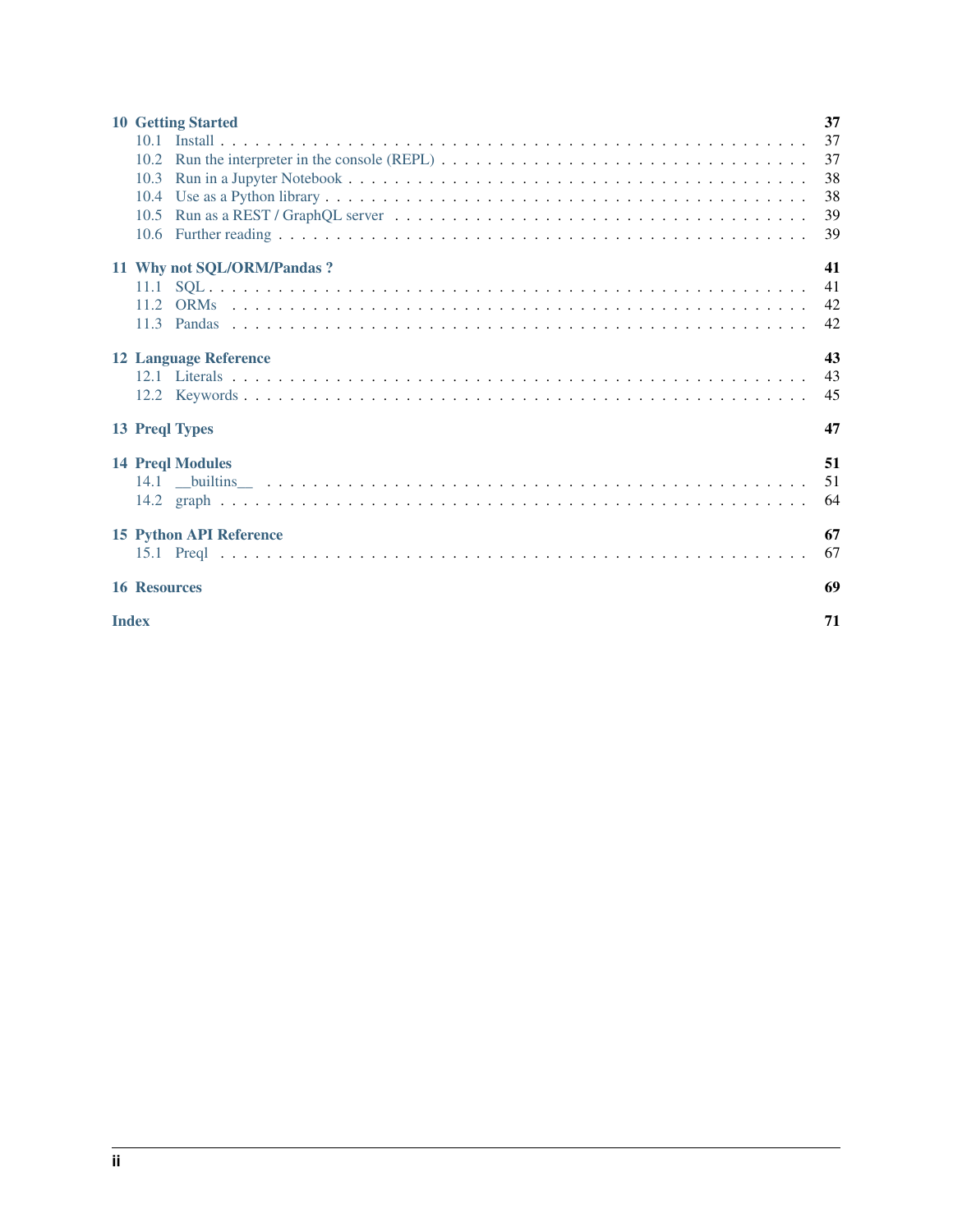10 Getting Started 37
- 10.1 Install . . . 37
- 10.2 Run the interpreter in the console (REPL) . . . 37
- 10.3 Run in a Jupyter Notebook . . . 38
- 10.4 Use as a Python library . . . 38
- 10.5 Run as a REST / GraphQL server . . . 39
- 10.6 Further reading . . . 39

11 Why not SQL/ORM/Pandas ? 41
- 11.1 SQL . . . 41
- 11.2 ORMs . . . 42
- 11.3 Pandas . . . 42

12 Language Reference 43
- 12.1 Literals . . . 43
- 12.2 Keywords . . . 45

13 Preql Types 47

14 Preql Modules 51
- 14.1 __builtins__ . . . 51
- 14.2 graph . . . 64

15 Python API Reference 67
- 15.1 Preql . . . 67

16 Resources 69

Index 71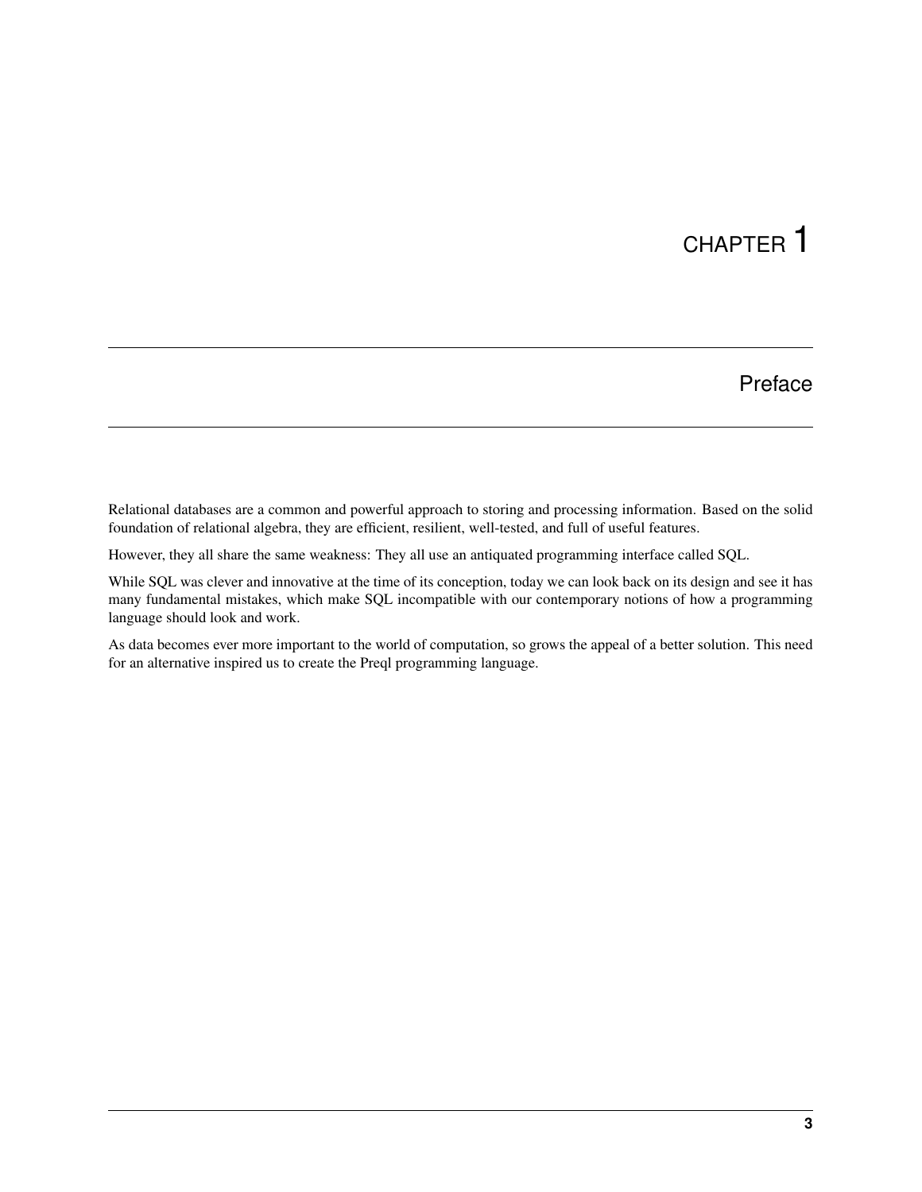# CHAPTER 1

## Preface

Relational databases are a common and powerful approach to storing and processing information. Based on the solid foundation of relational algebra, they are efficient, resilient, well-tested, and full of useful features.

However, they all share the same weakness: They all use an antiquated programming interface called SQL.

While SQL was clever and innovative at the time of its conception, today we can look back on its design and see it has many fundamental mistakes, which make SQL incompatible with our contemporary notions of how a programming language should look and work.

As data becomes ever more important to the world of computation, so grows the appeal of a better solution. This need for an alternative inspired us to create the Preql programming language.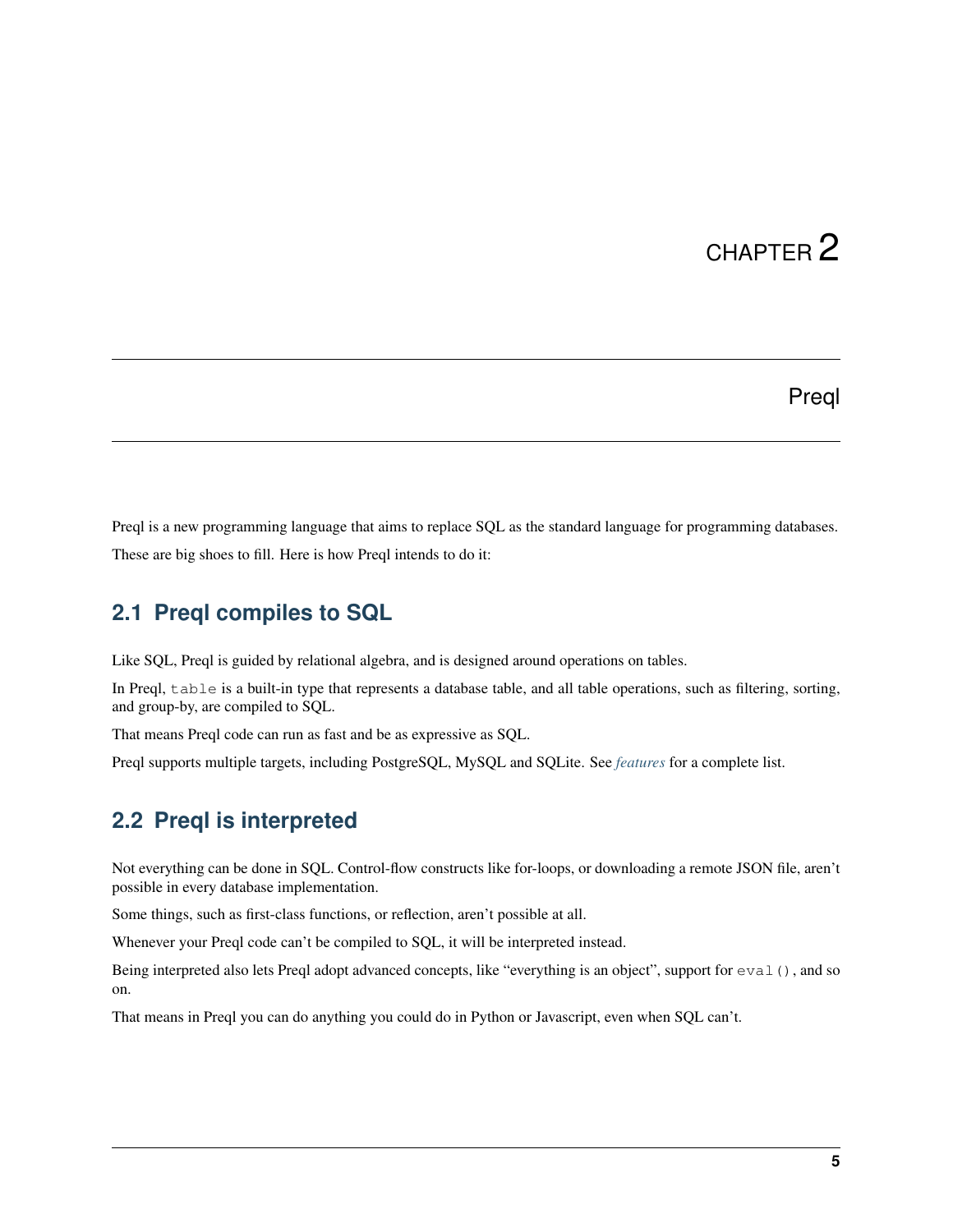# CHAPTER 2

# Preql

Preql is a new programming language that aims to replace SQL as the standard language for programming databases.

These are big shoes to fill. Here is how Preql intends to do it:

## 2.1 Preql compiles to SQL

Like SQL, Preql is guided by relational algebra, and is designed around operations on tables.

In Preql, `table` is a built-in type that represents a database table, and all table operations, such as filtering, sorting, and group-by, are compiled to SQL.

That means Preql code can run as fast and be as expressive as SQL.

Preql supports multiple targets, including PostgreSQL, MySQL and SQLite. See *features* for a complete list.

## 2.2 Preql is interpreted

Not everything can be done in SQL. Control-flow constructs like for-loops, or downloading a remote JSON file, aren't possible in every database implementation.

Some things, such as first-class functions, or reflection, aren't possible at all.

Whenever your Preql code can't be compiled to SQL, it will be interpreted instead.

Being interpreted also lets Preql adopt advanced concepts, like "everything is an object", support for `eval()`, and so on.

That means in Preql you can do anything you could do in Python or Javascript, even when SQL can't.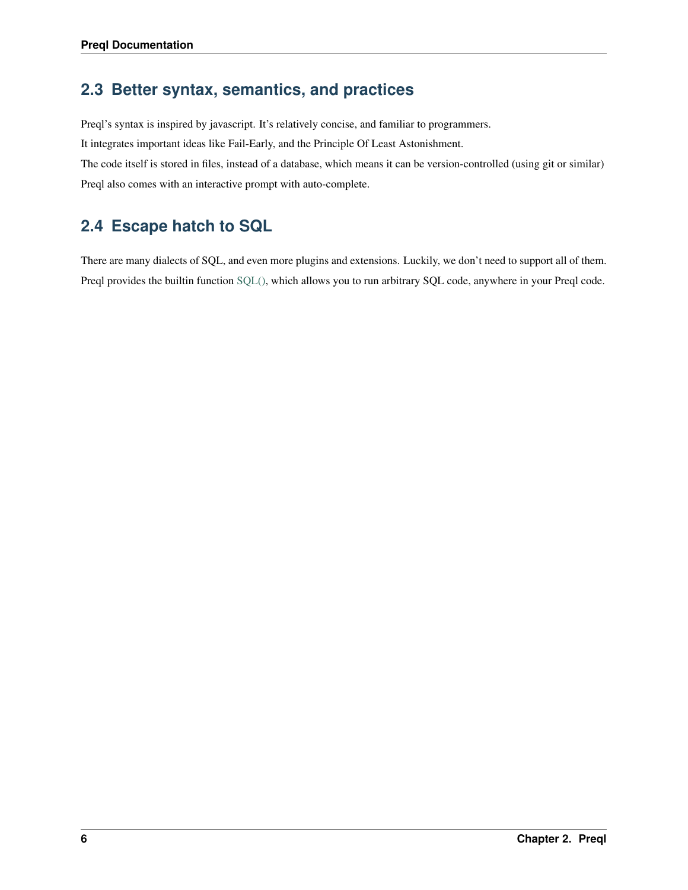## 2.3 Better syntax, semantics, and practices

Preql's syntax is inspired by javascript. It's relatively concise, and familiar to programmers.

It integrates important ideas like Fail-Early, and the Principle Of Least Astonishment.

The code itself is stored in files, instead of a database, which means it can be version-controlled (using git or similar)

Preql also comes with an interactive prompt with auto-complete.

## 2.4 Escape hatch to SQL

There are many dialects of SQL, and even more plugins and extensions. Luckily, we don't need to support all of them.

Preql provides the builtin function SQL(), which allows you to run arbitrary SQL code, anywhere in your Preql code.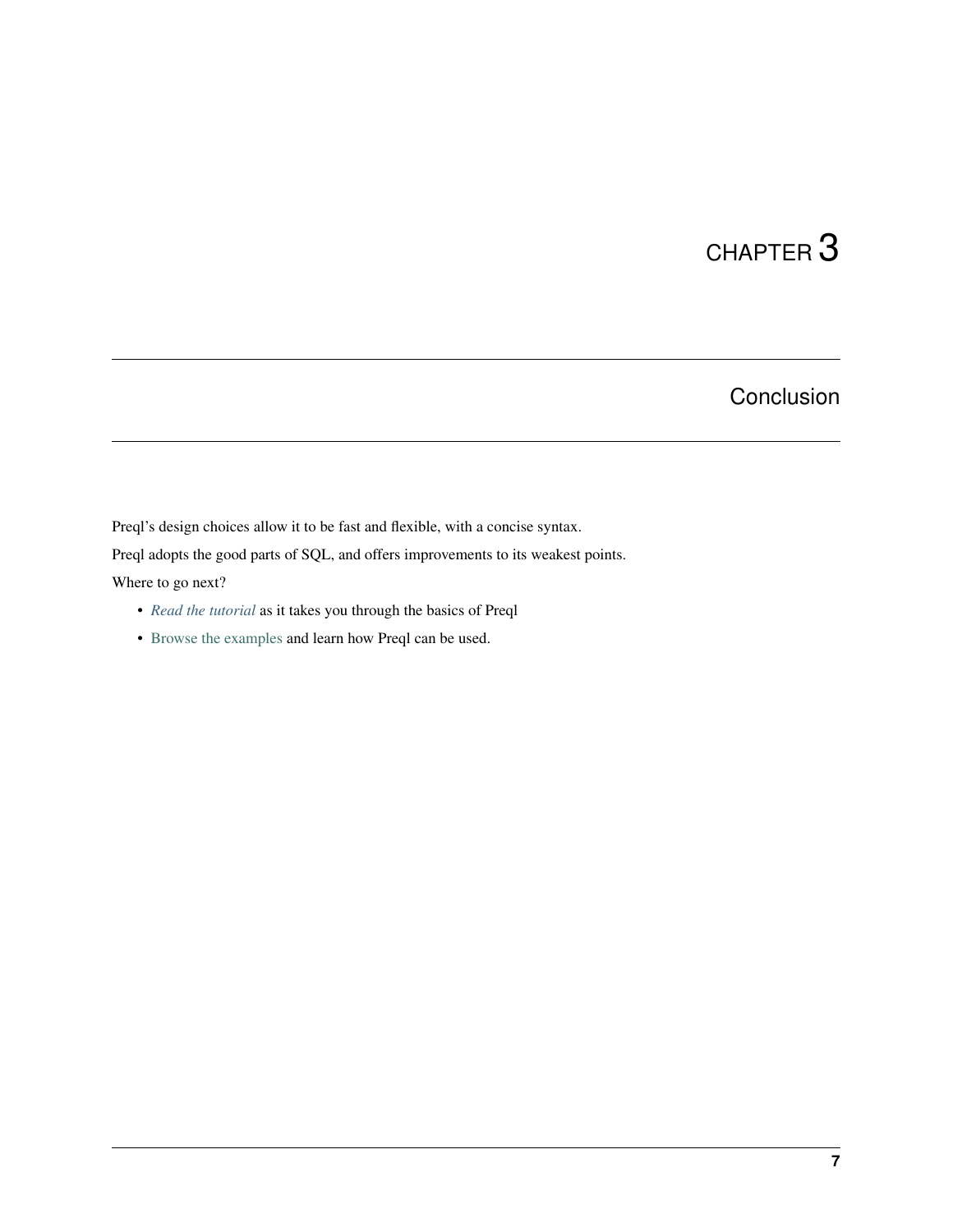# CHAPTER 3

## Conclusion

Preql's design choices allow it to be fast and flexible, with a concise syntax.

Preql adopts the good parts of SQL, and offers improvements to its weakest points.

Where to go next?

- *Read the tutorial* as it takes you through the basics of Preql
- Browse the examples and learn how Preql can be used.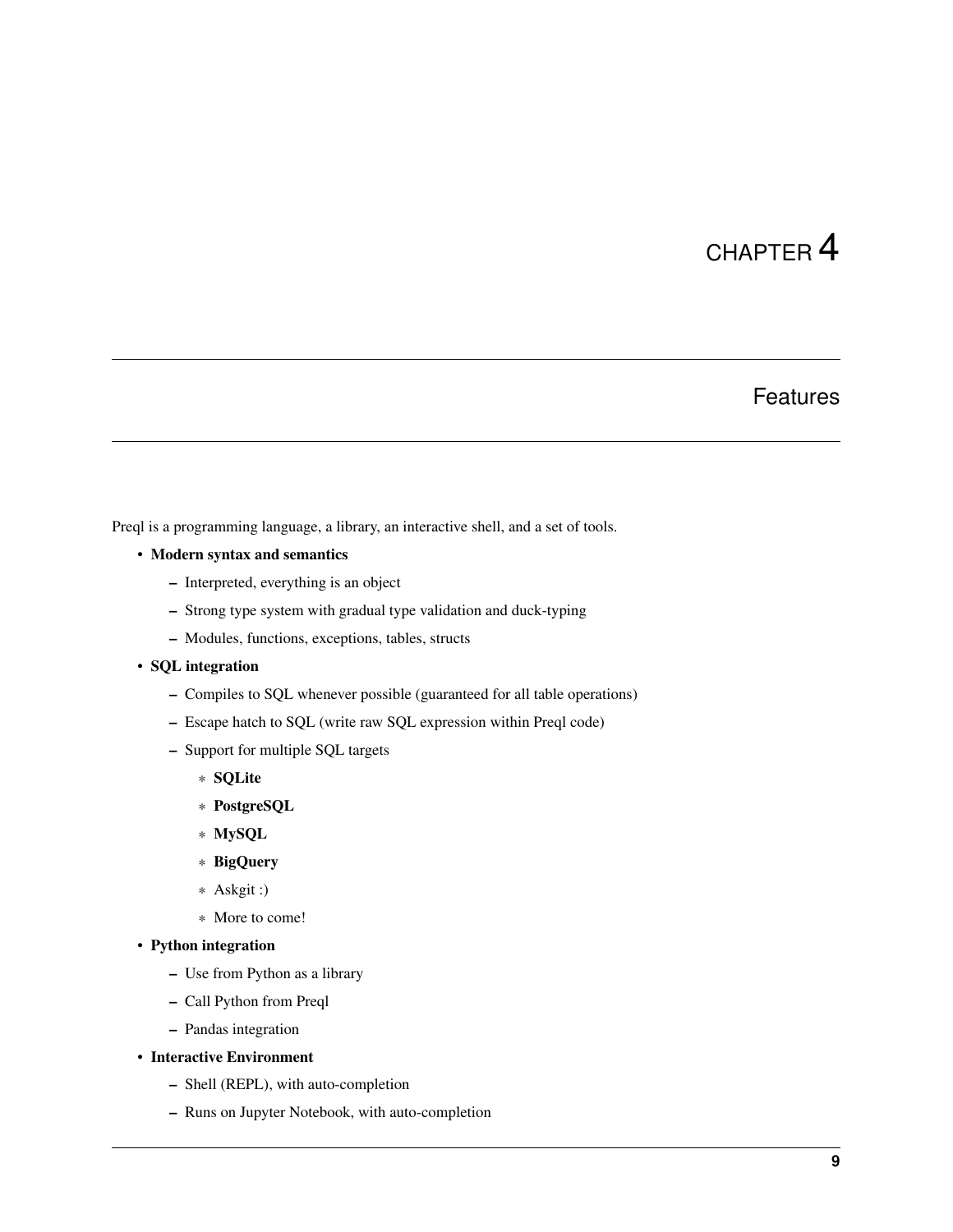# CHAPTER 4

# Features

Preql is a programming language, a library, an interactive shell, and a set of tools.

- **Modern syntax and semantics**
  - Interpreted, everything is an object
  - Strong type system with gradual type validation and duck-typing
  - Modules, functions, exceptions, tables, structs
- **SQL integration**
  - Compiles to SQL whenever possible (guaranteed for all table operations)
  - Escape hatch to SQL (write raw SQL expression within Preql code)
  - Support for multiple SQL targets
    - **SQLite**
    - **PostgreSQL**
    - **MySQL**
    - **BigQuery**
    - Askgit :)
    - More to come!
- **Python integration**
  - Use from Python as a library
  - Call Python from Preql
  - Pandas integration
- **Interactive Environment**
  - Shell (REPL), with auto-completion
  - Runs on Jupyter Notebook, with auto-completion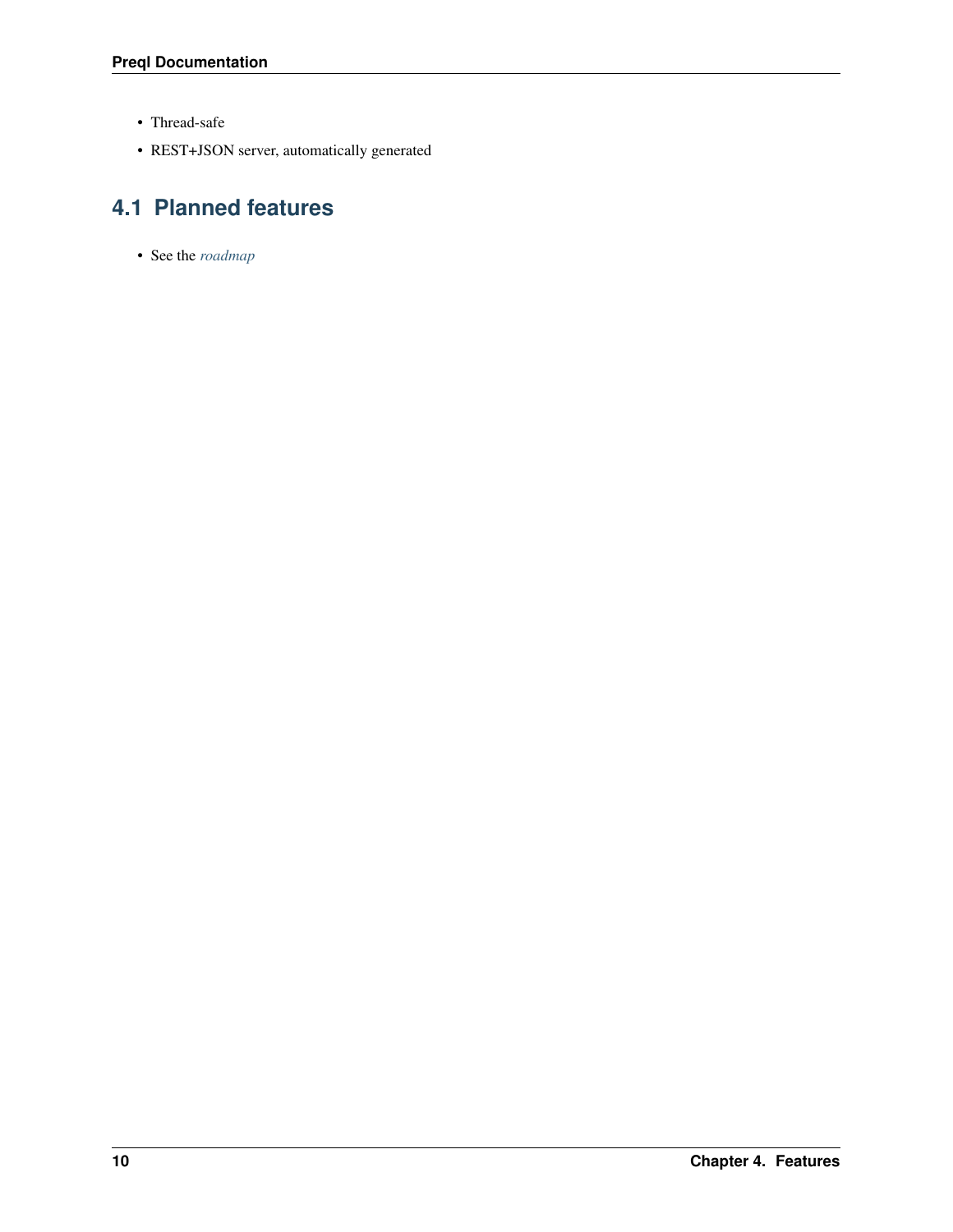- Thread-safe
- REST+JSON server, automatically generated

## 4.1 Planned features

- See the *roadmap*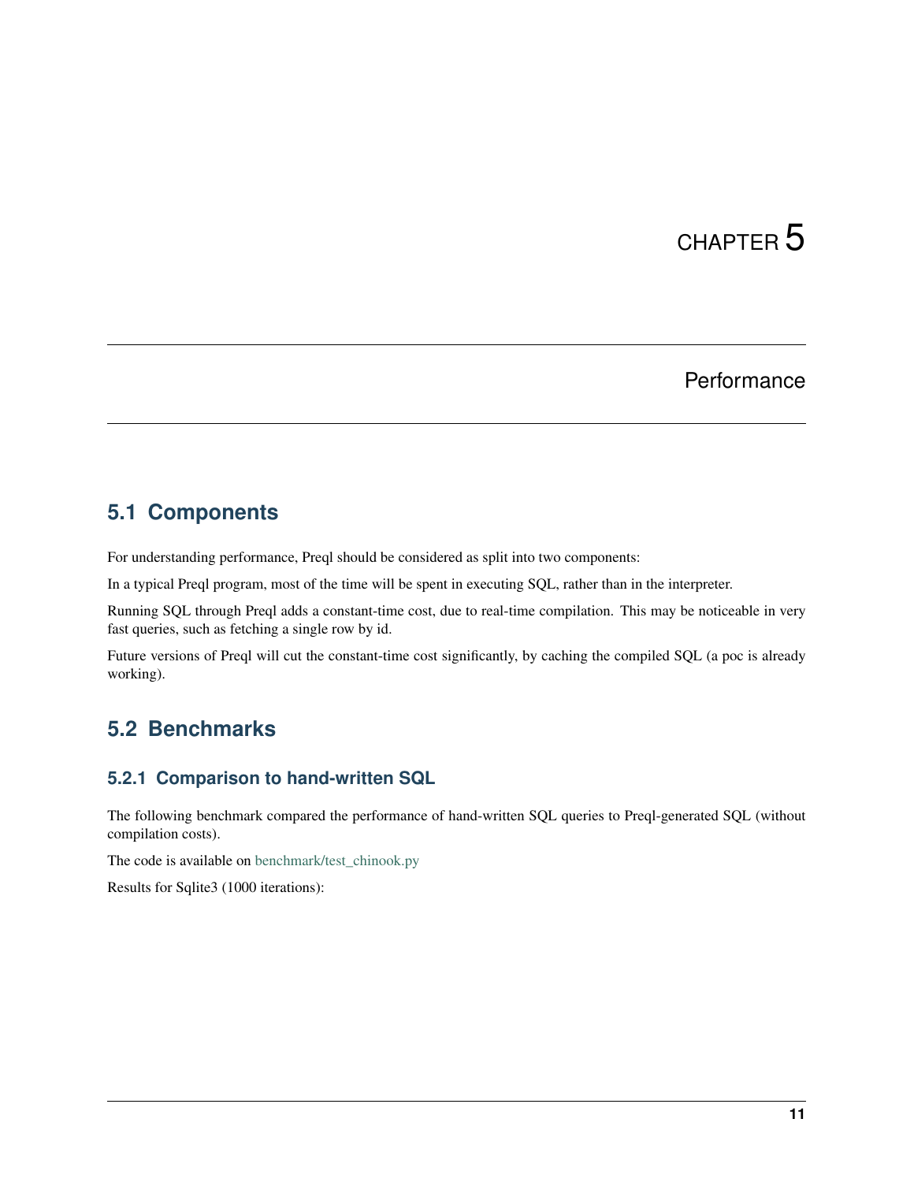# CHAPTER 5

# Performance

## 5.1 Components

For understanding performance, Preql should be considered as split into two components:

In a typical Preql program, most of the time will be spent in executing SQL, rather than in the interpreter.

Running SQL through Preql adds a constant-time cost, due to real-time compilation. This may be noticeable in very fast queries, such as fetching a single row by id.

Future versions of Preql will cut the constant-time cost significantly, by caching the compiled SQL (a poc is already working).

## 5.2 Benchmarks

### 5.2.1 Comparison to hand-written SQL

The following benchmark compared the performance of hand-written SQL queries to Preql-generated SQL (without compilation costs).

The code is available on benchmark/test_chinook.py

Results for Sqlite3 (1000 iterations):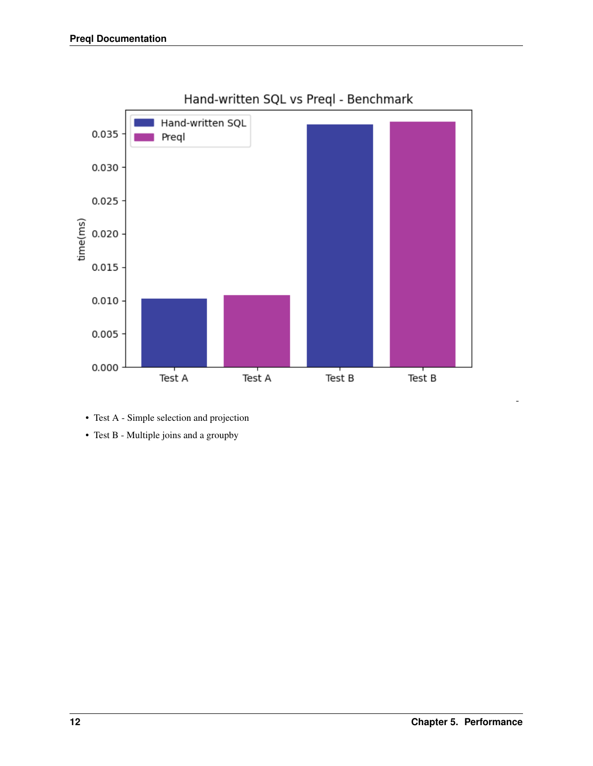- Test A - Simple selection and projection
- Test B - Multiple joins and a groupby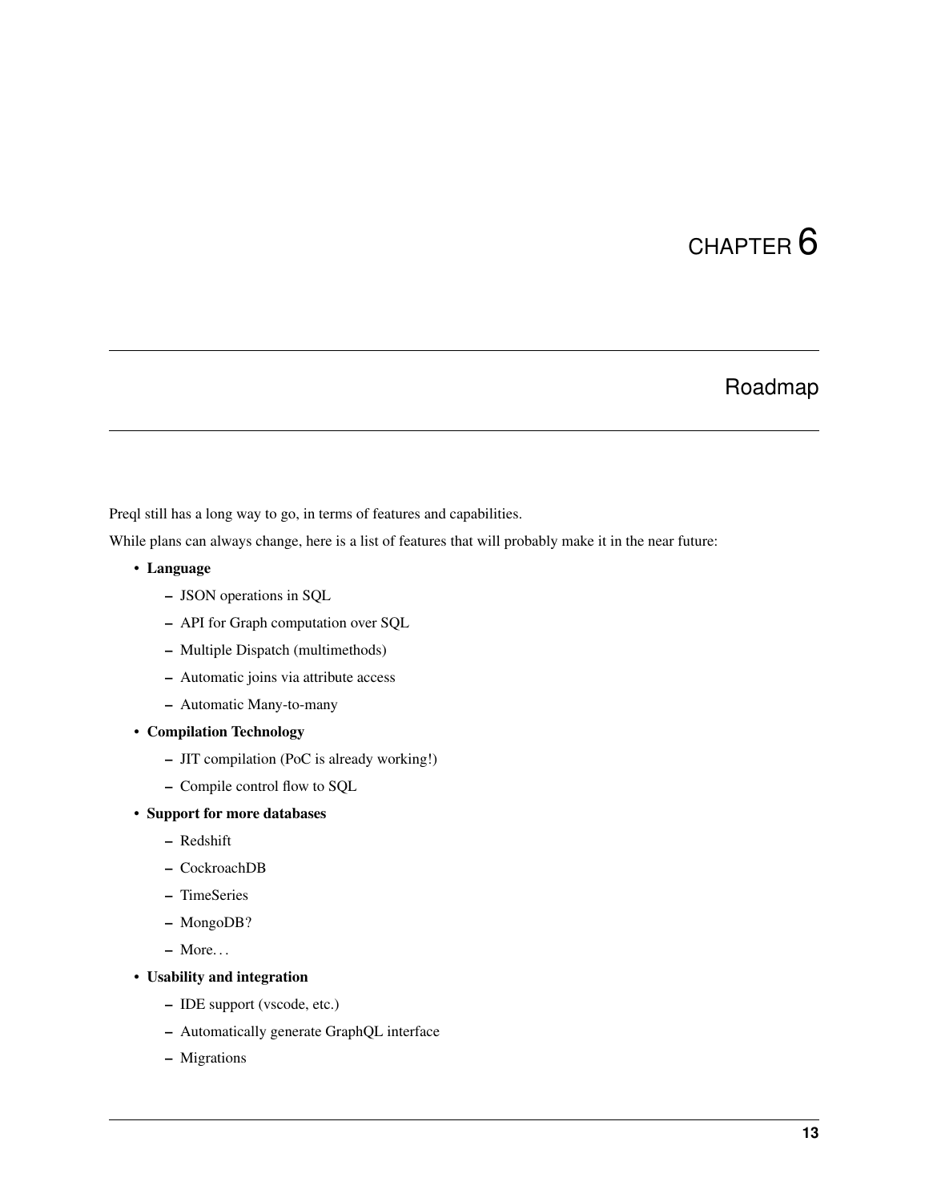# CHAPTER 6

## Roadmap

Preql still has a long way to go, in terms of features and capabilities.

While plans can always change, here is a list of features that will probably make it in the near future:

- **Language**
  - JSON operations in SQL
  - API for Graph computation over SQL
  - Multiple Dispatch (multimethods)
  - Automatic joins via attribute access
  - Automatic Many-to-many
- **Compilation Technology**
  - JIT compilation (PoC is already working!)
  - Compile control flow to SQL
- **Support for more databases**
  - Redshift
  - CockroachDB
  - TimeSeries
  - MongoDB?
  - More…
- **Usability and integration**
  - IDE support (vscode, etc.)
  - Automatically generate GraphQL interface
  - Migrations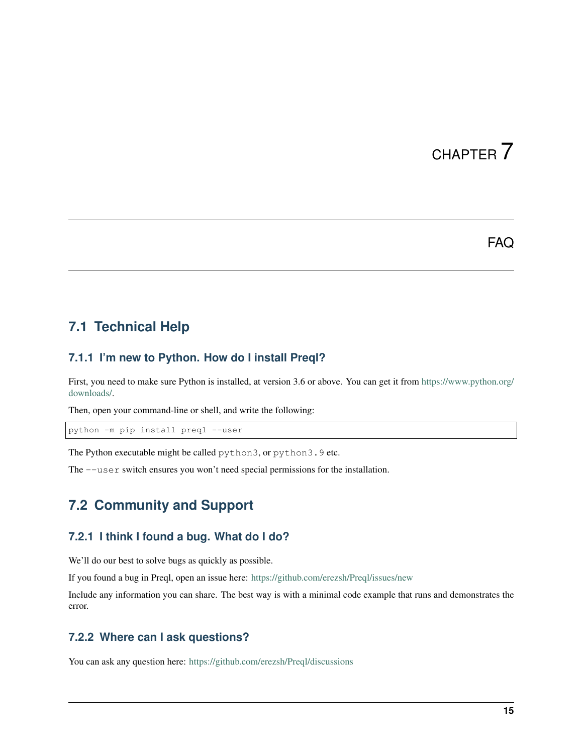# CHAPTER 7

# FAQ

## 7.1 Technical Help

### 7.1.1 I'm new to Python. How do I install Preql?

First, you need to make sure Python is installed, at version 3.6 or above. You can get it from https://www.python.org/downloads/.

Then, open your command-line or shell, and write the following:

```
python -m pip install preql --user
```

The Python executable might be called `python3`, or `python3.9` etc.

The `--user` switch ensures you won't need special permissions for the installation.

## 7.2 Community and Support

### 7.2.1 I think I found a bug. What do I do?

We'll do our best to solve bugs as quickly as possible.

If you found a bug in Preql, open an issue here: https://github.com/erezsh/Preql/issues/new

Include any information you can share. The best way is with a minimal code example that runs and demonstrates the error.

### 7.2.2 Where can I ask questions?

You can ask any question here: https://github.com/erezsh/Preql/discussions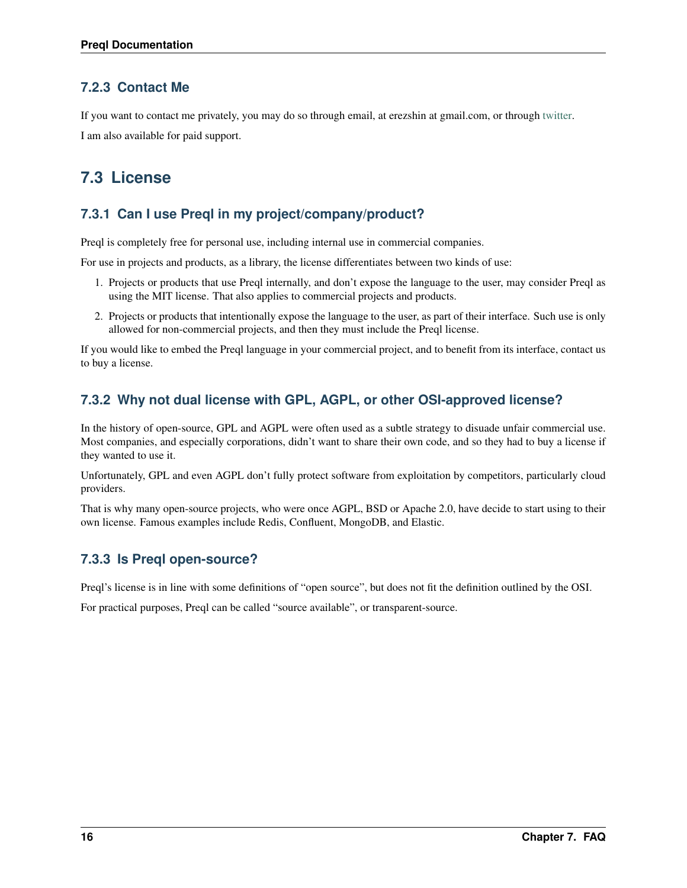### 7.2.3 Contact Me

If you want to contact me privately, you may do so through email, at erezshin at gmail.com, or through twitter.

I am also available for paid support.

## 7.3 License

### 7.3.1 Can I use Preql in my project/company/product?

Preql is completely free for personal use, including internal use in commercial companies.

For use in projects and products, as a library, the license differentiates between two kinds of use:

1. Projects or products that use Preql internally, and don't expose the language to the user, may consider Preql as using the MIT license. That also applies to commercial projects and products.
2. Projects or products that intentionally expose the language to the user, as part of their interface. Such use is only allowed for non-commercial projects, and then they must include the Preql license.

If you would like to embed the Preql language in your commercial project, and to benefit from its interface, contact us to buy a license.

### 7.3.2 Why not dual license with GPL, AGPL, or other OSI-approved license?

In the history of open-source, GPL and AGPL were often used as a subtle strategy to disuade unfair commercial use. Most companies, and especially corporations, didn't want to share their own code, and so they had to buy a license if they wanted to use it.

Unfortunately, GPL and even AGPL don't fully protect software from exploitation by competitors, particularly cloud providers.

That is why many open-source projects, who were once AGPL, BSD or Apache 2.0, have decide to start using to their own license. Famous examples include Redis, Confluent, MongoDB, and Elastic.

### 7.3.3 Is Preql open-source?

Preql's license is in line with some definitions of "open source", but does not fit the definition outlined by the OSI.

For practical purposes, Preql can be called "source available", or transparent-source.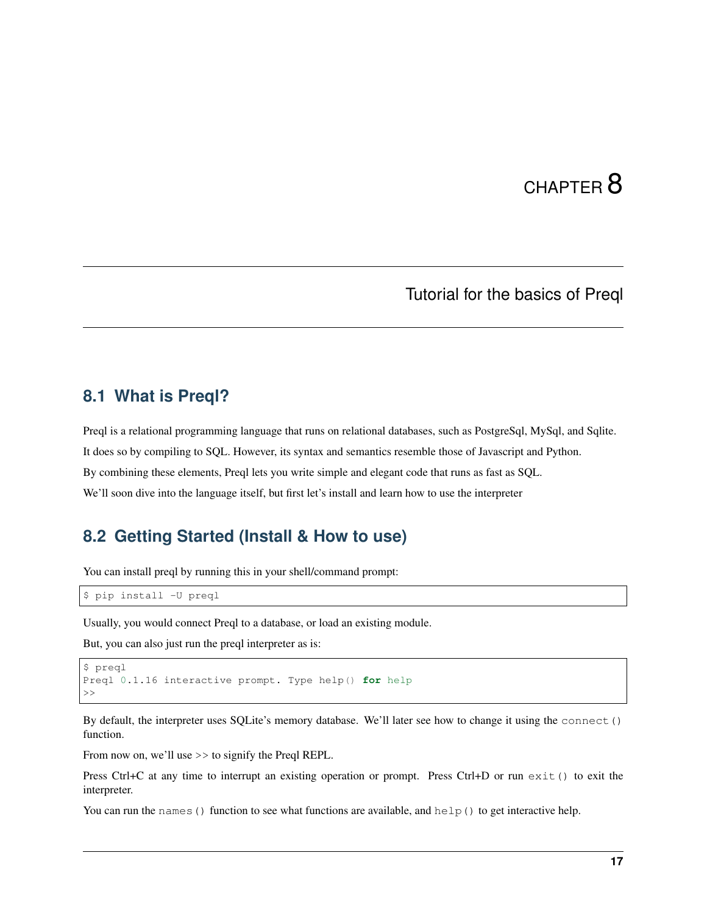# CHAPTER 8

## Tutorial for the basics of Preql

### 8.1 What is Preql?

Preql is a relational programming language that runs on relational databases, such as PostgreSql, MySql, and Sqlite.

It does so by compiling to SQL. However, its syntax and semantics resemble those of Javascript and Python.

By combining these elements, Preql lets you write simple and elegant code that runs as fast as SQL.

We'll soon dive into the language itself, but first let's install and learn how to use the interpreter

### 8.2 Getting Started (Install & How to use)

You can install preql by running this in your shell/command prompt:

```
$ pip install -U preql
```

Usually, you would connect Preql to a database, or load an existing module.

But, you can also just run the preql interpreter as is:

```
$ preql
Preql 0.1.16 interactive prompt. Type help() for help
>>
```

By default, the interpreter uses SQLite's memory database. We'll later see how to change it using the `connect()` function.

From now on, we'll use >> to signify the Preql REPL.

Press Ctrl+C at any time to interrupt an existing operation or prompt. Press Ctrl+D or run `exit()` to exit the interpreter.

You can run the `names()` function to see what functions are available, and `help()` to get interactive help.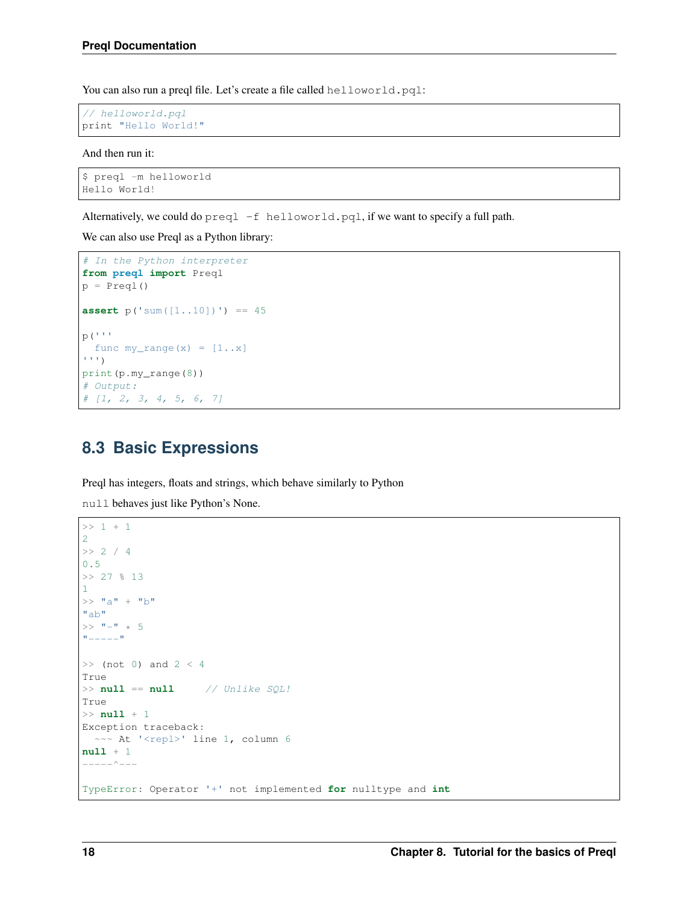You can also run a preql file. Let's create a file called `helloworld.pql`:

```
// helloworld.pql
print "Hello World!"
```

And then run it:

```
$ preql -m helloworld
Hello World!
```

Alternatively, we could do `preql -f helloworld.pql`, if we want to specify a full path.

We can also use Preql as a Python library:

```
# In the Python interpreter
from preql import Preql
p = Preql()

assert p('sum([1..10])') == 45

p('''
  func my_range(x) = [1..x]
''')
print(p.my_range(8))
# Output:
# [1, 2, 3, 4, 5, 6, 7]
```

## 8.3 Basic Expressions

Preql has integers, floats and strings, which behave similarly to Python

`null` behaves just like Python's None.

```
>> 1 + 1
2
>> 2 / 4
0.5
>> 27 % 13
1
>> "a" + "b"
"ab"
>> "-" * 5
"-----"

>> (not 0) and 2 < 4
True
>> null == null     // Unlike SQL!
True
>> null + 1
Exception traceback:
  ~~~ At '<repl>' line 1, column 6
null + 1
-----^---

TypeError: Operator '+' not implemented for nulltype and int
```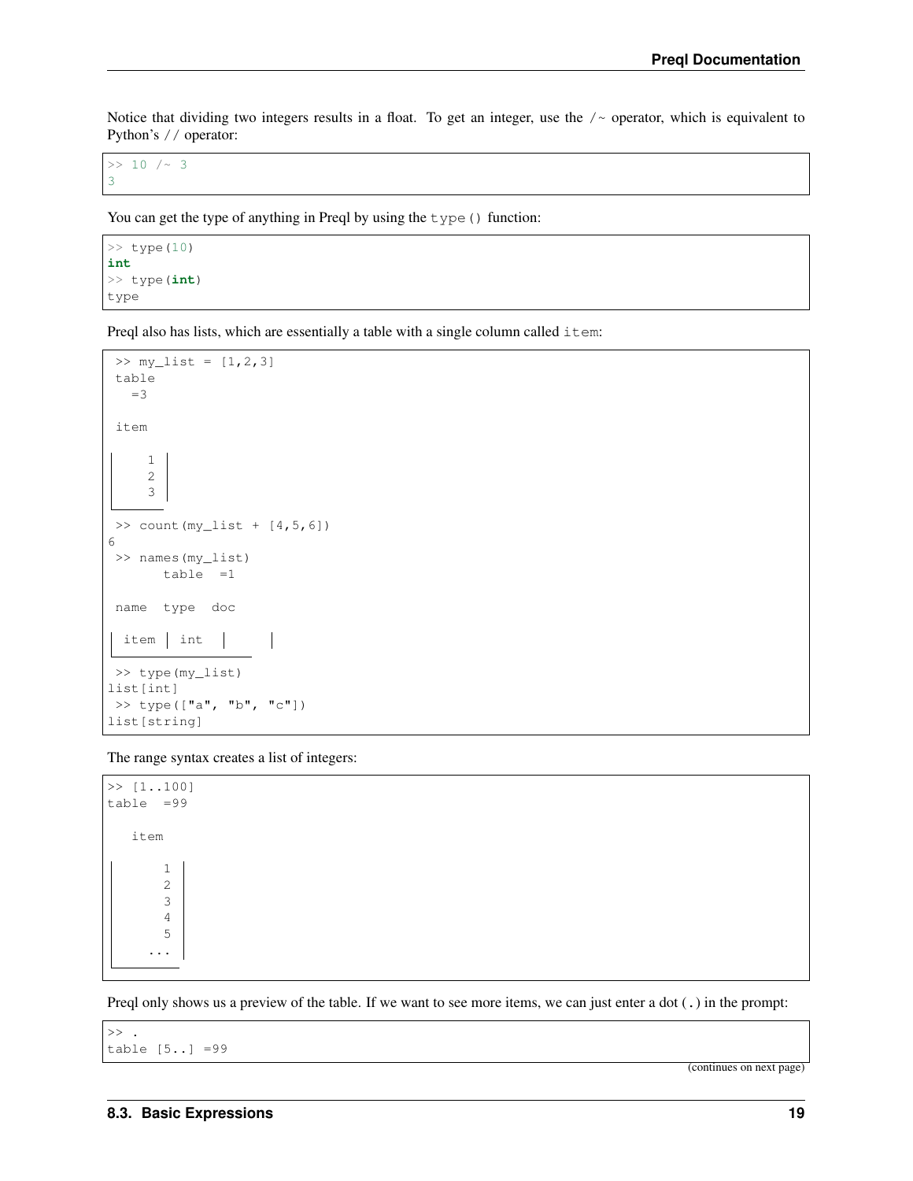Notice that dividing two integers results in a float. To get an integer, use the `/~` operator, which is equivalent to Python's `//` operator:

```
>> 10 /~ 3
3
```

You can get the type of anything in Preql by using the `type()` function:

```
>> type(10)
int
>> type(int)
type
```

Preql also has lists, which are essentially a table with a single column called `item`:

```
 >> my_list = [1,2,3]
 table
   =3

 item

     1
     2
     3

 >> count(my_list + [4,5,6])
6
 >> names(my_list)
       table  =1

 name  type  doc

  item   int

 >> type(my_list)
list[int]
 >> type(["a", "b", "c"])
list[string]
```

The range syntax creates a list of integers:

```
>> [1..100]
table  =99

   item

       1
       2
       3
       4
       5
     ...
```

Preql only shows us a preview of the table. If we want to see more items, we can just enter a dot (`.`) in the prompt:

```
>> .
table [5..] =99
```

(continues on next page)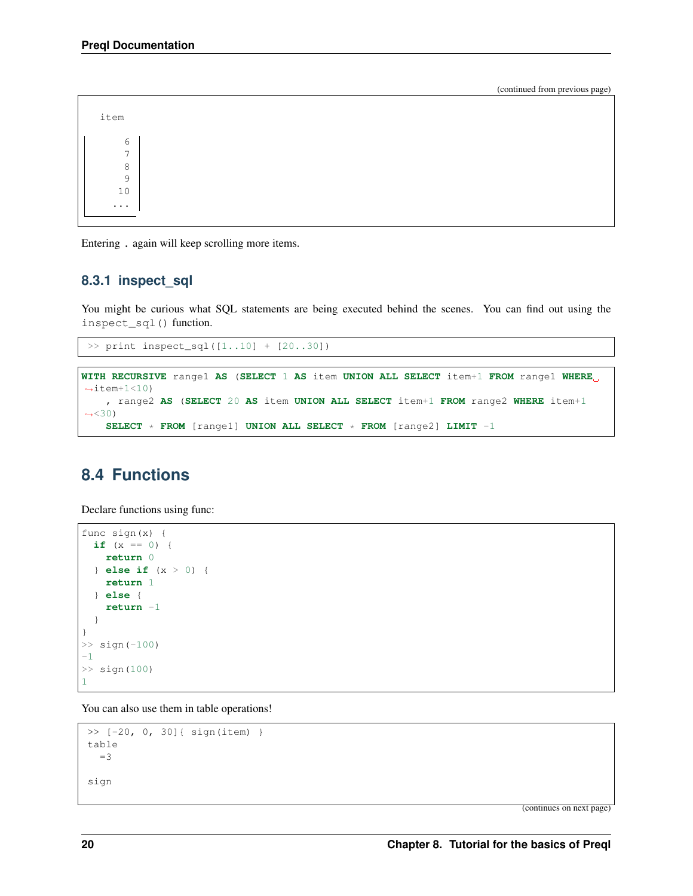(continued from previous page)

```
  item

      6
      7
      8
      9
     10
    ...
```

Entering `.` again will keep scrolling more items.

### 8.3.1 inspect_sql

You might be curious what SQL statements are being executed behind the scenes. You can find out using the `inspect_sql()` function.

```
>> print inspect_sql([1..10] + [20..30])
```

```
WITH RECURSIVE range1 AS (SELECT 1 AS item UNION ALL SELECT item+1 FROM range1 WHERE item+1<10)
    , range2 AS (SELECT 20 AS item UNION ALL SELECT item+1 FROM range2 WHERE item+1<30)
    SELECT * FROM [range1] UNION ALL SELECT * FROM [range2] LIMIT -1
```

## 8.4 Functions

Declare functions using func:

```
func sign(x) {
  if (x == 0) {
    return 0
  } else if (x > 0) {
    return 1
  } else {
    return -1
  }
}
>> sign(-100)
-1
>> sign(100)
1
```

You can also use them in table operations!

```
>> [-20, 0, 30]{ sign(item) }
table
  =3

sign
```

(continues on next page)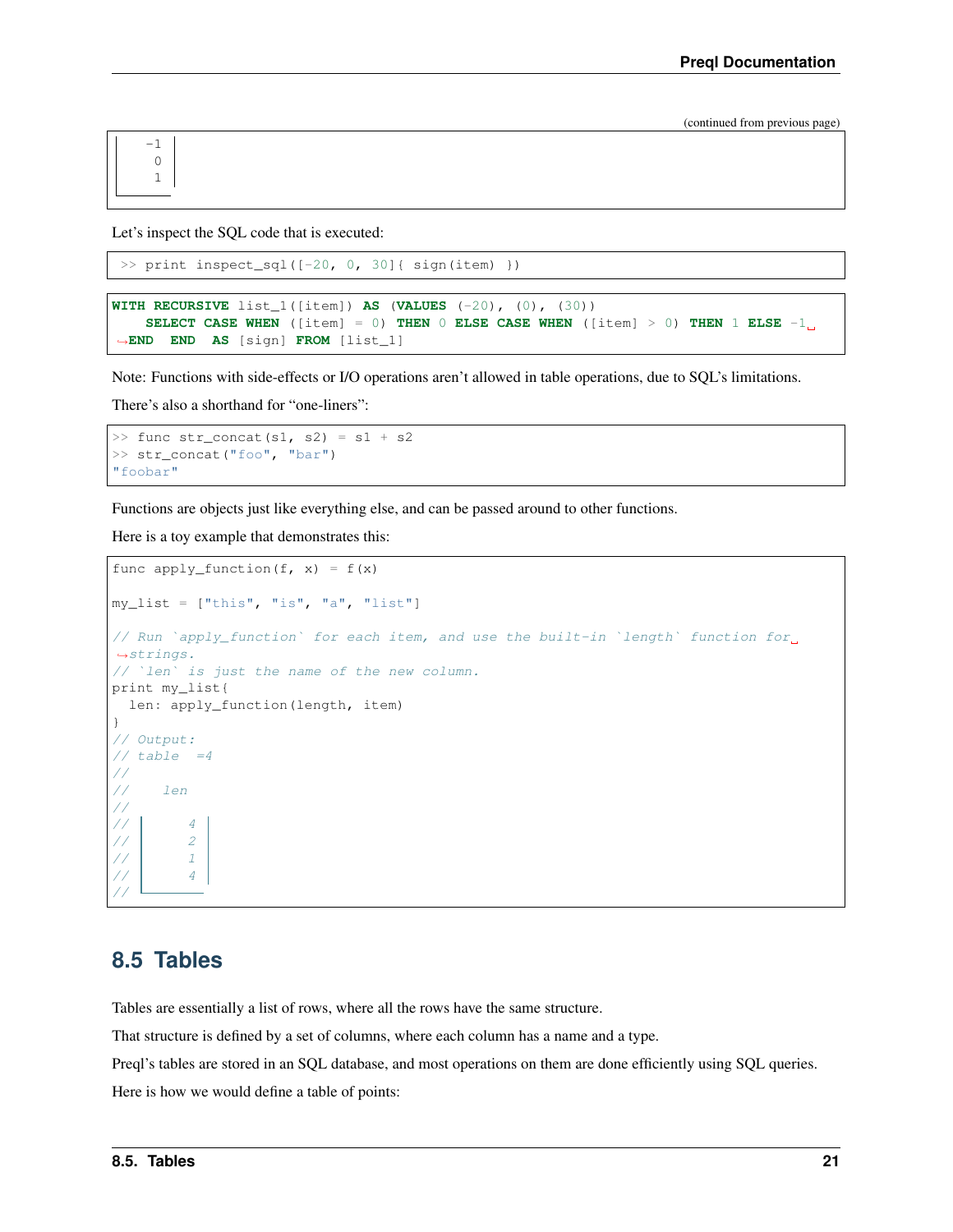(continued from previous page)

```
    -1
     0
     1
```

Let's inspect the SQL code that is executed:

```
>> print inspect_sql([-20, 0, 30]{ sign(item) })
```

```
WITH RECURSIVE list_1([item]) AS (VALUES (-20), (0), (30))
    SELECT CASE WHEN ([item] = 0) THEN 0 ELSE CASE WHEN ([item] > 0) THEN 1 ELSE -1 END  END  AS [sign] FROM [list_1]
```

Note: Functions with side-effects or I/O operations aren't allowed in table operations, due to SQL's limitations.

There's also a shorthand for "one-liners":

```
>> func str_concat(s1, s2) = s1 + s2
>> str_concat("foo", "bar")
"foobar"
```

Functions are objects just like everything else, and can be passed around to other functions.

Here is a toy example that demonstrates this:

```
func apply_function(f, x) = f(x)

my_list = ["this", "is", "a", "list"]

// Run `apply_function` for each item, and use the built-in `length` function for strings.
// `len` is just the name of the new column.
print my_list{
  len: apply_function(length, item)
}
// Output:
// table  =4
//
//    len
//
//       4
//       2
//       1
//       4
//
```

## 8.5 Tables

Tables are essentially a list of rows, where all the rows have the same structure.

That structure is defined by a set of columns, where each column has a name and a type.

Preql's tables are stored in an SQL database, and most operations on them are done efficiently using SQL queries.

Here is how we would define a table of points: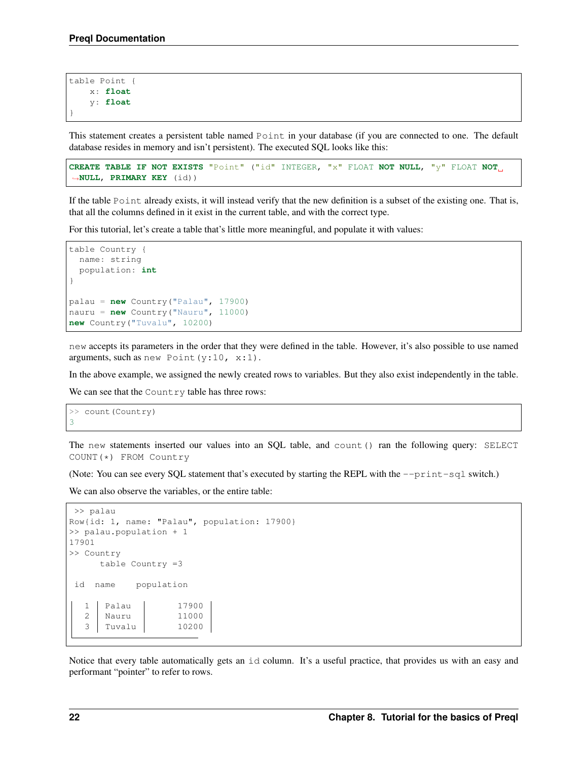```
table Point {
    x: float
    y: float
}
```

This statement creates a persistent table named `Point` in your database (if you are connected to one. The default database resides in memory and isn't persistent). The executed SQL looks like this:

```
CREATE TABLE IF NOT EXISTS "Point" ("id" INTEGER, "x" FLOAT NOT NULL, "y" FLOAT NOT NULL, PRIMARY KEY (id))
```

If the table `Point` already exists, it will instead verify that the new definition is a subset of the existing one. That is, that all the columns defined in it exist in the current table, and with the correct type.

For this tutorial, let's create a table that's little more meaningful, and populate it with values:

```
table Country {
  name: string
  population: int
}

palau = new Country("Palau", 17900)
nauru = new Country("Nauru", 11000)
new Country("Tuvalu", 10200)
```

`new` accepts its parameters in the order that they were defined in the table. However, it's also possible to use named arguments, such as `new Point(y:10, x:1)`.

In the above example, we assigned the newly created rows to variables. But they also exist independently in the table.

We can see that the `Country` table has three rows:

```
>> count(Country)
3
```

The `new` statements inserted our values into an SQL table, and `count()` ran the following query: `SELECT COUNT(*) FROM Country`

(Note: You can see every SQL statement that's executed by starting the REPL with the `--print-sql` switch.)

We can also observe the variables, or the entire table:

```
 >> palau
Row{id: 1, name: "Palau", population: 17900}
>> palau.population + 1
17901
>> Country
      table Country =3

 id  name    population

   1  Palau        17900
   2  Nauru        11000
   3  Tuvalu       10200
```

Notice that every table automatically gets an `id` column. It's a useful practice, that provides us with an easy and performant "pointer" to refer to rows.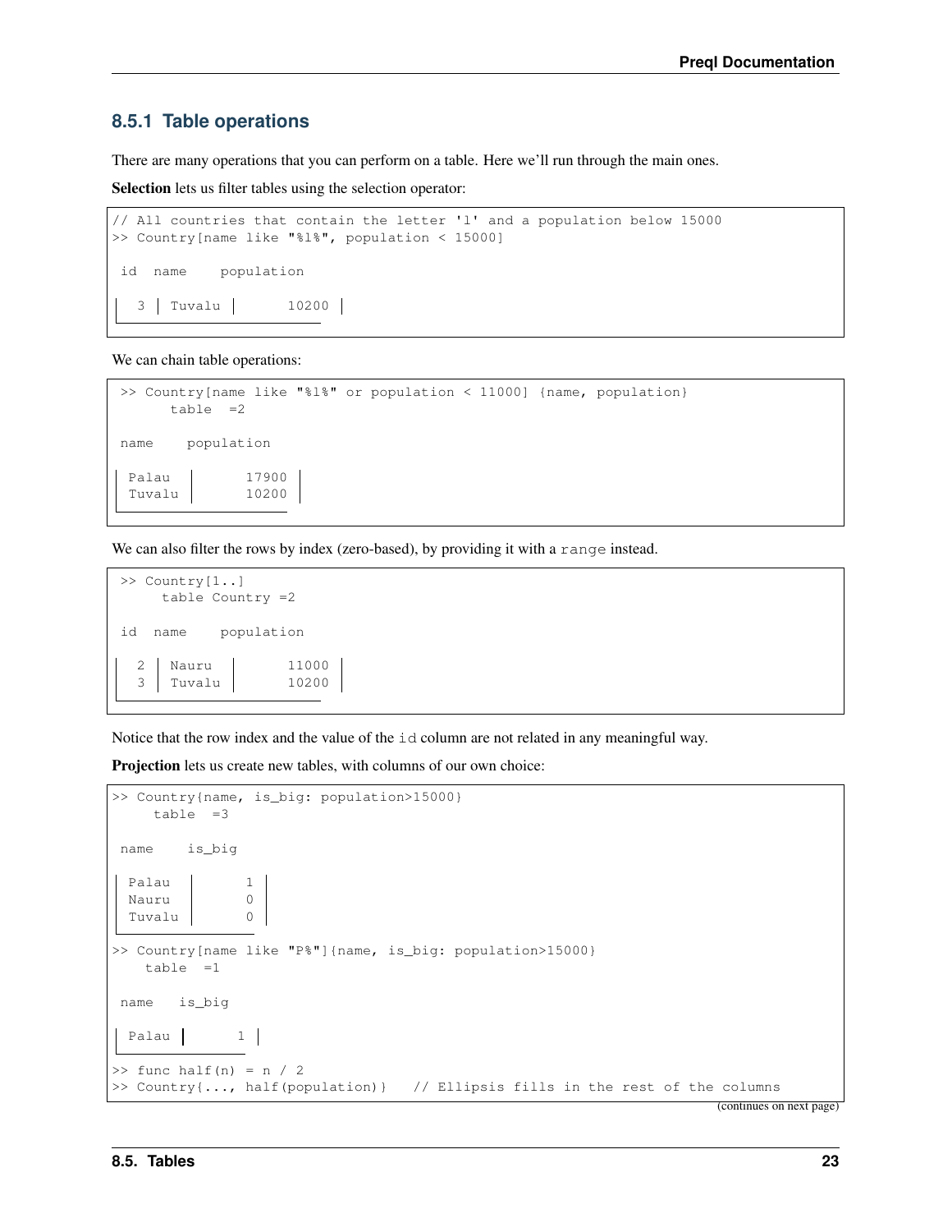### 8.5.1 Table operations

There are many operations that you can perform on a table. Here we'll run through the main ones.

**Selection** lets us filter tables using the selection operator:

```
// All countries that contain the letter 'l' and a population below 15000
>> Country[name like "%l%", population < 15000]

 id  name    population

  3 │ Tuvalu │       10200 │
```

We can chain table operations:

```
>> Country[name like "%l%" or population < 11000] {name, population}
      table  =2

 name    population

 Palau  │       17900 │
 Tuvalu │       10200 │
```

We can also filter the rows by index (zero-based), by providing it with a `range` instead.

```
>> Country[1..]
     table Country =2

 id  name    population

  2 │ Nauru  │       11000 │
  3 │ Tuvalu │       10200 │
```

Notice that the row index and the value of the `id` column are not related in any meaningful way.

**Projection** lets us create new tables, with columns of our own choice:

```
>> Country{name, is_big: population>15000}
     table  =3

 name    is_big

 Palau  │       1 │
 Nauru  │       0 │
 Tuvalu │       0 │

>> Country[name like "P%"]{name, is_big: population>15000}
    table  =1

 name   is_big

 Palau │       1 │

>> func half(n) = n / 2
>> Country{..., half(population)}   // Ellipsis fills in the rest of the columns
```

(continues on next page)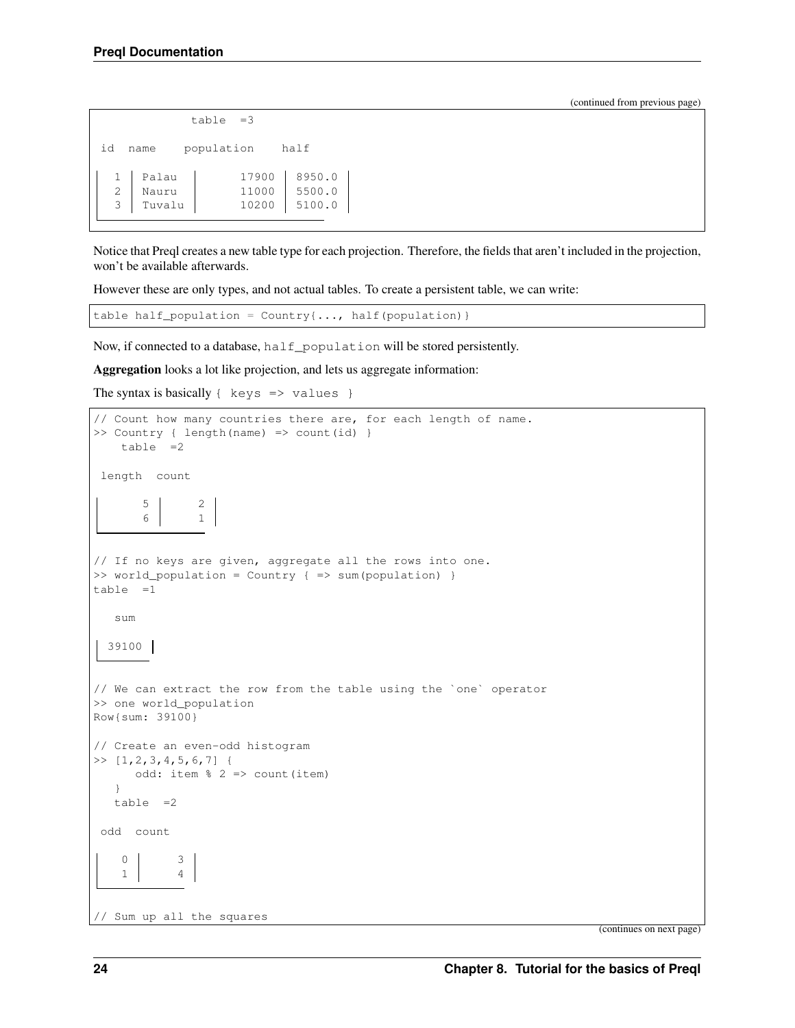(continued from previous page)

```
              table  =3

 id  name    population    half

  1 │ Palau  │      17900 │ 8950.0 │
  2 │ Nauru  │      11000 │ 5500.0 │
  3 │ Tuvalu │      10200 │ 5100.0 │
```

Notice that Preql creates a new table type for each projection. Therefore, the fields that aren't included in the projection, won't be available afterwards.

However these are only types, and not actual tables. To create a persistent table, we can write:

```
table half_population = Country{..., half(population)}
```

Now, if connected to a database, `half_population` will be stored persistently.

**Aggregation** looks a lot like projection, and lets us aggregate information:

The syntax is basically `{ keys => values }`

```
// Count how many countries there are, for each length of name.
>> Country { length(name) => count(id) }
    table  =2

 length  count

       5 │      2 │
       6 │      1 │


// If no keys are given, aggregate all the rows into one.
>> world_population = Country { => sum(population) }
table  =1

   sum

  39100 │


// We can extract the row from the table using the `one` operator
>> one world_population
Row{sum: 39100}

// Create an even-odd histogram
>> [1,2,3,4,5,6,7] {
      odd: item % 2 => count(item)
   }
   table  =2

 odd  count

    0 │      3 │
    1 │      4 │


// Sum up all the squares
```

(continues on next page)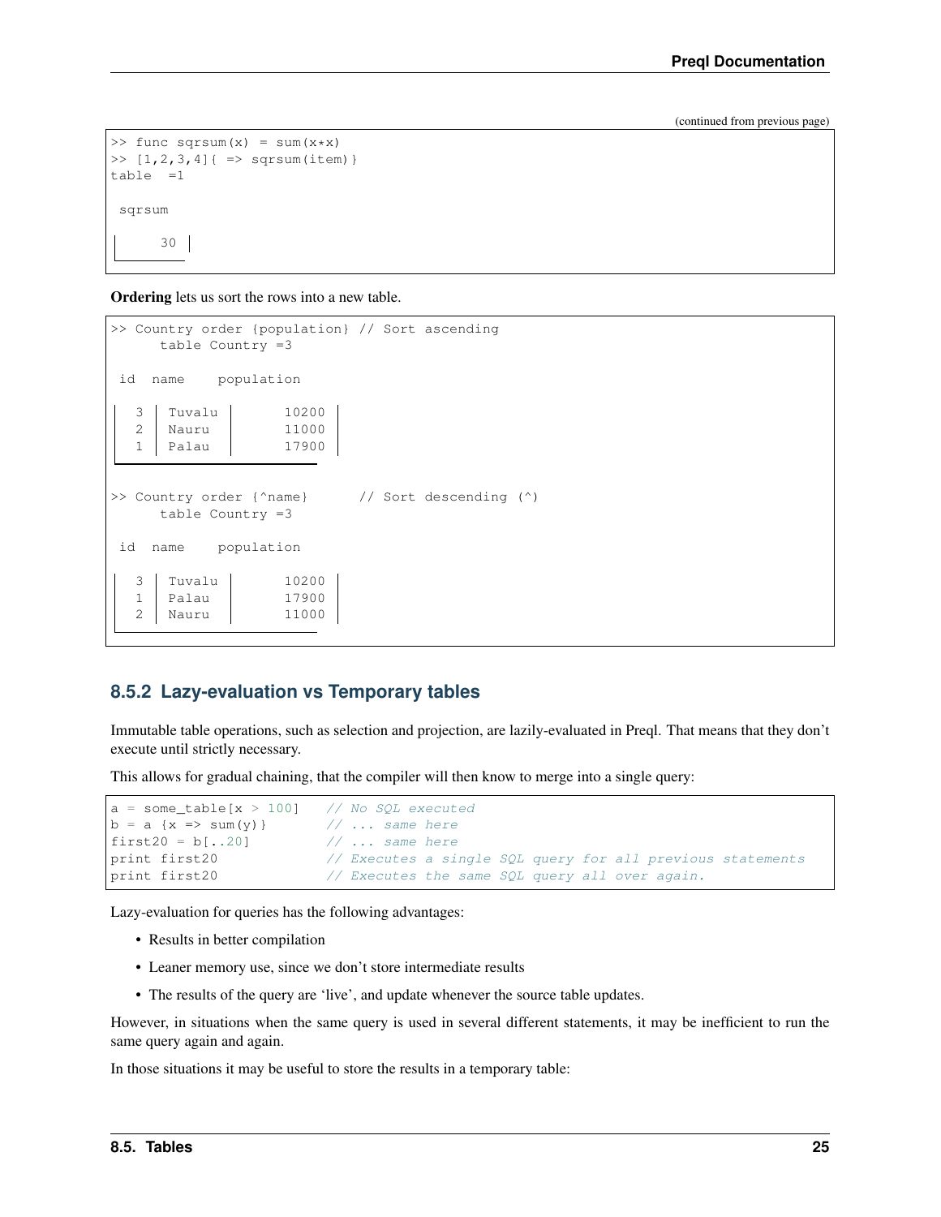(continued from previous page)

```
>> func sqrsum(x) = sum(x*x)
>> [1,2,3,4]{ => sqrsum(item)}
table  =1

 sqrsum

      30
```

**Ordering** lets us sort the rows into a new table.

```
>> Country order {population} // Sort ascending
      table Country =3

 id  name    population

   3  Tuvalu       10200
   2  Nauru        11000
   1  Palau        17900


>> Country order {^name}      // Sort descending (^)
      table Country =3

 id  name    population

   3  Tuvalu       10200
   1  Palau        17900
   2  Nauru        11000
```

### 8.5.2 Lazy-evaluation vs Temporary tables

Immutable table operations, such as selection and projection, are lazily-evaluated in Preql. That means that they don't execute until strictly necessary.

This allows for gradual chaining, that the compiler will then know to merge into a single query:

```
a = some_table[x > 100]   // No SQL executed
b = a {x => sum(y)}       // ... same here
first20 = b[..20]         // ... same here
print first20             // Executes a single SQL query for all previous statements
print first20             // Executes the same SQL query all over again.
```

Lazy-evaluation for queries has the following advantages:

- Results in better compilation
- Leaner memory use, since we don't store intermediate results
- The results of the query are 'live', and update whenever the source table updates.

However, in situations when the same query is used in several different statements, it may be inefficient to run the same query again and again.

In those situations it may be useful to store the results in a temporary table: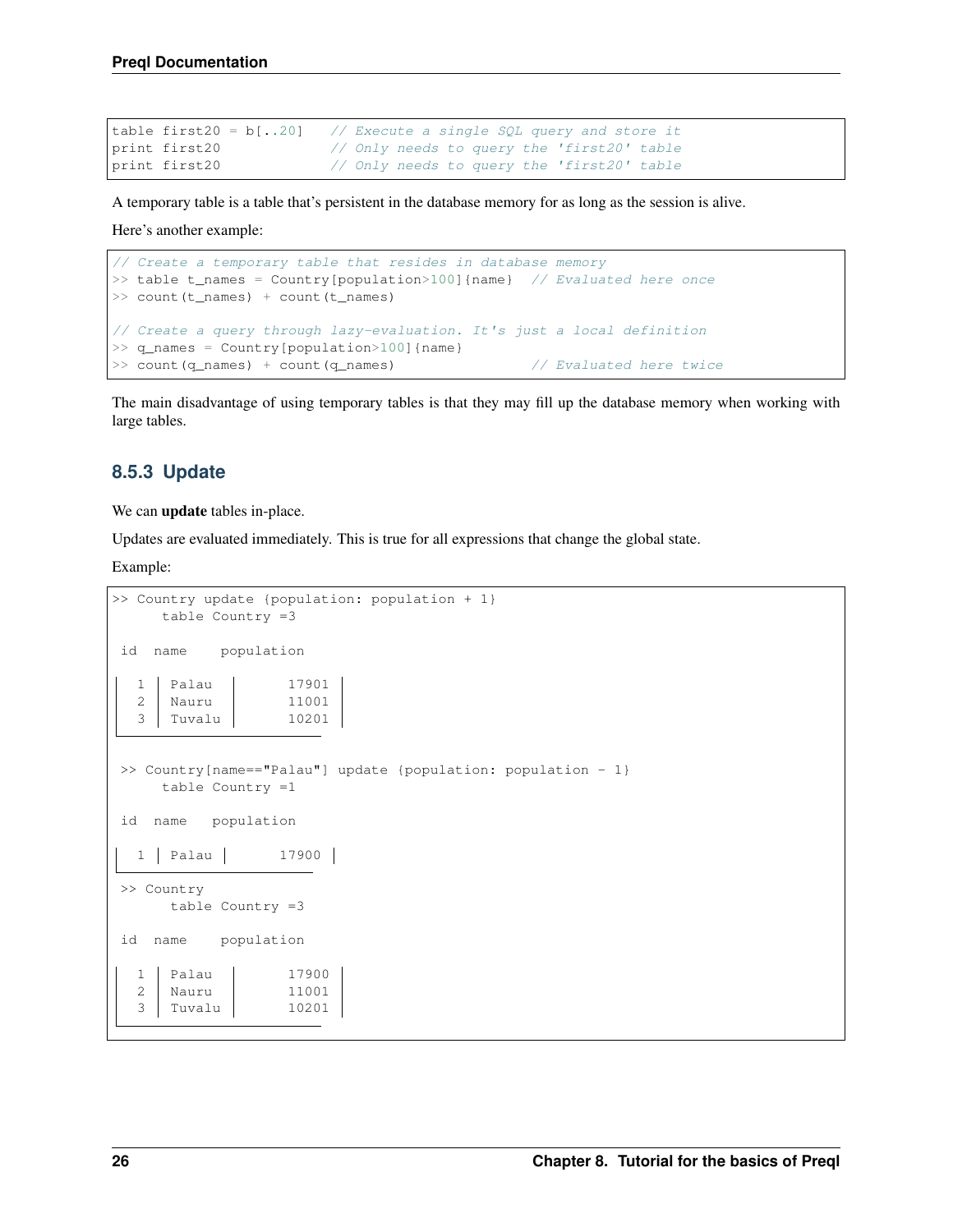```
table first20 = b[..20]    // Execute a single SQL query and store it
print first20              // Only needs to query the 'first20' table
print first20              // Only needs to query the 'first20' table
```

A temporary table is a table that's persistent in the database memory for as long as the session is alive.

Here's another example:

```
// Create a temporary table that resides in database memory
>> table t_names = Country[population>100]{name}  // Evaluated here once
>> count(t_names) + count(t_names)

// Create a query through lazy-evaluation. It's just a local definition
>> q_names = Country[population>100]{name}
>> count(q_names) + count(q_names)                // Evaluated here twice
```

The main disadvantage of using temporary tables is that they may fill up the database memory when working with large tables.

### 8.5.3 Update

We can **update** tables in-place.

Updates are evaluated immediately. This is true for all expressions that change the global state.

Example:

```
>> Country update {population: population + 1}
      table Country =3

 id  name    population

   1 │ Palau  │       17901 │
   2 │ Nauru  │       11001 │
   3 │ Tuvalu │       10201 │

 >> Country[name=="Palau"] update {population: population - 1}
      table Country =1

 id  name   population

   1 │ Palau │       17900 │

 >> Country
       table Country =3

 id  name    population

   1 │ Palau  │       17900 │
   2 │ Nauru  │       11001 │
   3 │ Tuvalu │       10201 │
```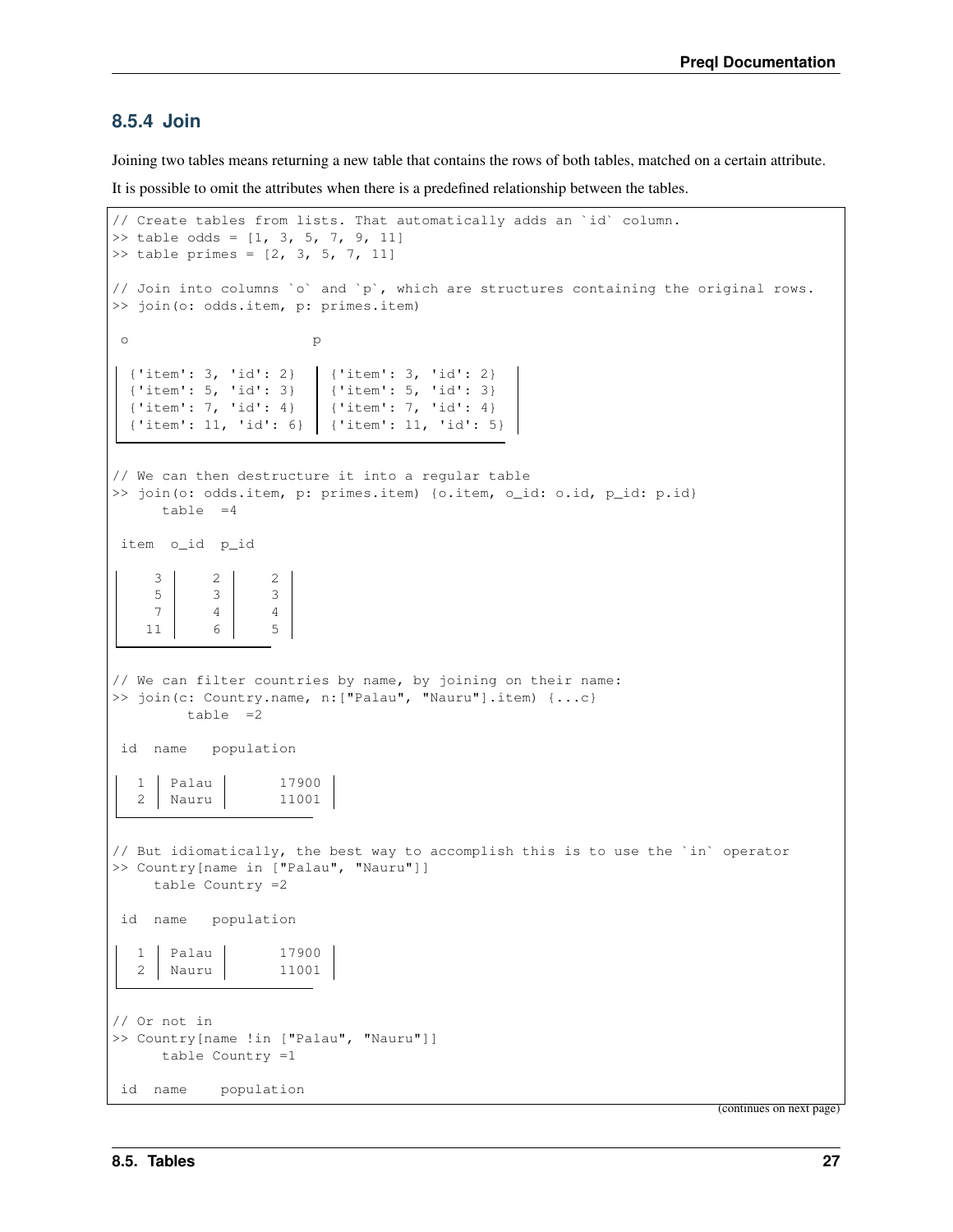### 8.5.4 Join

Joining two tables means returning a new table that contains the rows of both tables, matched on a certain attribute.

It is possible to omit the attributes when there is a predefined relationship between the tables.

```
// Create tables from lists. That automatically adds an `id` column.
>> table odds = [1, 3, 5, 7, 9, 11]
>> table primes = [2, 3, 5, 7, 11]

// Join into columns `o` and `p`, which are structures containing the original rows.
>> join(o: odds.item, p: primes.item)

 o                       p

  {'item': 3, 'id': 2}  | {'item': 3, 'id': 2}  |
  {'item': 5, 'id': 3}  | {'item': 5, 'id': 3}  |
  {'item': 7, 'id': 4}  | {'item': 7, 'id': 4}  |
  {'item': 11, 'id': 6} | {'item': 11, 'id': 5} |

// We can then destructure it into a regular table
>> join(o: odds.item, p: primes.item) {o.item, o_id: o.id, p_id: p.id}
      table  =4

 item  o_id  p_id

     3 |     2 |     2 |
     5 |     3 |     3 |
     7 |     4 |     4 |
    11 |     6 |     5 |

// We can filter countries by name, by joining on their name:
>> join(c: Country.name, n:["Palau", "Nauru"].item) {...c}
         table  =2

 id  name   population

   1 | Palau |       17900 |
   2 | Nauru |       11001 |

// But idiomatically, the best way to accomplish this is to use the `in` operator
>> Country[name in ["Palau", "Nauru"]]
     table Country =2

 id  name   population

   1 | Palau |       17900 |
   2 | Nauru |       11001 |

// Or not in
>> Country[name !in ["Palau", "Nauru"]]
      table Country =1

 id  name    population
```

(continues on next page)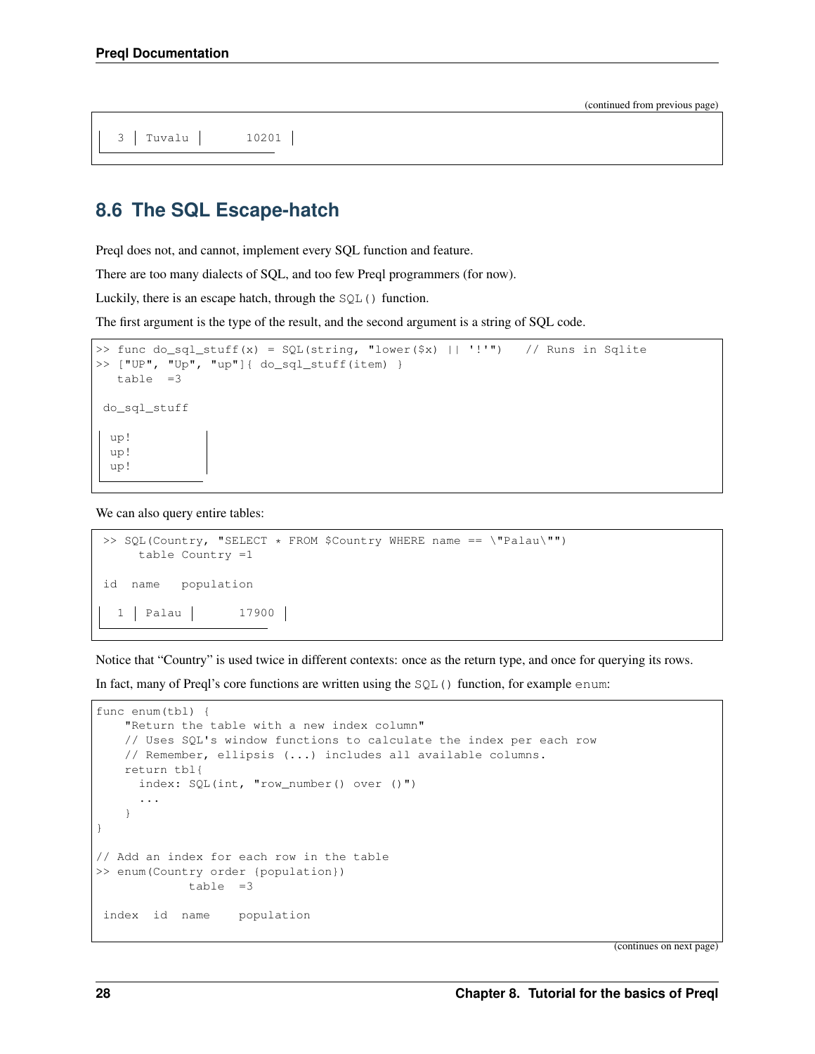```
  3 │ Tuvalu │      10201 │
```

## 8.6 The SQL Escape-hatch

Preql does not, and cannot, implement every SQL function and feature.

There are too many dialects of SQL, and too few Preql programmers (for now).

Luckily, there is an escape hatch, through the `SQL()` function.

The first argument is the type of the result, and the second argument is a string of SQL code.

```
>> func do_sql_stuff(x) = SQL(string, "lower($x) || '!'")   // Runs in Sqlite
>> ["UP", "Up", "up"]{ do_sql_stuff(item) }
   table  =3

 do_sql_stuff

 up!
 up!
 up!
```

We can also query entire tables:

```
 >> SQL(Country, "SELECT * FROM $Country WHERE name == \"Palau\"")
      table Country =1

 id  name   population

  1 │ Palau │      17900 │
```

Notice that "Country" is used twice in different contexts: once as the return type, and once for querying its rows.

In fact, many of Preql's core functions are written using the `SQL()` function, for example `enum`:

```
func enum(tbl) {
    "Return the table with a new index column"
    // Uses SQL's window functions to calculate the index per each row
    // Remember, ellipsis (...) includes all available columns.
    return tbl{
      index: SQL(int, "row_number() over ()")
      ...
    }
}

// Add an index for each row in the table
>> enum(Country order {population})
             table  =3

 index  id  name    population
```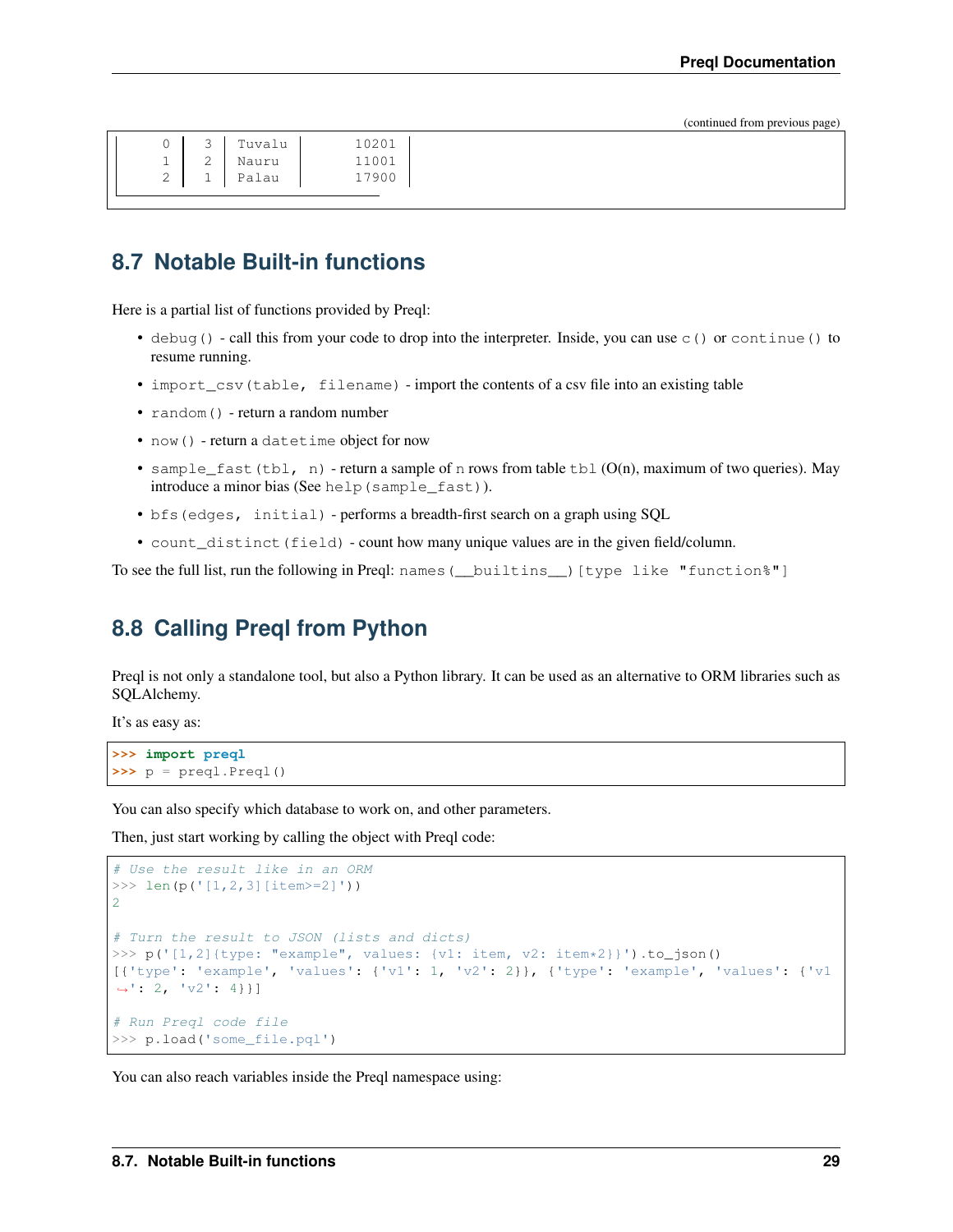(continued from previous page)

```
     0  │  3  │ Tuvalu  │     10201 │
     1  │  2  │ Nauru   │     11001 │
     2  │  1  │ Palau   │     17900 │
```

## 8.7 Notable Built-in functions

Here is a partial list of functions provided by Preql:

- `debug()` - call this from your code to drop into the interpreter. Inside, you can use `c()` or `continue()` to resume running.
- `import_csv(table, filename)` - import the contents of a csv file into an existing table
- `random()` - return a random number
- `now()` - return a `datetime` object for now
- `sample_fast(tbl, n)` - return a sample of `n` rows from table `tbl` (O(n), maximum of two queries). May introduce a minor bias (See `help(sample_fast)`).
- `bfs(edges, initial)` - performs a breadth-first search on a graph using SQL
- `count_distinct(field)` - count how many unique values are in the given field/column.

To see the full list, run the following in Preql: `names(__builtins__)[type like "function%"]`

## 8.8 Calling Preql from Python

Preql is not only a standalone tool, but also a Python library. It can be used as an alternative to ORM libraries such as SQLAlchemy.

It's as easy as:

```
>>> import preql
>>> p = preql.Preql()
```

You can also specify which database to work on, and other parameters.

Then, just start working by calling the object with Preql code:

```
# Use the result like in an ORM
>>> len(p('[1,2,3][item>=2]'))
2

# Turn the result to JSON (lists and dicts)
>>> p('[1,2]{type: "example", values: {v1: item, v2: item*2}}').to_json()
[{'type': 'example', 'values': {'v1': 1, 'v2': 2}}, {'type': 'example', 'values': {'v1
↪': 2, 'v2': 4}}]

# Run Preql code file
>>> p.load('some_file.pql')
```

You can also reach variables inside the Preql namespace using: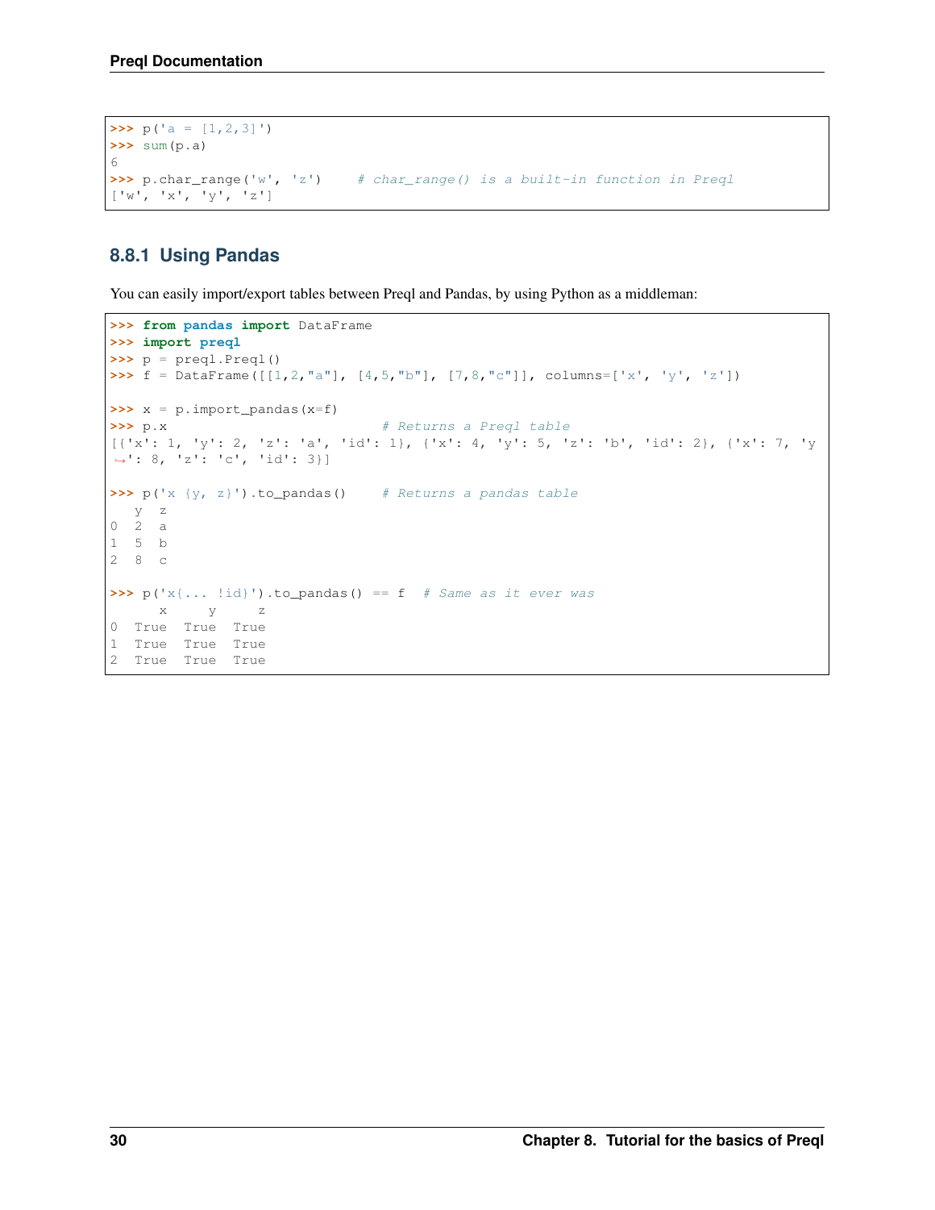```
>>> p('a = [1,2,3]')
>>> sum(p.a)
6
>>> p.char_range('w', 'z')    # char_range() is a built-in function in Preql
['w', 'x', 'y', 'z']
```

### 8.8.1 Using Pandas

You can easily import/export tables between Preql and Pandas, by using Python as a middleman:

```
>>> from pandas import DataFrame
>>> import preql
>>> p = preql.Preql()
>>> f = DataFrame([[1,2,"a"], [4,5,"b"], [7,8,"c"]], columns=['x', 'y', 'z'])

>>> x = p.import_pandas(x=f)
>>> p.x                          # Returns a Preql table
[{'x': 1, 'y': 2, 'z': 'a', 'id': 1}, {'x': 4, 'y': 5, 'z': 'b', 'id': 2}, {'x': 7, 'y
↪': 8, 'z': 'c', 'id': 3}]

>>> p('x {y, z}').to_pandas()    # Returns a pandas table
   y  z
0  2  a
1  5  b
2  8  c

>>> p('x{... !id}').to_pandas() == f  # Same as it ever was
      x     y     z
0  True  True  True
1  True  True  True
2  True  True  True
```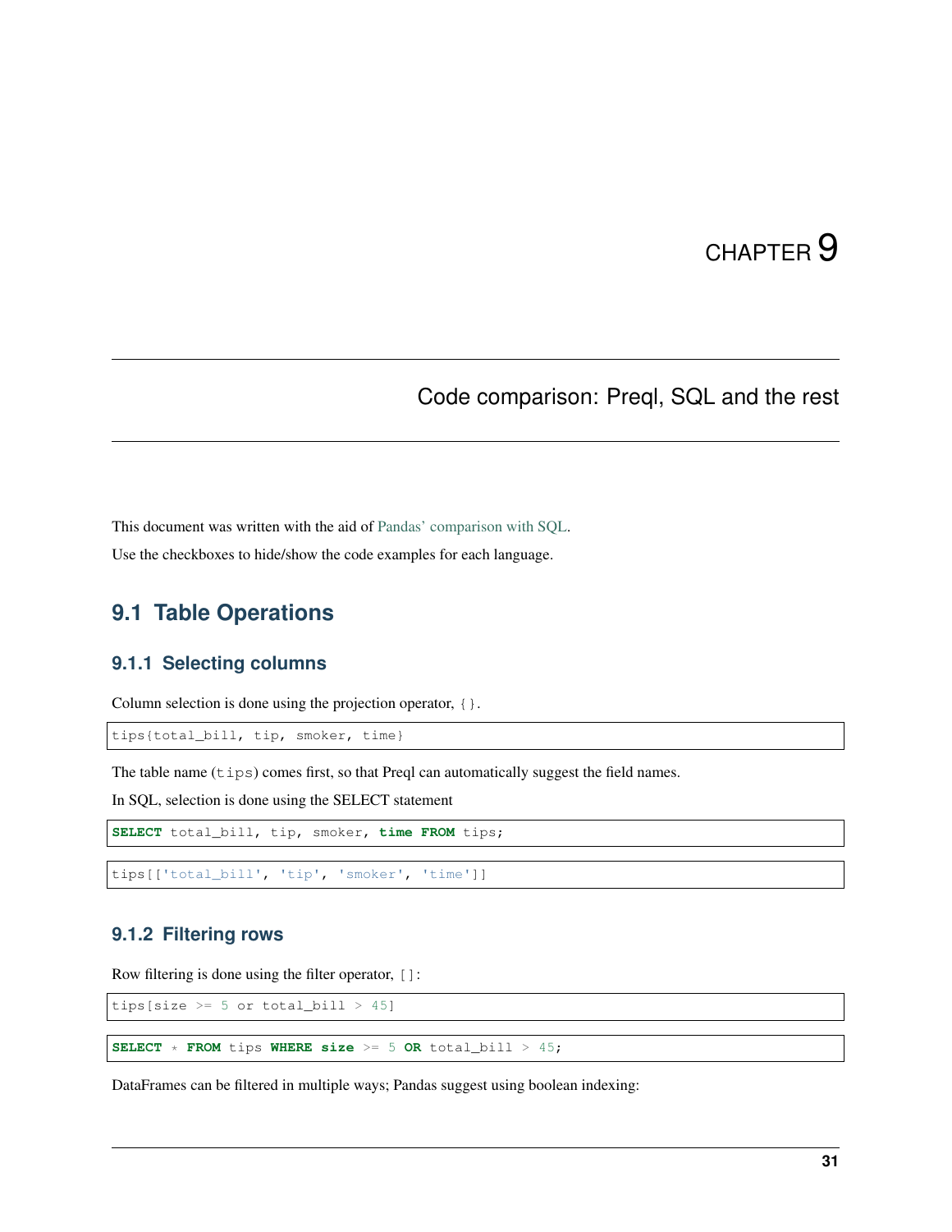# CHAPTER 9

# Code comparison: Preql, SQL and the rest

This document was written with the aid of Pandas' comparison with SQL.

Use the checkboxes to hide/show the code examples for each language.

## 9.1 Table Operations

### 9.1.1 Selecting columns

Column selection is done using the projection operator, `{}`.

```
tips{total_bill, tip, smoker, time}
```

The table name (`tips`) comes first, so that Preql can automatically suggest the field names.

In SQL, selection is done using the SELECT statement

```sql
SELECT total_bill, tip, smoker, time FROM tips;
```

```python
tips[['total_bill', 'tip', 'smoker', 'time']]
```

### 9.1.2 Filtering rows

Row filtering is done using the filter operator, `[]`:

```
tips[size >= 5 or total_bill > 45]
```

```sql
SELECT * FROM tips WHERE size >= 5 OR total_bill > 45;
```

DataFrames can be filtered in multiple ways; Pandas suggest using boolean indexing: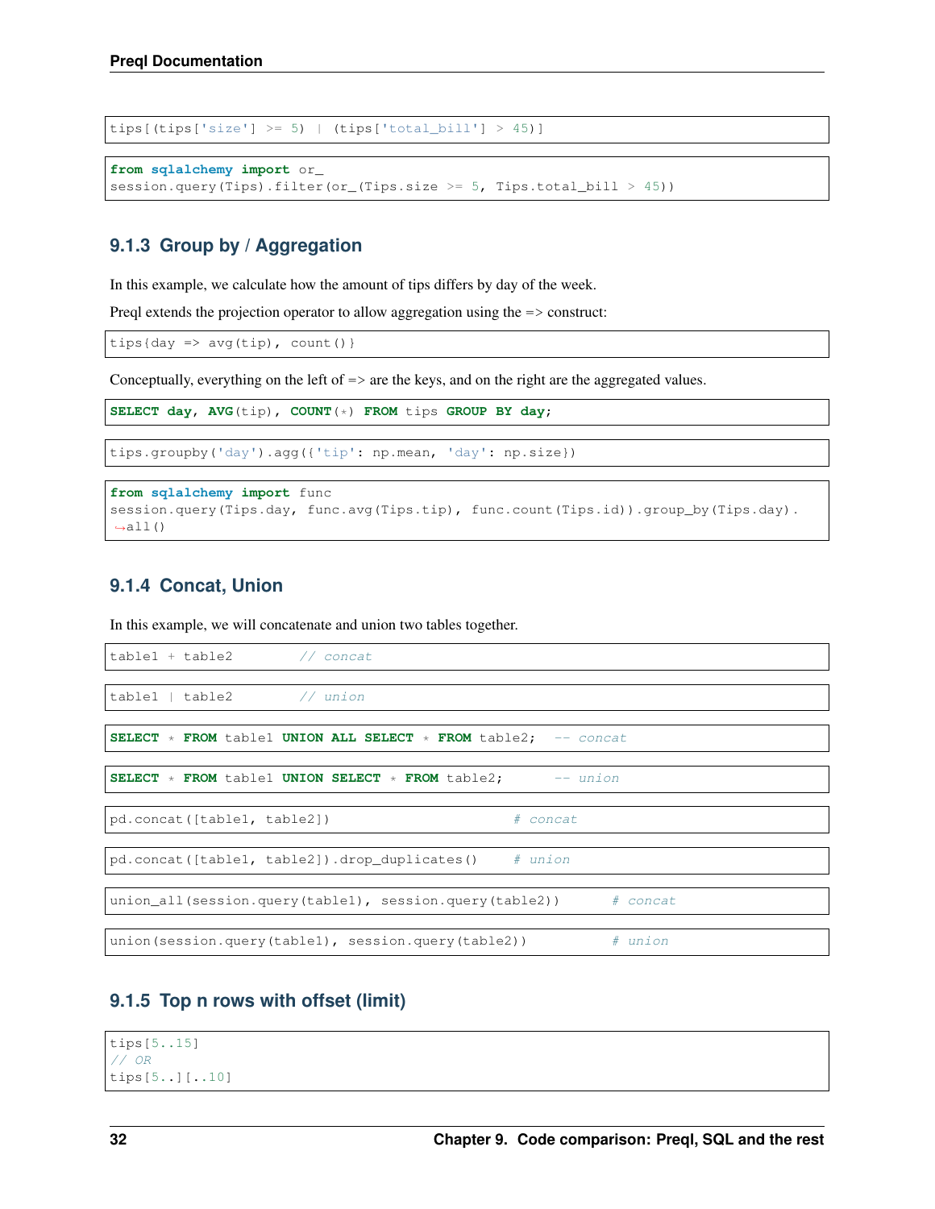```
tips[(tips['size'] >= 5) | (tips['total_bill'] > 45)]
```

```
from sqlalchemy import or_
session.query(Tips).filter(or_(Tips.size >= 5, Tips.total_bill > 45))
```

### 9.1.3 Group by / Aggregation

In this example, we calculate how the amount of tips differs by day of the week.

Preql extends the projection operator to allow aggregation using the => construct:

```
tips{day => avg(tip), count()}
```

Conceptually, everything on the left of => are the keys, and on the right are the aggregated values.

```
SELECT day, AVG(tip), COUNT(*) FROM tips GROUP BY day;
```

```
tips.groupby('day').agg({'tip': np.mean, 'day': np.size})
```

```
from sqlalchemy import func
session.query(Tips.day, func.avg(Tips.tip), func.count(Tips.id)).group_by(Tips.day).
↪all()
```

### 9.1.4 Concat, Union

In this example, we will concatenate and union two tables together.

```
table1 + table2        // concat
```

```
table1 | table2        // union
```

```
SELECT * FROM table1 UNION ALL SELECT * FROM table2;   -- concat
```

```
SELECT * FROM table1 UNION SELECT * FROM table2;       -- union
```

```
pd.concat([table1, table2])                        # concat
```

```
pd.concat([table1, table2]).drop_duplicates()     # union
```

```
union_all(session.query(table1), session.query(table2))       # concat
```

```
union(session.query(table1), session.query(table2))           # union
```

### 9.1.5 Top n rows with offset (limit)

```
tips[5..15]
// OR
tips[5..][..10]
```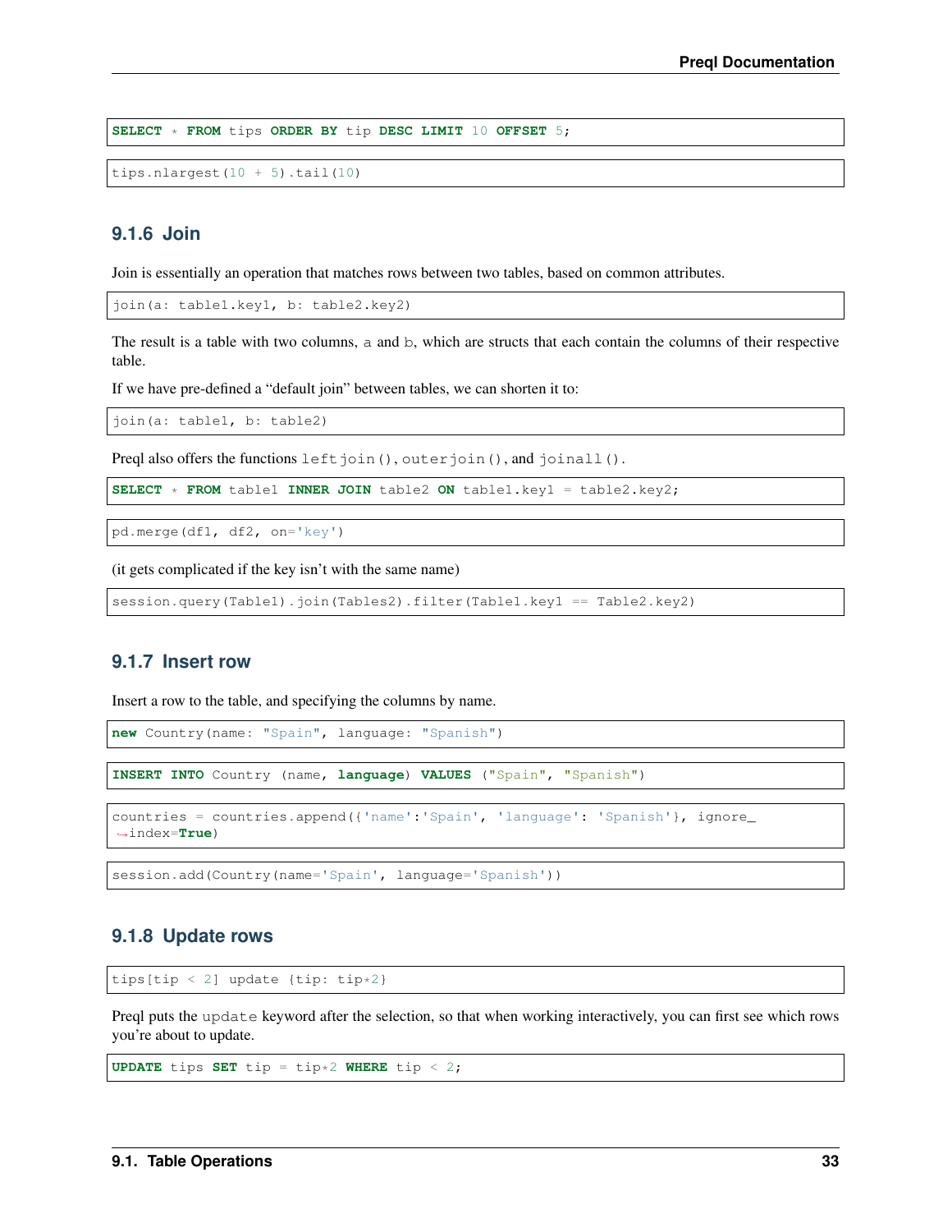```
SELECT * FROM tips ORDER BY tip DESC LIMIT 10 OFFSET 5;
```

```
tips.nlargest(10 + 5).tail(10)
```

### 9.1.6 Join

Join is essentially an operation that matches rows between two tables, based on common attributes.

```
join(a: table1.key1, b: table2.key2)
```

The result is a table with two columns, a and b, which are structs that each contain the columns of their respective table.

If we have pre-defined a "default join" between tables, we can shorten it to:

```
join(a: table1, b: table2)
```

Preql also offers the functions `leftjoin()`, `outerjoin()`, and `joinall()`.

```
SELECT * FROM table1 INNER JOIN table2 ON table1.key1 = table2.key2;
```

```
pd.merge(df1, df2, on='key')
```

(it gets complicated if the key isn't with the same name)

```
session.query(Table1).join(Tables2).filter(Table1.key1 == Table2.key2)
```

### 9.1.7 Insert row

Insert a row to the table, and specifying the columns by name.

```
new Country(name: "Spain", language: "Spanish")
```

```
INSERT INTO Country (name, language) VALUES ("Spain", "Spanish")
```

```
countries = countries.append({'name':'Spain', 'language': 'Spanish'}, ignore_index=True)
```

```
session.add(Country(name='Spain', language='Spanish'))
```

### 9.1.8 Update rows

```
tips[tip < 2] update {tip: tip*2}
```

Preql puts the `update` keyword after the selection, so that when working interactively, you can first see which rows you're about to update.

```
UPDATE tips SET tip = tip*2 WHERE tip < 2;
```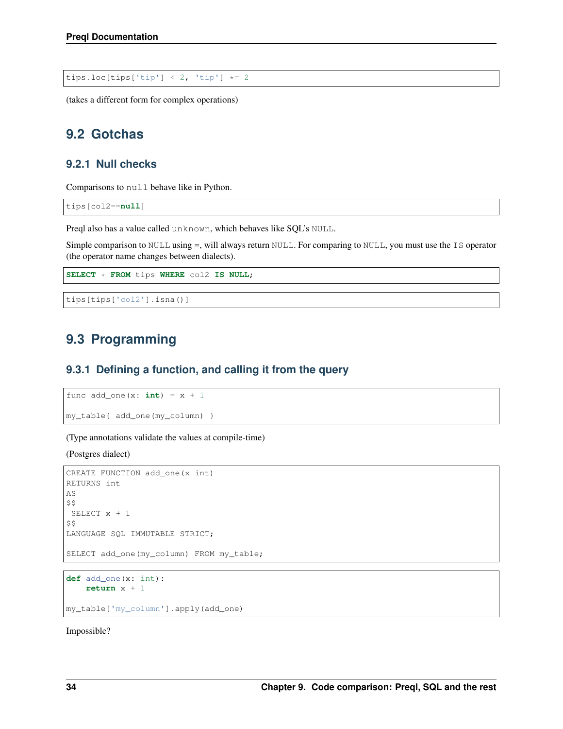```
tips.loc[tips['tip'] < 2, 'tip'] *= 2
```

(takes a different form for complex operations)

## 9.2 Gotchas

### 9.2.1 Null checks

Comparisons to `null` behave like in Python.

```
tips[col2==null]
```

Preql also has a value called `unknown`, which behaves like SQL's `NULL`.

Simple comparison to `NULL` using =, will always return `NULL`. For comparing to `NULL`, you must use the `IS` operator (the operator name changes between dialects).

```
SELECT * FROM tips WHERE col2 IS NULL;
```

```
tips[tips['col2'].isna()]
```

## 9.3 Programming

### 9.3.1 Defining a function, and calling it from the query

```
func add_one(x: int) = x + 1

my_table{ add_one(my_column) }
```

(Type annotations validate the values at compile-time)

(Postgres dialect)

```
CREATE FUNCTION add_one(x int)
RETURNS int
AS
$$
 SELECT x + 1
$$
LANGUAGE SQL IMMUTABLE STRICT;

SELECT add_one(my_column) FROM my_table;
```

```
def add_one(x: int):
    return x + 1

my_table['my_column'].apply(add_one)
```

Impossible?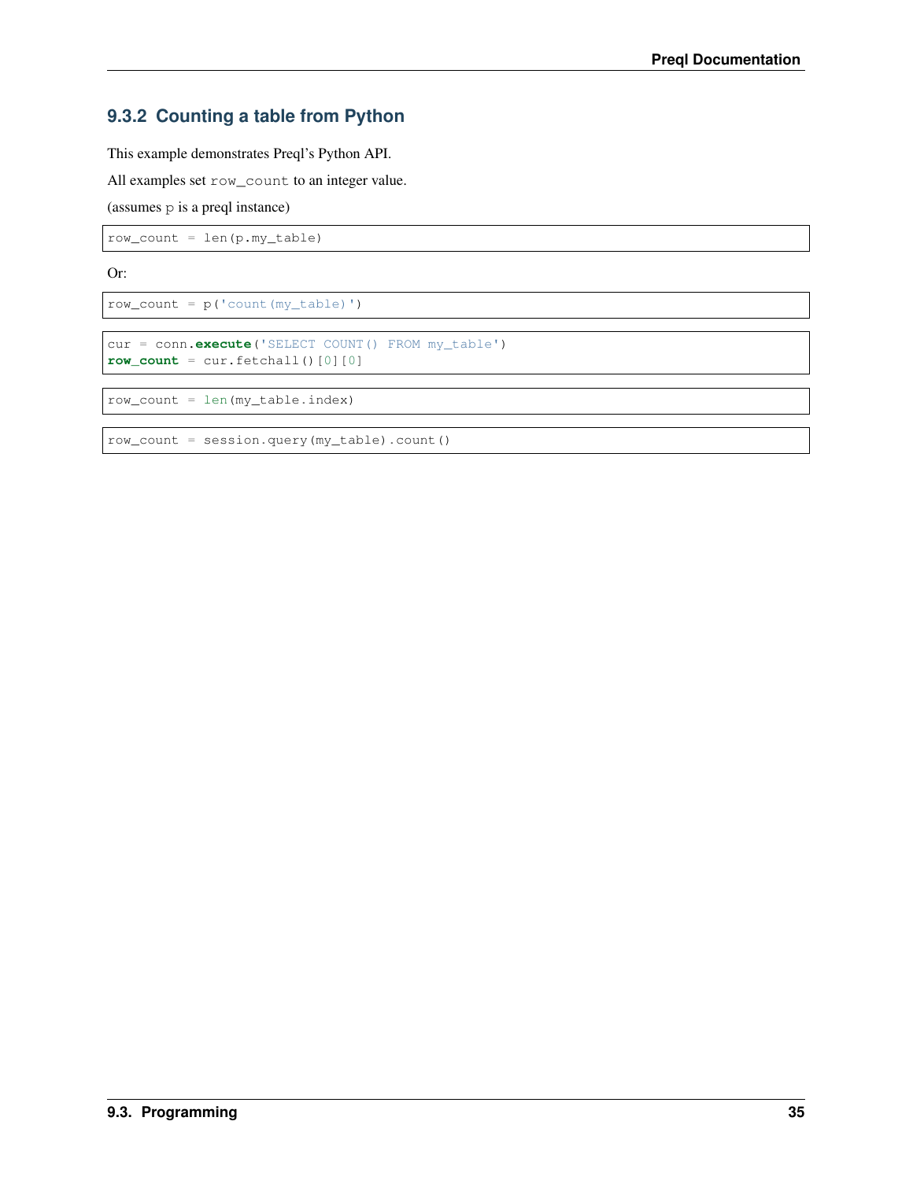### 9.3.2 Counting a table from Python

This example demonstrates Preql's Python API.

All examples set `row_count` to an integer value.

(assumes `p` is a preql instance)

```
row_count = len(p.my_table)
```

Or:

```
row_count = p('count(my_table)')
```

```
cur = conn.execute('SELECT COUNT() FROM my_table')
row_count = cur.fetchall()[0][0]
```

```
row_count = len(my_table.index)
```

```
row_count = session.query(my_table).count()
```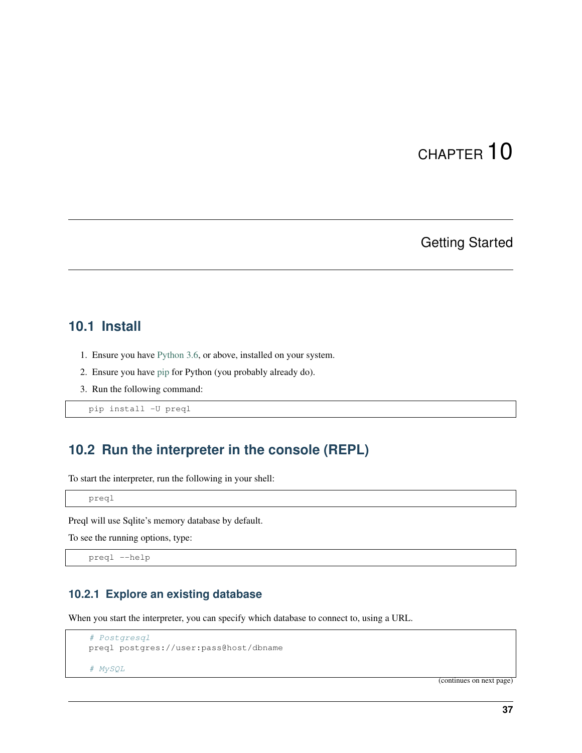# CHAPTER 10

## Getting Started

### 10.1 Install

1. Ensure you have Python 3.6, or above, installed on your system.
2. Ensure you have pip for Python (you probably already do).
3. Run the following command:

```
pip install -U preql
```

### 10.2 Run the interpreter in the console (REPL)

To start the interpreter, run the following in your shell:

```
preql
```

Preql will use Sqlite's memory database by default.

To see the running options, type:

```
preql --help
```

#### 10.2.1 Explore an existing database

When you start the interpreter, you can specify which database to connect to, using a URL.

```
# Postgresql
preql postgres://user:pass@host/dbname

# MySQL
```

(continues on next page)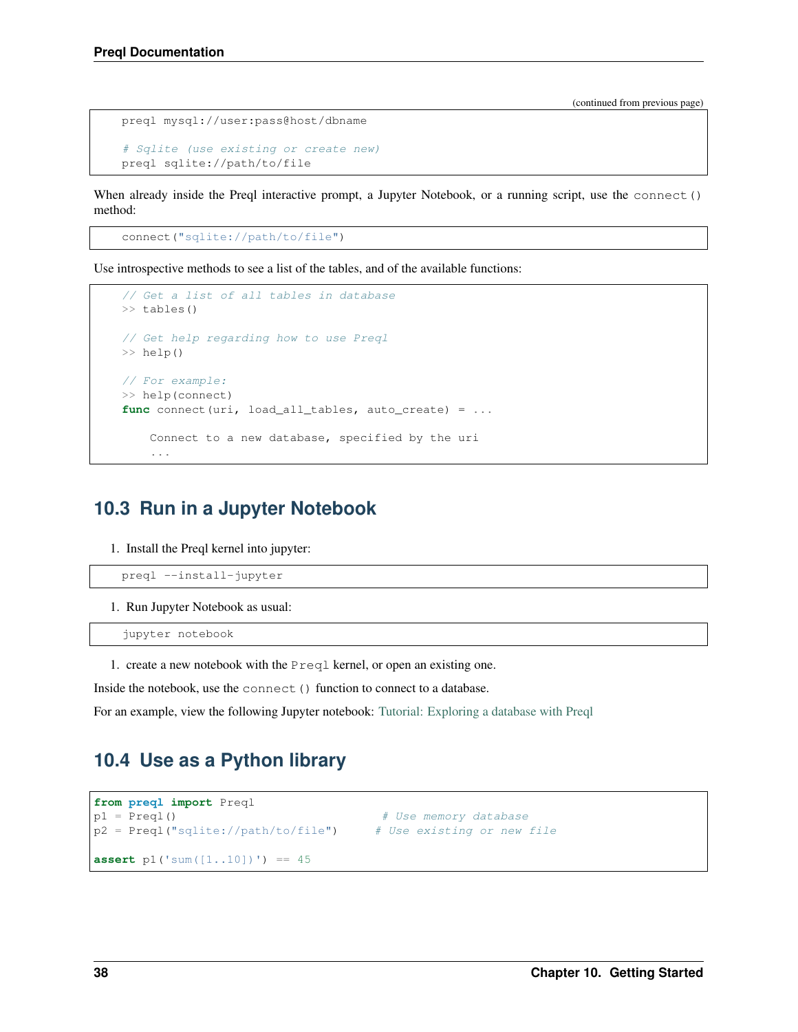(continued from previous page)

```
preql mysql://user:pass@host/dbname

# Sqlite (use existing or create new)
preql sqlite://path/to/file
```

When already inside the Preql interactive prompt, a Jupyter Notebook, or a running script, use the `connect()` method:

```
connect("sqlite://path/to/file")
```

Use introspective methods to see a list of the tables, and of the available functions:

```
// Get a list of all tables in database
>> tables()

// Get help regarding how to use Preql
>> help()

// For example:
>> help(connect)
func connect(uri, load_all_tables, auto_create) = ...

    Connect to a new database, specified by the uri
    ...
```

## 10.3 Run in a Jupyter Notebook

1. Install the Preql kernel into jupyter:

```
preql --install-jupyter
```

1. Run Jupyter Notebook as usual:

```
jupyter notebook
```

1. create a new notebook with the `Preql` kernel, or open an existing one.

Inside the notebook, use the `connect()` function to connect to a database.

For an example, view the following Jupyter notebook: Tutorial: Exploring a database with Preql

## 10.4 Use as a Python library

```python
from preql import Preql
p1 = Preql()                             # Use memory database
p2 = Preql("sqlite://path/to/file")     # Use existing or new file

assert p1('sum([1..10])') == 45
```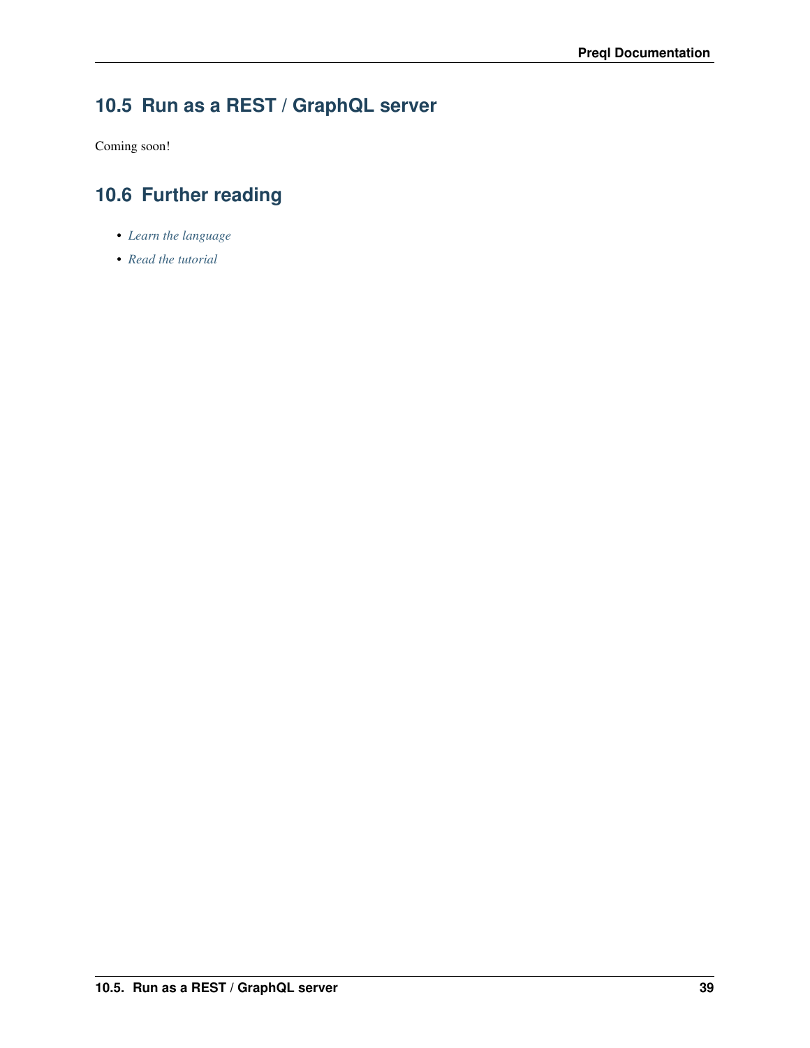## 10.5 Run as a REST / GraphQL server

Coming soon!

## 10.6 Further reading

- *Learn the language*
- *Read the tutorial*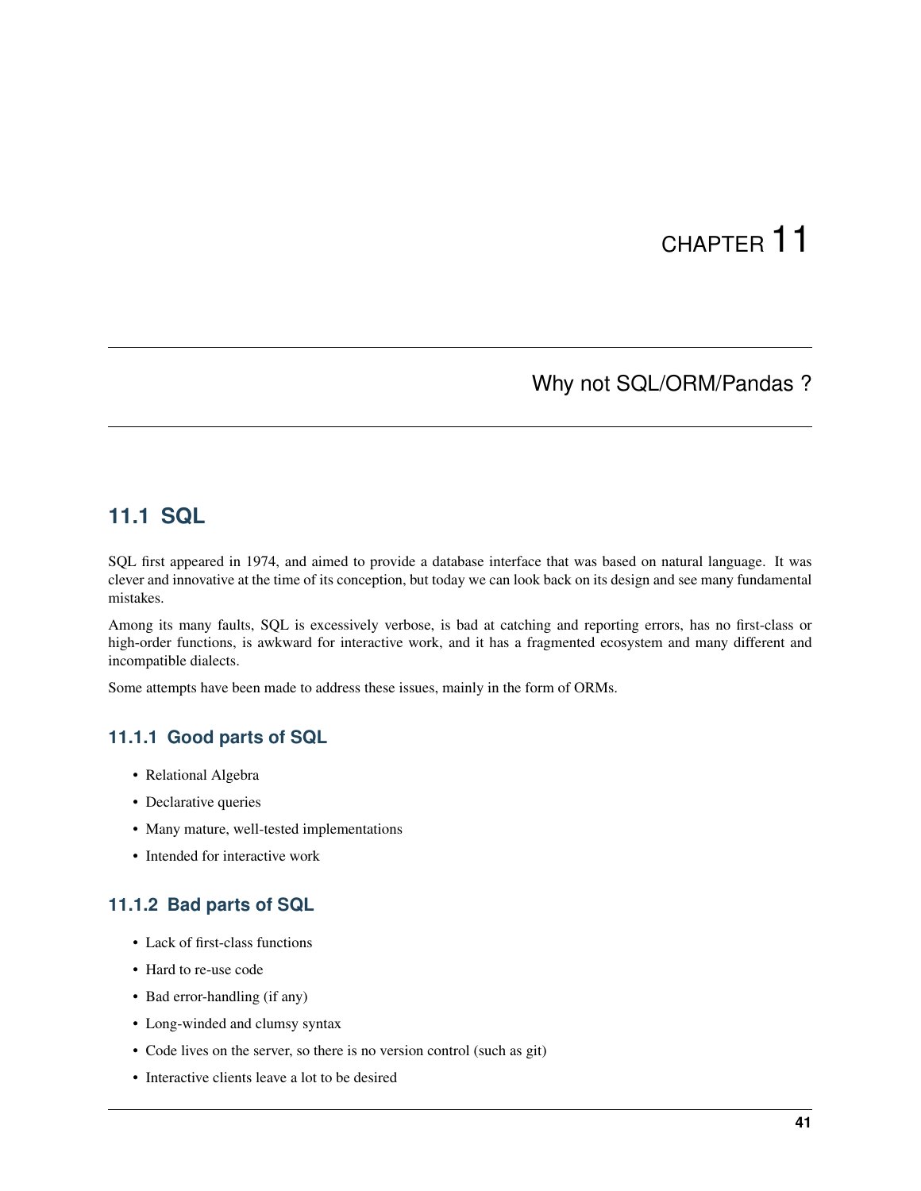# CHAPTER 11

## Why not SQL/ORM/Pandas ?

### 11.1 SQL

SQL first appeared in 1974, and aimed to provide a database interface that was based on natural language. It was clever and innovative at the time of its conception, but today we can look back on its design and see many fundamental mistakes.

Among its many faults, SQL is excessively verbose, is bad at catching and reporting errors, has no first-class or high-order functions, is awkward for interactive work, and it has a fragmented ecosystem and many different and incompatible dialects.

Some attempts have been made to address these issues, mainly in the form of ORMs.

#### 11.1.1 Good parts of SQL

- Relational Algebra
- Declarative queries
- Many mature, well-tested implementations
- Intended for interactive work

#### 11.1.2 Bad parts of SQL

- Lack of first-class functions
- Hard to re-use code
- Bad error-handling (if any)
- Long-winded and clumsy syntax
- Code lives on the server, so there is no version control (such as git)
- Interactive clients leave a lot to be desired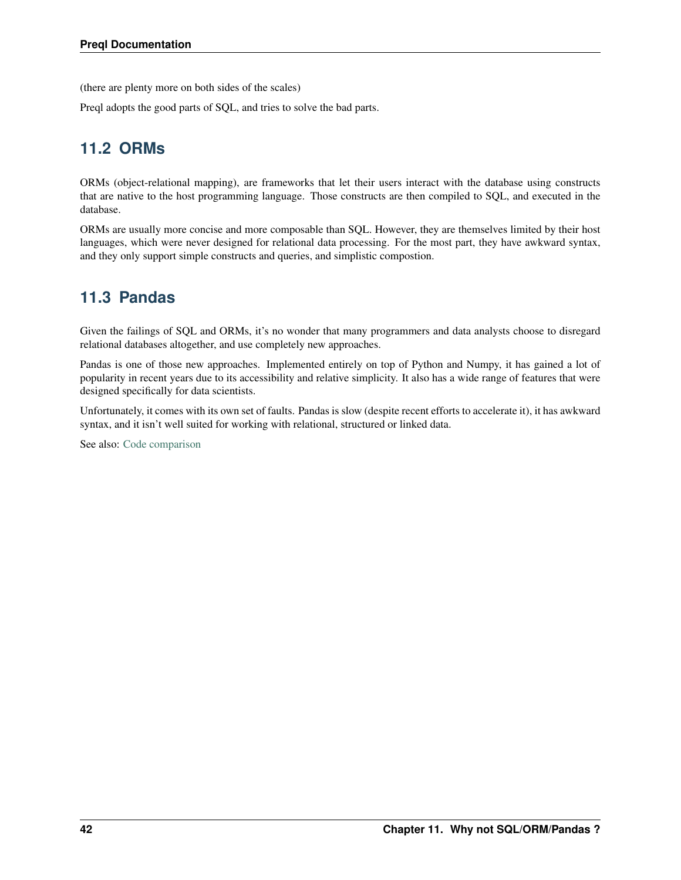(there are plenty more on both sides of the scales)

Preql adopts the good parts of SQL, and tries to solve the bad parts.

## 11.2 ORMs

ORMs (object-relational mapping), are frameworks that let their users interact with the database using constructs that are native to the host programming language. Those constructs are then compiled to SQL, and executed in the database.

ORMs are usually more concise and more composable than SQL. However, they are themselves limited by their host languages, which were never designed for relational data processing. For the most part, they have awkward syntax, and they only support simple constructs and queries, and simplistic compostion.

## 11.3 Pandas

Given the failings of SQL and ORMs, it's no wonder that many programmers and data analysts choose to disregard relational databases altogether, and use completely new approaches.

Pandas is one of those new approaches. Implemented entirely on top of Python and Numpy, it has gained a lot of popularity in recent years due to its accessibility and relative simplicity. It also has a wide range of features that were designed specifically for data scientists.

Unfortunately, it comes with its own set of faults. Pandas is slow (despite recent efforts to accelerate it), it has awkward syntax, and it isn't well suited for working with relational, structured or linked data.

See also: Code comparison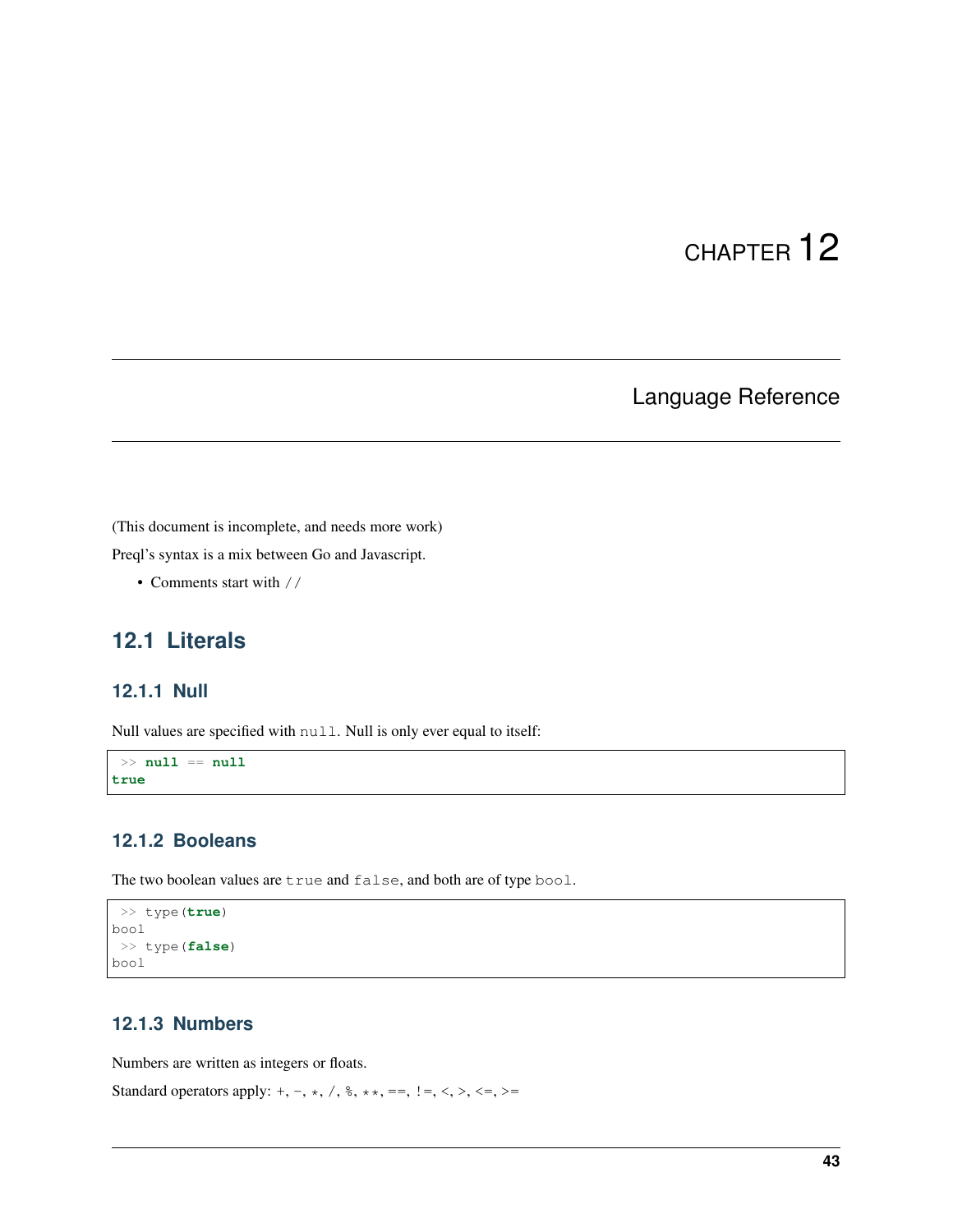# CHAPTER 12

# Language Reference

(This document is incomplete, and needs more work)

Preql's syntax is a mix between Go and Javascript.

- Comments start with `//`

## 12.1 Literals

### 12.1.1 Null

Null values are specified with `null`. Null is only ever equal to itself:

```
 >> null == null
true
```

### 12.1.2 Booleans

The two boolean values are `true` and `false`, and both are of type `bool`.

```
 >> type(true)
bool
 >> type(false)
bool
```

### 12.1.3 Numbers

Numbers are written as integers or floats.

Standard operators apply: `+`, `-`, `*`, `/`, `%`, `**`, `==`, `!=`, `<`, `>`, `<=`, `>=`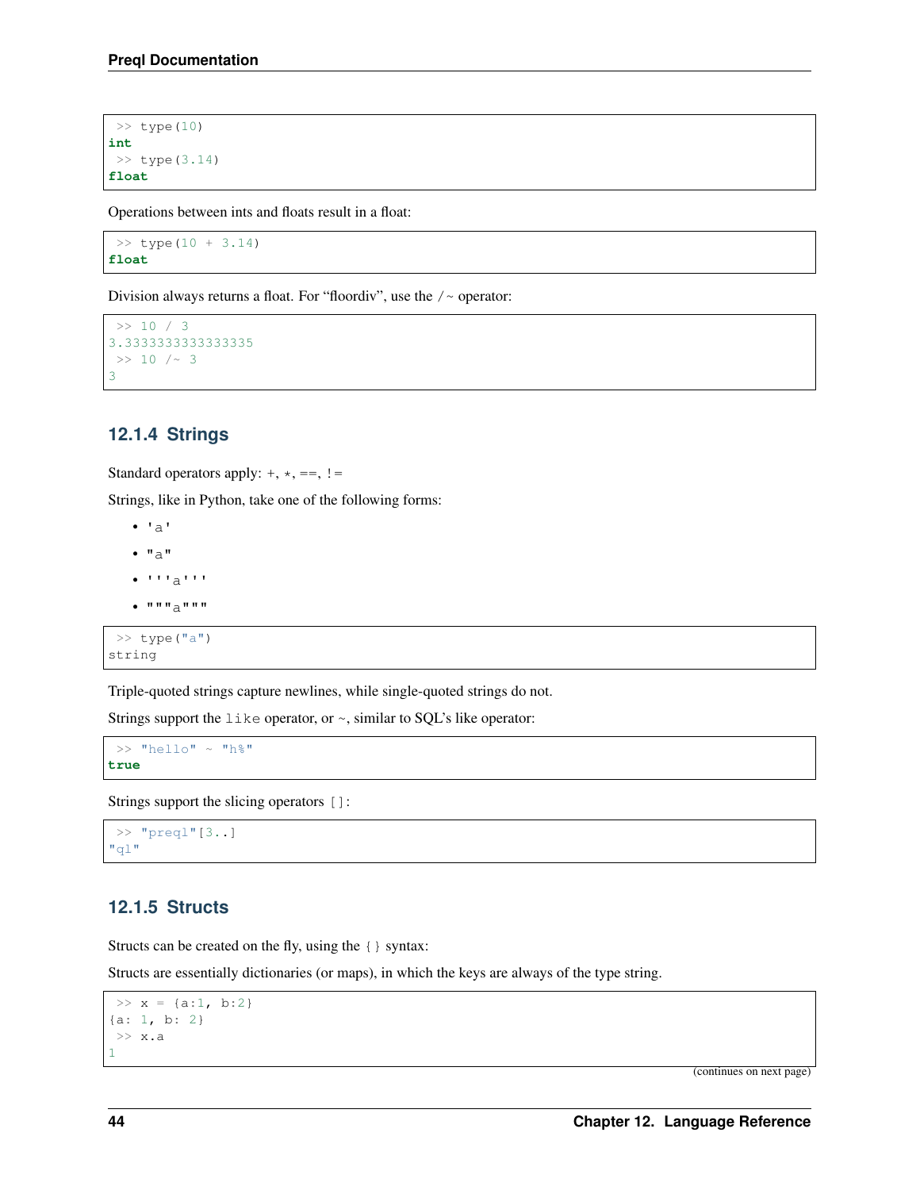```
>> type(10)
int
>> type(3.14)
float
```

Operations between ints and floats result in a float:

```
>> type(10 + 3.14)
float
```

Division always returns a float. For "floordiv", use the `/~` operator:

```
>> 10 / 3
3.3333333333333335
>> 10 /~ 3
3
```

### 12.1.4 Strings

Standard operators apply: `+`, `*`, `==`, `!=`

Strings, like in Python, take one of the following forms:

- `'a'`
- `"a"`
- `'''a'''`
- `"""a"""`

```
>> type("a")
string
```

Triple-quoted strings capture newlines, while single-quoted strings do not.

Strings support the `like` operator, or `~`, similar to SQL's like operator:

```
>> "hello" ~ "h%"
true
```

Strings support the slicing operators `[]`:

```
>> "preql"[3..]
"ql"
```

### 12.1.5 Structs

Structs can be created on the fly, using the `{}` syntax:

Structs are essentially dictionaries (or maps), in which the keys are always of the type string.

```
>> x = {a:1, b:2}
{a: 1, b: 2}
>> x.a
1
```

(continues on next page)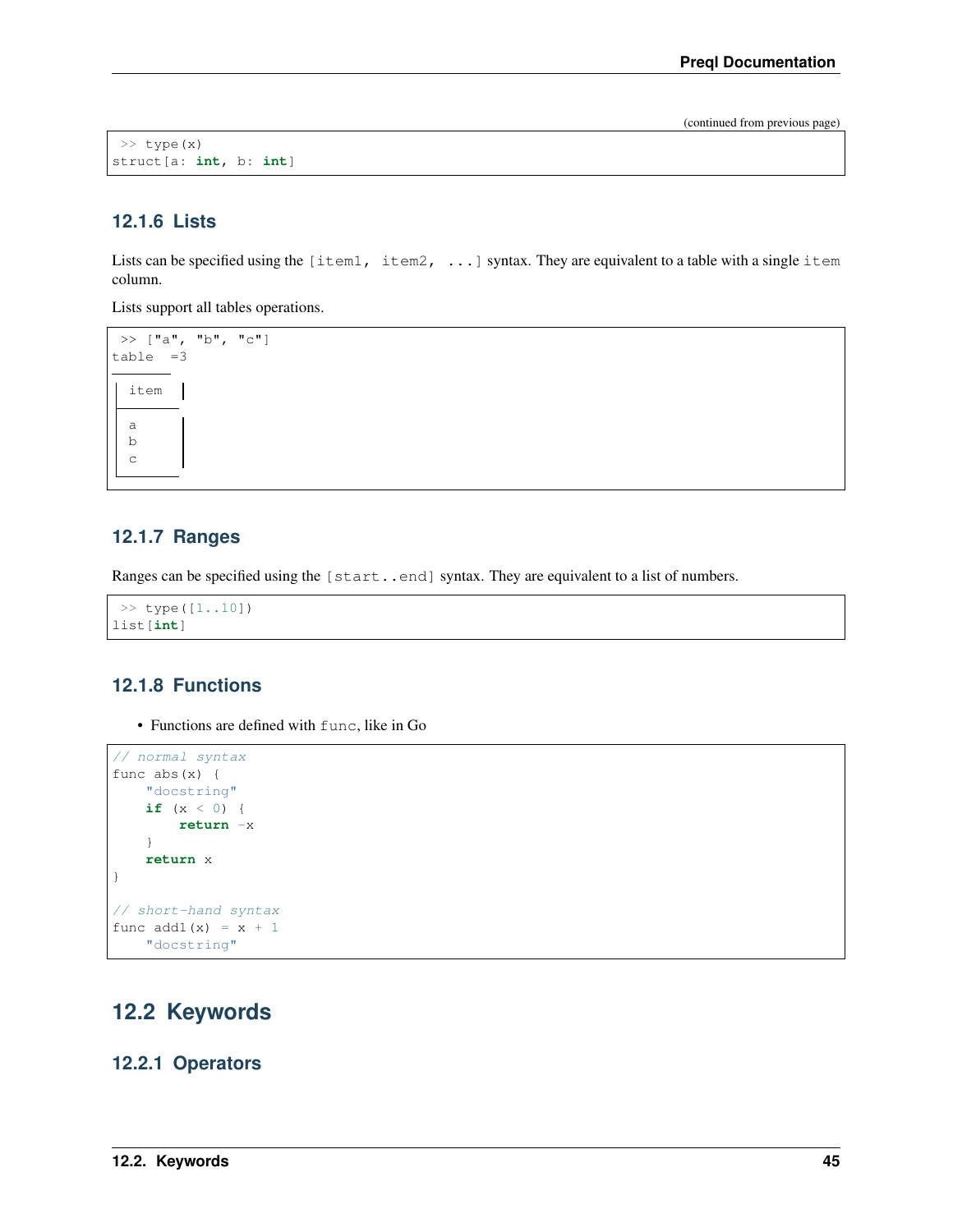(continued from previous page)

```
>> type(x)
struct[a: int, b: int]
```

### 12.1.6 Lists

Lists can be specified using the `[item1, item2, ...]` syntax. They are equivalent to a table with a single `item` column.

Lists support all tables operations.

```
>> ["a", "b", "c"]
table  =3
┌──────┐
│ item │
├──────┤
│ a    │
│ b    │
│ c    │
└──────┘
```

### 12.1.7 Ranges

Ranges can be specified using the `[start..end]` syntax. They are equivalent to a list of numbers.

```
>> type([1..10])
list[int]
```

### 12.1.8 Functions

- Functions are defined with `func`, like in Go

```
// normal syntax
func abs(x) {
    "docstring"
    if (x < 0) {
        return -x
    }
    return x
}

// short-hand syntax
func add1(x) = x + 1
    "docstring"
```

## 12.2 Keywords

### 12.2.1 Operators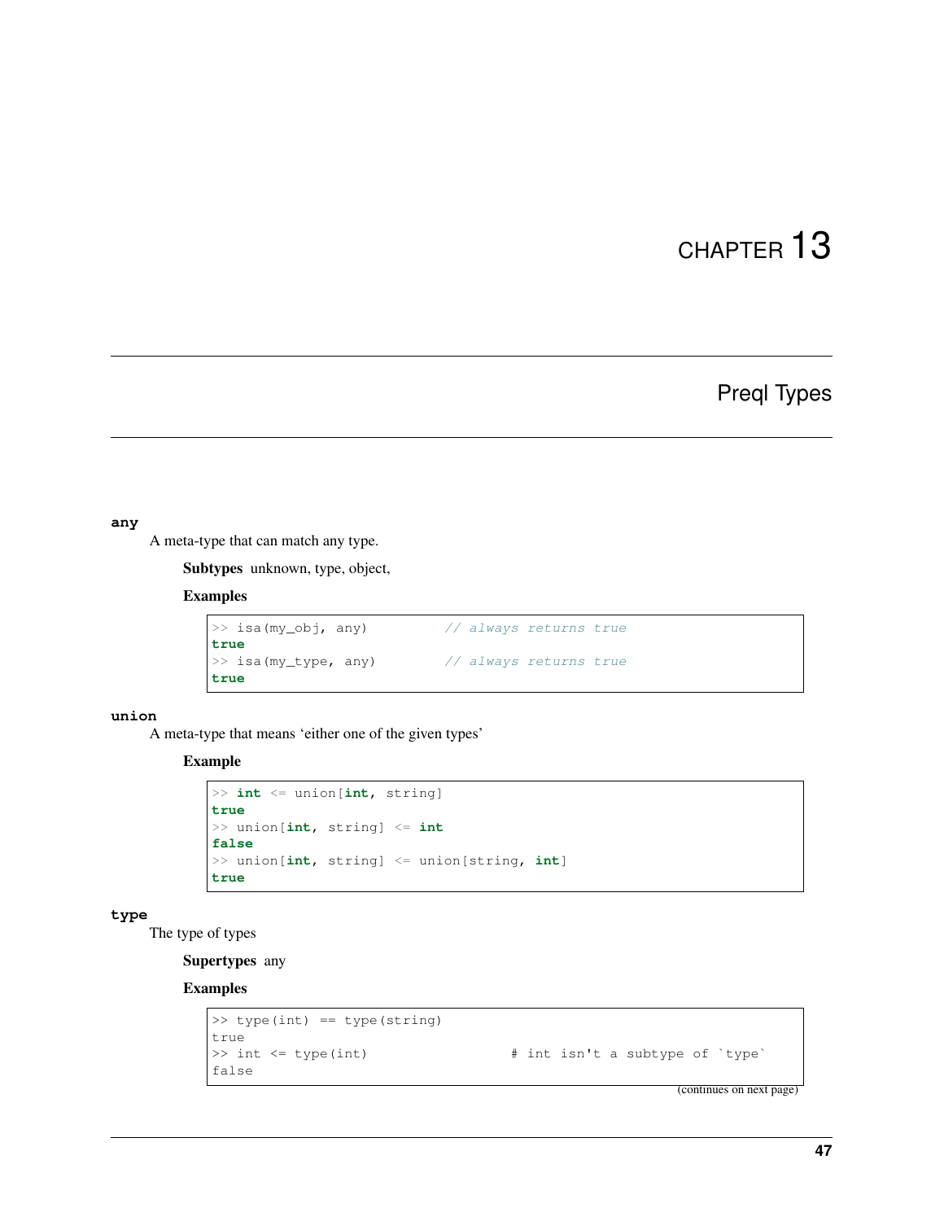# CHAPTER 13

# Preql Types

**any**

A meta-type that can match any type.

**Subtypes** unknown, type, object,

**Examples**

```
>> isa(my_obj, any)          // always returns true
true
>> isa(my_type, any)         // always returns true
true
```

**union**

A meta-type that means 'either one of the given types'

**Example**

```
>> int <= union[int, string]
true
>> union[int, string] <= int
false
>> union[int, string] <= union[string, int]
true
```

**type**

The type of types

**Supertypes** any

**Examples**

```
>> type(int) == type(string)
true
>> int <= type(int)                # int isn't a subtype of `type`
false
```

(continues on next page)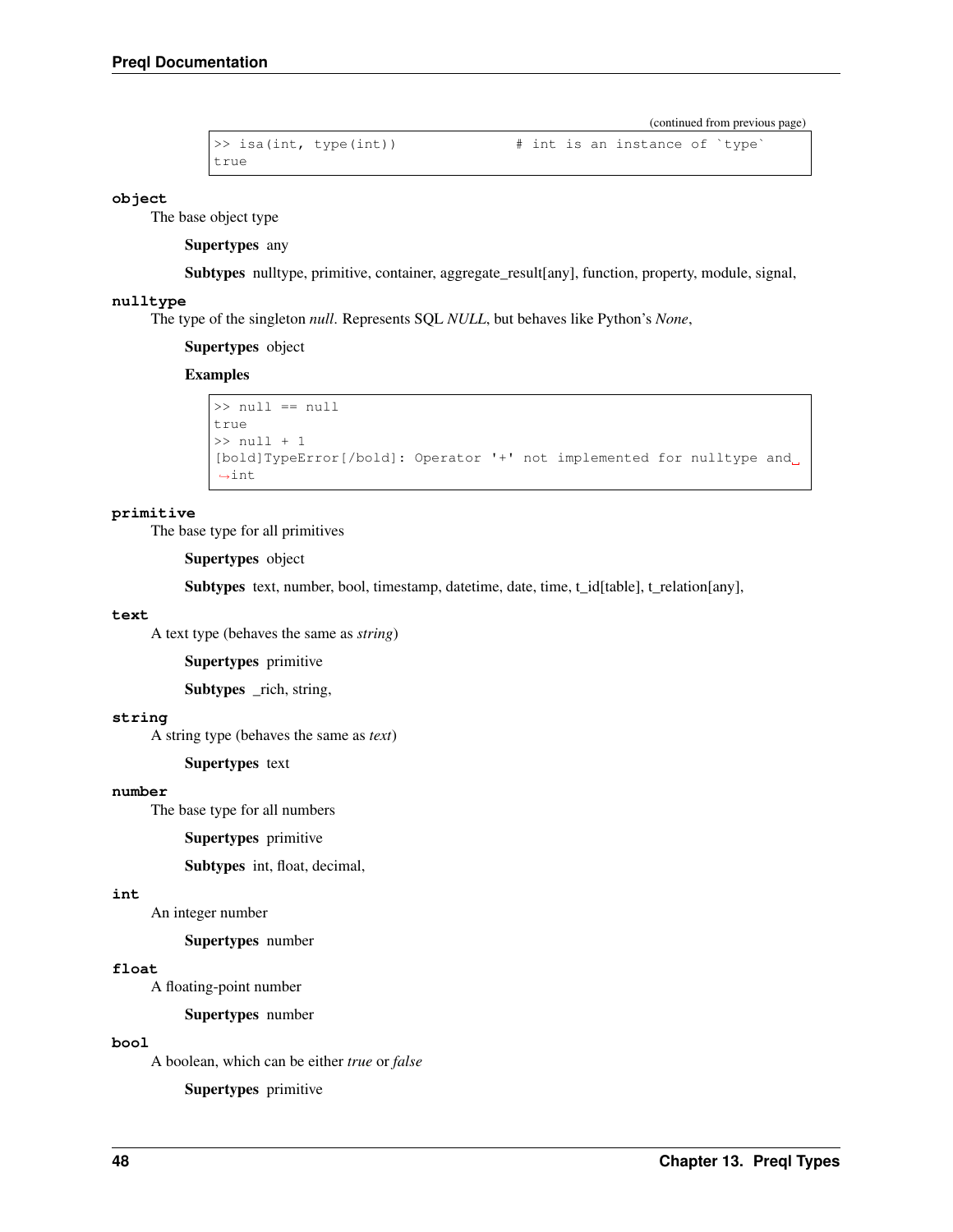(continued from previous page)

```
>> isa(int, type(int))            # int is an instance of `type`
true
```

**object**

The base object type

**Supertypes** any

**Subtypes** nulltype, primitive, container, aggregate_result[any], function, property, module, signal,

**nulltype**

The type of the singleton *null*. Represents SQL *NULL*, but behaves like Python's *None*,

**Supertypes** object

**Examples**

```
>> null == null
true
>> null + 1
[bold]TypeError[/bold]: Operator '+' not implemented for nulltype and int
```

**primitive**

The base type for all primitives

**Supertypes** object

**Subtypes** text, number, bool, timestamp, datetime, date, time, t_id[table], t_relation[any],

**text**

A text type (behaves the same as *string*)

**Supertypes** primitive

**Subtypes** _rich, string,

**string**

A string type (behaves the same as *text*)

**Supertypes** text

**number**

The base type for all numbers

**Supertypes** primitive

**Subtypes** int, float, decimal,

**int**

An integer number

**Supertypes** number

**float**

A floating-point number

**Supertypes** number

**bool**

A boolean, which can be either *true* or *false*

**Supertypes** primitive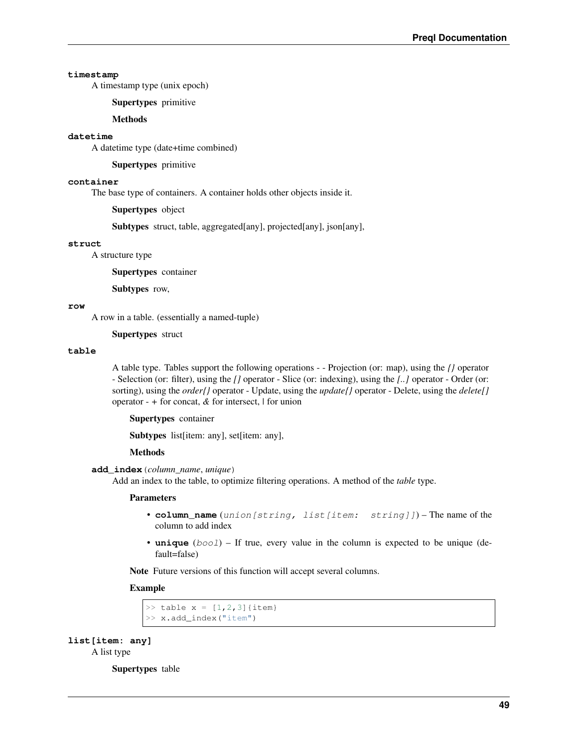**timestamp**

A timestamp type (unix epoch)

**Supertypes** primitive

**Methods**

**datetime**

A datetime type (date+time combined)

**Supertypes** primitive

**container**

The base type of containers. A container holds other objects inside it.

**Supertypes** object

**Subtypes** struct, table, aggregated[any], projected[any], json[any],

**struct**

A structure type

**Supertypes** container

**Subtypes** row,

**row**

A row in a table. (essentially a named-tuple)

**Supertypes** struct

**table**

A table type. Tables support the following operations - - Projection (or: map), using the *{}* operator - Selection (or: filter), using the *[]* operator - Slice (or: indexing), using the *[..]* operator - Order (or: sorting), using the *order{}* operator - Update, using the *update{}* operator - Delete, using the *delete[]* operator - + for concat, & for intersect, | for union

**Supertypes** container

**Subtypes** list[item: any], set[item: any],

**Methods**

**add_index**(*column_name*, *unique*)

Add an index to the table, to optimize filtering operations. A method of the *table* type.

**Parameters**

- **column_name** (*union[string, list[item: string]]*) – The name of the column to add index
- **unique** (*bool*) – If true, every value in the column is expected to be unique (default=false)

**Note** Future versions of this function will accept several columns.

**Example**

```
>> table x = [1,2,3]{item}
>> x.add_index("item")
```

**list[item: any]**

A list type

**Supertypes** table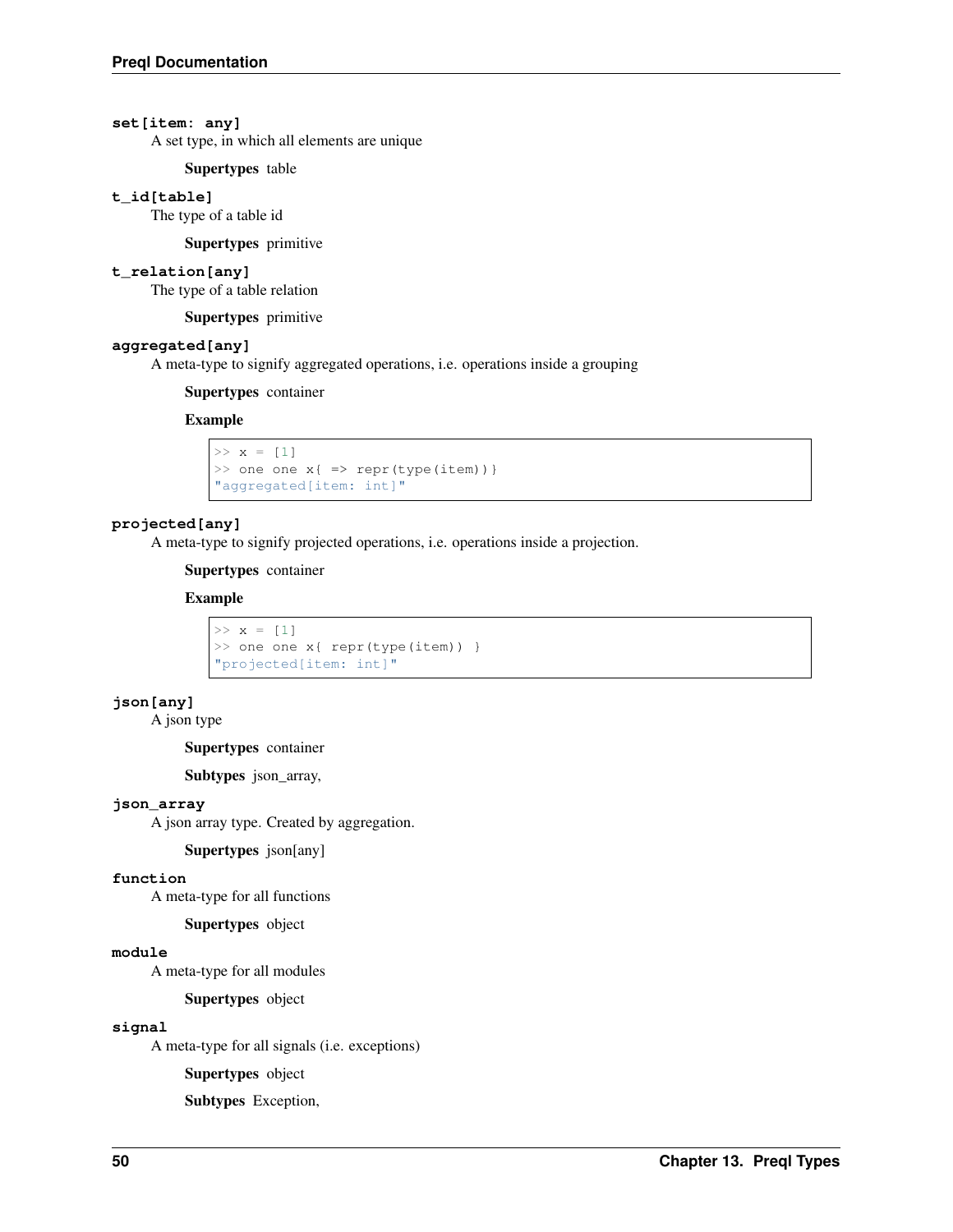**set[item: any]**
A set type, in which all elements are unique

**Supertypes** table

**t_id[table]**
The type of a table id

**Supertypes** primitive

**t_relation[any]**
The type of a table relation

**Supertypes** primitive

**aggregated[any]**
A meta-type to signify aggregated operations, i.e. operations inside a grouping

**Supertypes** container

**Example**

```
>> x = [1]
>> one one x{ => repr(type(item))}
"aggregated[item: int]"
```

**projected[any]**
A meta-type to signify projected operations, i.e. operations inside a projection.

**Supertypes** container

**Example**

```
>> x = [1]
>> one one x{ repr(type(item)) }
"projected[item: int]"
```

**json[any]**
A json type

**Supertypes** container

**Subtypes** json_array,

**json_array**
A json array type. Created by aggregation.

**Supertypes** json[any]

**function**
A meta-type for all functions

**Supertypes** object

**module**
A meta-type for all modules

**Supertypes** object

**signal**
A meta-type for all signals (i.e. exceptions)

**Supertypes** object

**Subtypes** Exception,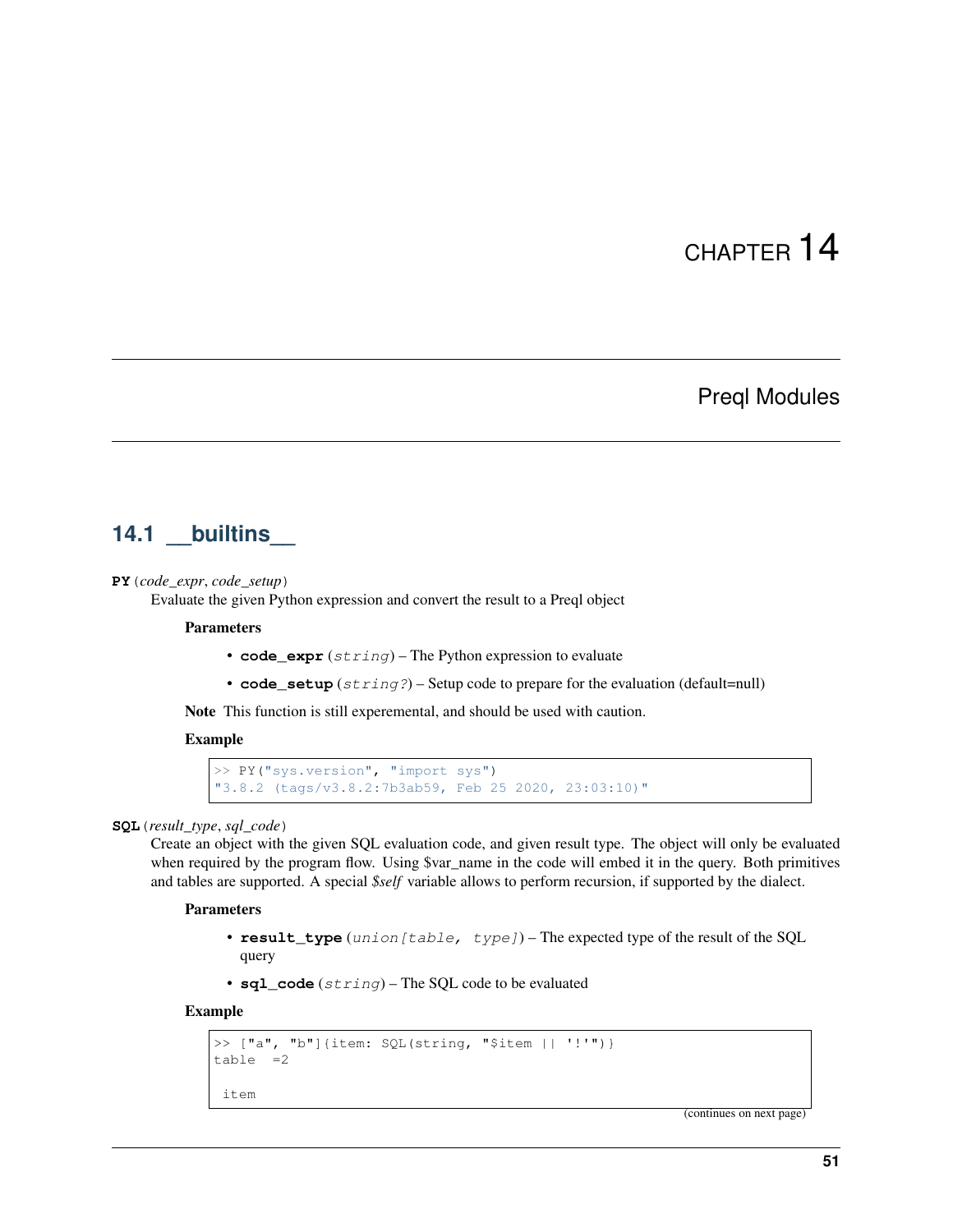# CHAPTER 14

# Preql Modules

## 14.1 __builtins__

**PY**(*code_expr*, *code_setup*)

Evaluate the given Python expression and convert the result to a Preql object

**Parameters**

- **code_expr** (*string*) – The Python expression to evaluate
- **code_setup** (*string?*) – Setup code to prepare for the evaluation (default=null)

**Note** This function is still experemental, and should be used with caution.

**Example**

```
>> PY("sys.version", "import sys")
"3.8.2 (tags/v3.8.2:7b3ab59, Feb 25 2020, 23:03:10)"
```

**SQL**(*result_type*, *sql_code*)

Create an object with the given SQL evaluation code, and given result type. The object will only be evaluated when required by the program flow. Using $var_name in the code will embed it in the query. Both primitives and tables are supported. A special *$self* variable allows to perform recursion, if supported by the dialect.

**Parameters**

- **result_type** (*union[table, type]*) – The expected type of the result of the SQL query
- **sql_code** (*string*) – The SQL code to be evaluated

**Example**

```
>> ["a", "b"]{item: SQL(string, "$item || '!'")}
table  =2

 item
```

(continues on next page)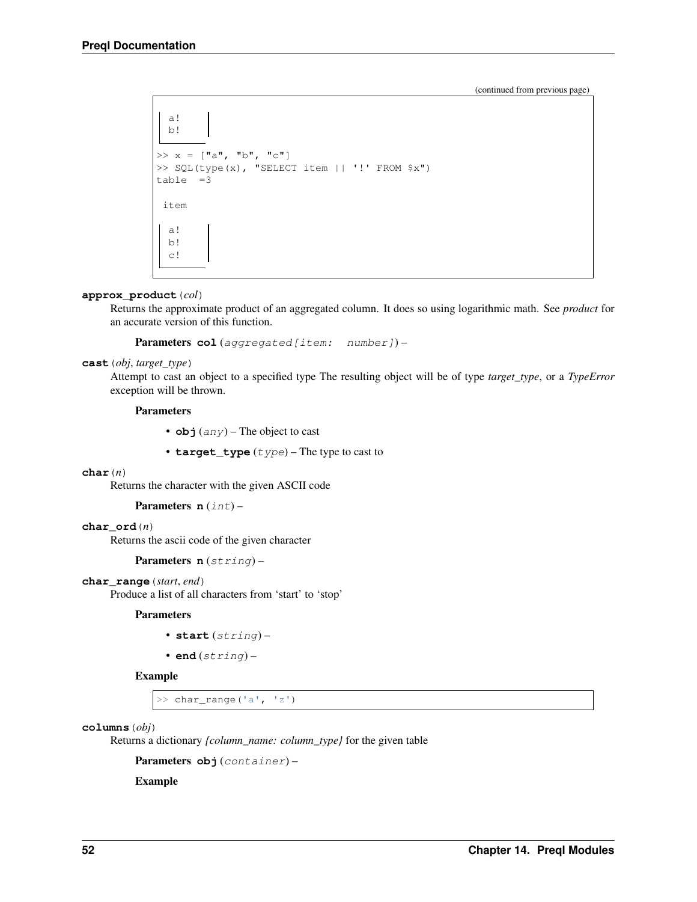(continued from previous page)

```
 a!
 b!

>> x = ["a", "b", "c"]
>> SQL(type(x), "SELECT item || '!' FROM $x")
table  =3

 item

 a!
 b!
 c!
```

**approx_product**(*col*)

Returns the approximate product of an aggregated column. It does so using logarithmic math. See *product* for an accurate version of this function.

**Parameters** **col** (*aggregated[item: number]*) –

**cast**(*obj*, *target_type*)

Attempt to cast an object to a specified type The resulting object will be of type *target_type*, or a *TypeError* exception will be thrown.

**Parameters**

- **obj** (*any*) – The object to cast
- **target_type** (*type*) – The type to cast to

**char**(*n*)

Returns the character with the given ASCII code

**Parameters** **n** (*int*) –

**char_ord**(*n*)

Returns the ascii code of the given character

**Parameters** **n** (*string*) –

**char_range**(*start*, *end*)

Produce a list of all characters from 'start' to 'stop'

**Parameters**

- **start** (*string*) –
- **end** (*string*) –

**Example**

```
>> char_range('a', 'z')
```

**columns**(*obj*)

Returns a dictionary *{column_name: column_type}* for the given table

**Parameters** **obj** (*container*) –

**Example**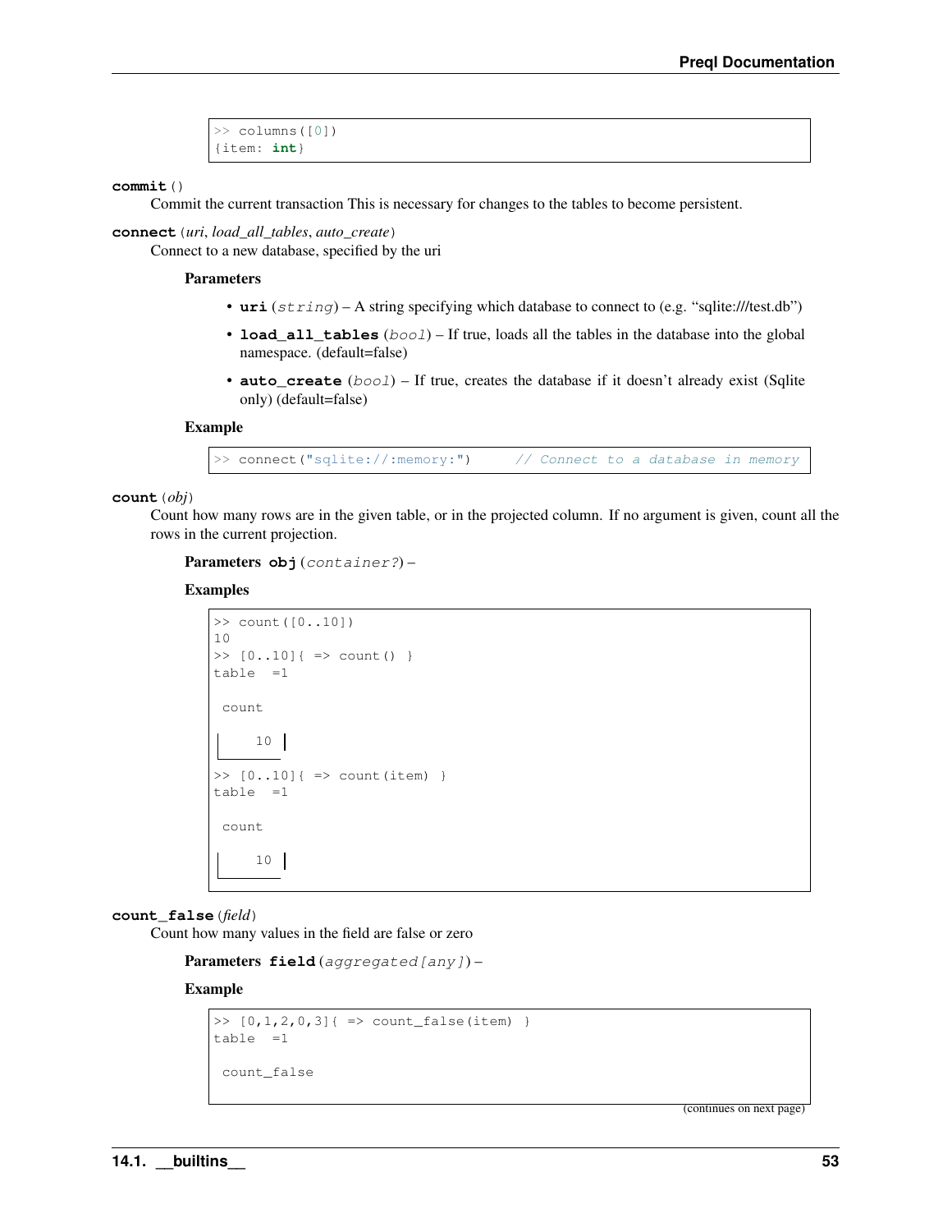```
>> columns([0])
{item: int}
```

**commit**()

Commit the current transaction This is necessary for changes to the tables to become persistent.

**connect**(*uri*, *load_all_tables*, *auto_create*)

Connect to a new database, specified by the uri

**Parameters**

- **uri** (*string*) – A string specifying which database to connect to (e.g. "sqlite:///test.db")
- **load_all_tables** (*bool*) – If true, loads all the tables in the database into the global namespace. (default=false)
- **auto_create** (*bool*) – If true, creates the database if it doesn't already exist (Sqlite only) (default=false)

**Example**

```
>> connect("sqlite://:memory:")     // Connect to a database in memory
```

**count**(*obj*)

Count how many rows are in the given table, or in the projected column. If no argument is given, count all the rows in the current projection.

**Parameters** **obj** (*container?*) –

**Examples**

```
>> count([0..10])
10
>> [0..10]{ => count() }
table  =1

 count

     10
>> [0..10]{ => count(item) }
table  =1

 count

     10
```

**count_false**(*field*)

Count how many values in the field are false or zero

**Parameters** **field** (*aggregated[any]*) –

**Example**

```
>> [0,1,2,0,3]{ => count_false(item) }
table  =1

 count_false
```

(continues on next page)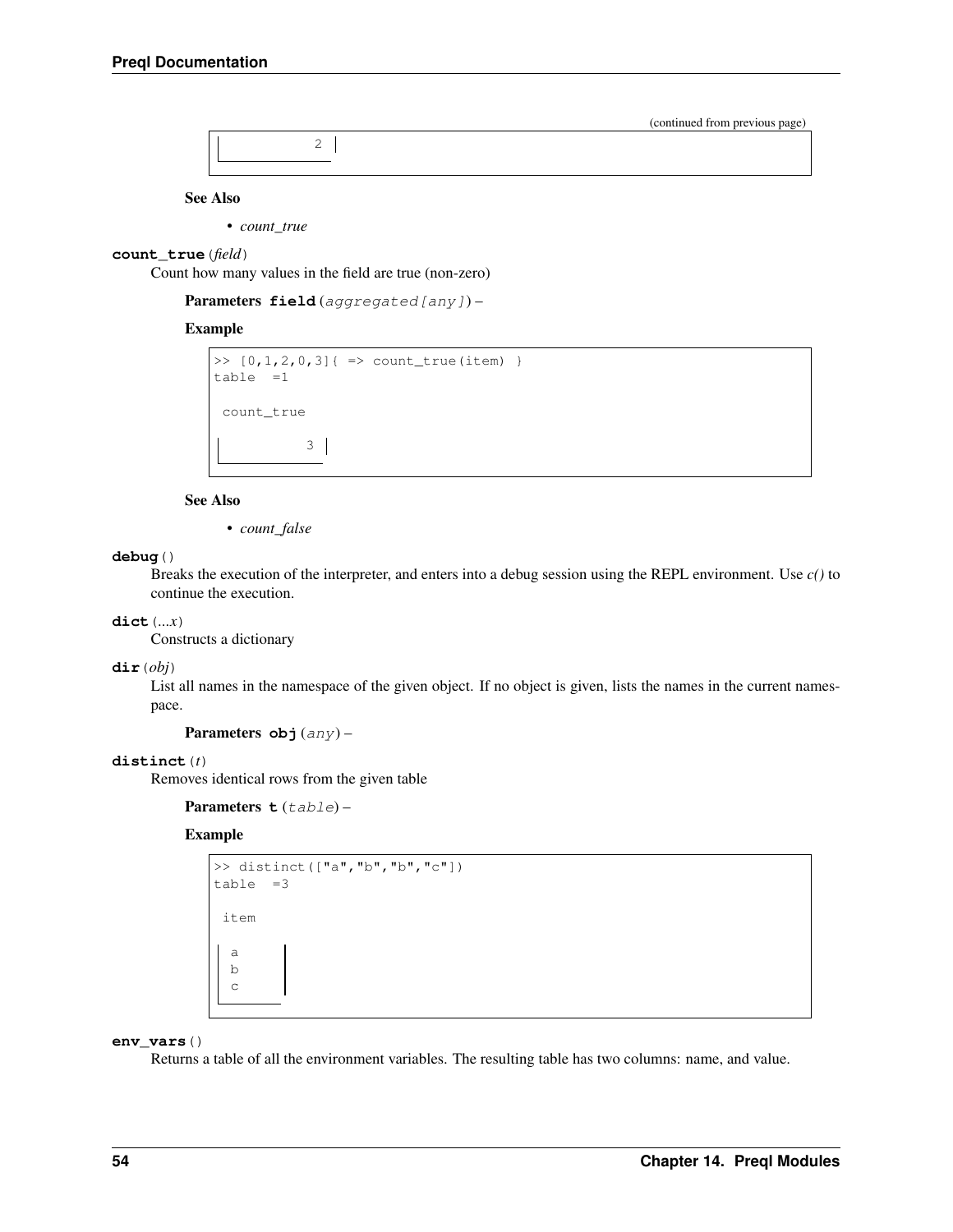(continued from previous page)

```
            2
```

**See Also**

- *count_true*

**count_true**(*field*)

Count how many values in the field are true (non-zero)

**Parameters** **field** (*aggregated[any]*) –

**Example**

```
>> [0,1,2,0,3]{ => count_true(item) }
table  =1

 count_true

           3
```

**See Also**

- *count_false*

**debug**()

Breaks the execution of the interpreter, and enters into a debug session using the REPL environment. Use *c()* to continue the execution.

**dict**(*...x*)

Constructs a dictionary

**dir**(*obj*)

List all names in the namespace of the given object. If no object is given, lists the names in the current namespace.

**Parameters** **obj** (*any*) –

**distinct**(*t*)

Removes identical rows from the given table

**Parameters** **t** (*table*) –

**Example**

```
>> distinct(["a","b","b","c"])
table  =3

 item

  a
  b
  c
```

**env_vars**()

Returns a table of all the environment variables. The resulting table has two columns: name, and value.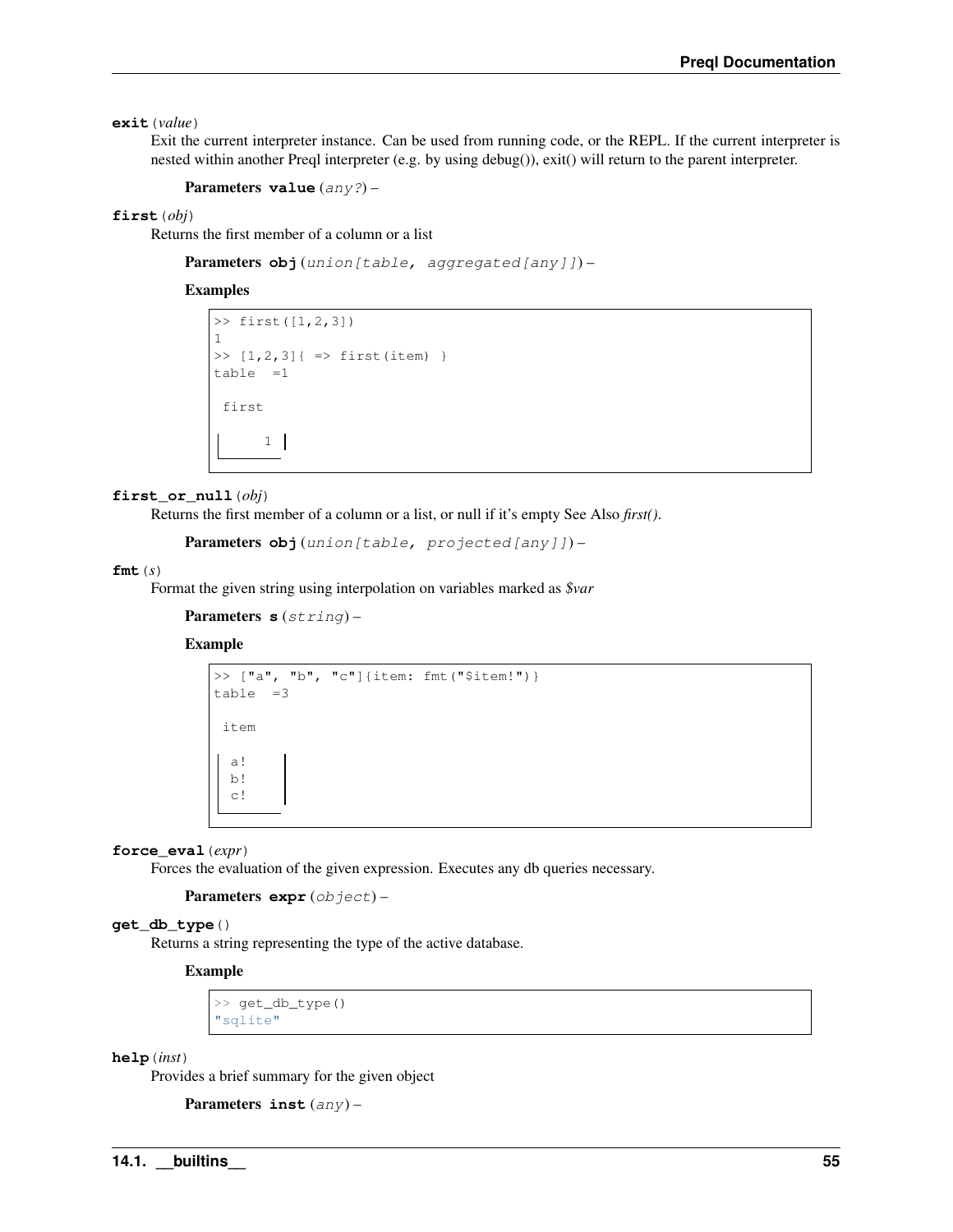**exit**(*value*)

Exit the current interpreter instance. Can be used from running code, or the REPL. If the current interpreter is nested within another Preql interpreter (e.g. by using debug()), exit() will return to the parent interpreter.

**Parameters** **value** (*any?*) –

**first**(*obj*)

Returns the first member of a column or a list

**Parameters** **obj** (*union[table, aggregated[any]]*) –

**Examples**

```
>> first([1,2,3])
1
>> [1,2,3]{ => first(item) }
table  =1

 first

      1
```

**first_or_null**(*obj*)

Returns the first member of a column or a list, or null if it's empty See Also *first()*.

**Parameters** **obj** (*union[table, projected[any]]*) –

**fmt**(*s*)

Format the given string using interpolation on variables marked as *$var*

**Parameters** **s** (*string*) –

**Example**

```
>> ["a", "b", "c"]{item: fmt("$item!")}
table  =3

 item

  a!
  b!
  c!
```

**force_eval**(*expr*)

Forces the evaluation of the given expression. Executes any db queries necessary.

**Parameters** **expr** (*object*) –

**get_db_type**()

Returns a string representing the type of the active database.

**Example**

```
>> get_db_type()
"sqlite"
```

**help**(*inst*)

Provides a brief summary for the given object

**Parameters** **inst** (*any*) –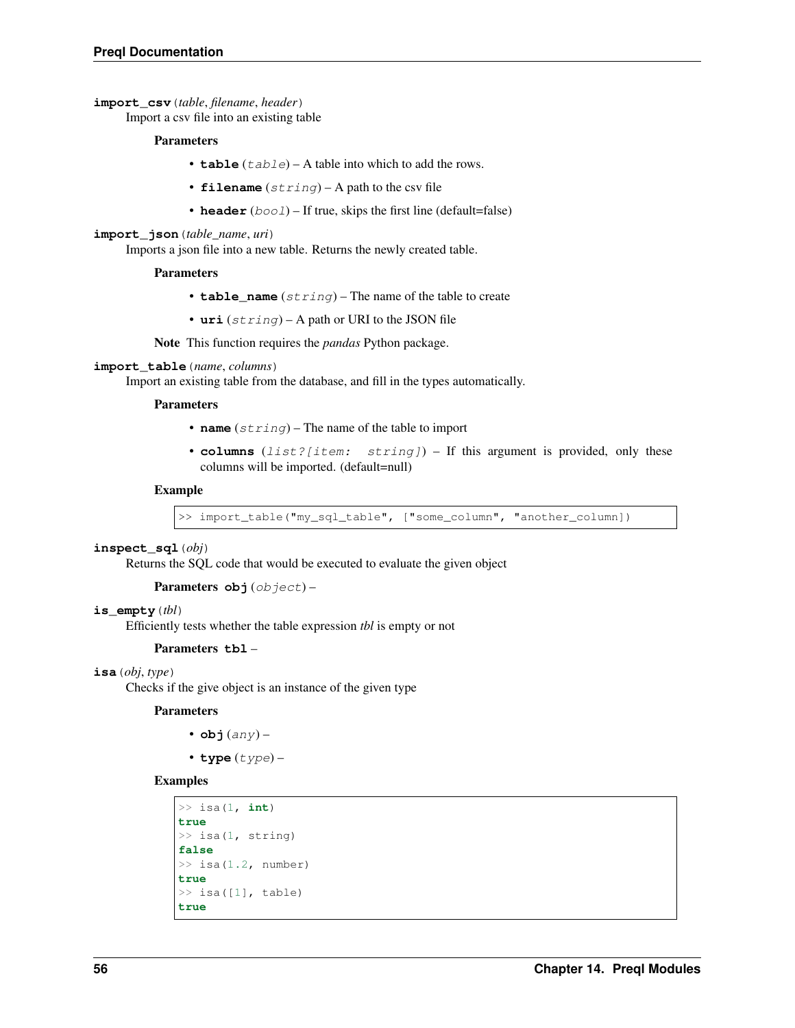**import_csv**(*table*, *filename*, *header*)

Import a csv file into an existing table

**Parameters**

- **table** (*table*) – A table into which to add the rows.
- **filename** (*string*) – A path to the csv file
- **header** (*bool*) – If true, skips the first line (default=false)

**import_json**(*table_name*, *uri*)

Imports a json file into a new table. Returns the newly created table.

**Parameters**

- **table_name** (*string*) – The name of the table to create
- **uri** (*string*) – A path or URI to the JSON file

**Note** This function requires the *pandas* Python package.

**import_table**(*name*, *columns*)

Import an existing table from the database, and fill in the types automatically.

**Parameters**

- **name** (*string*) – The name of the table to import
- **columns** (*list?[item: string]*) – If this argument is provided, only these columns will be imported. (default=null)

**Example**

```
>> import_table("my_sql_table", ["some_column", "another_column])
```

**inspect_sql**(*obj*)

Returns the SQL code that would be executed to evaluate the given object

**Parameters obj** (*object*) –

**is_empty**(*tbl*)

Efficiently tests whether the table expression *tbl* is empty or not

**Parameters tbl** –

**isa**(*obj*, *type*)

Checks if the give object is an instance of the given type

**Parameters**

- **obj** (*any*) –
- **type** (*type*) –

**Examples**

```
>> isa(1, int)
true
>> isa(1, string)
false
>> isa(1.2, number)
true
>> isa([1], table)
true
```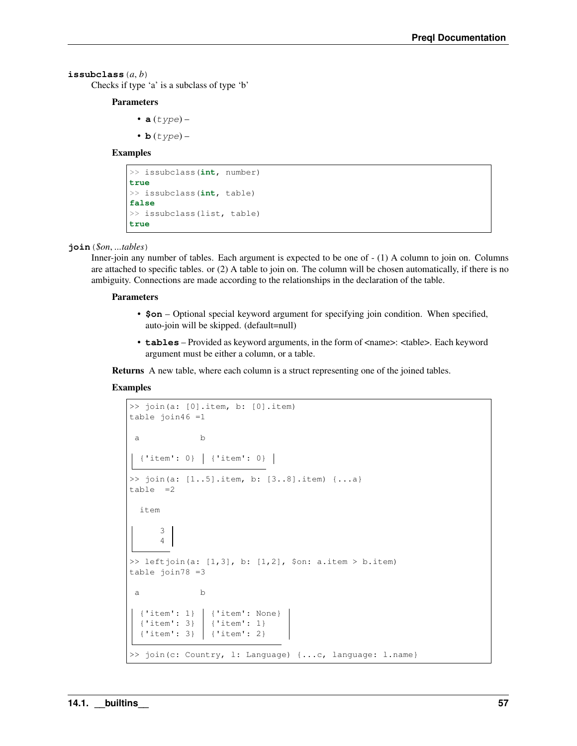**issubclass** (*a*, *b*)

Checks if type 'a' is a subclass of type 'b'

**Parameters**

- **a** (*type*) –
- **b** (*type*) –

**Examples**

```
>> issubclass(int, number)
true
>> issubclass(int, table)
false
>> issubclass(list, table)
true
```

**join** (*$on*, *...tables*)

Inner-join any number of tables. Each argument is expected to be one of - (1) A column to join on. Columns are attached to specific tables. or (2) A table to join on. The column will be chosen automatically, if there is no ambiguity. Connections are made according to the relationships in the declaration of the table.

**Parameters**

- **$on** – Optional special keyword argument for specifying join condition. When specified, auto-join will be skipped. (default=null)
- **tables** – Provided as keyword arguments, in the form of <name>: <table>. Each keyword argument must be either a column, or a table.

**Returns** A new table, where each column is a struct representing one of the joined tables.

**Examples**

```
>> join(a: [0].item, b: [0].item)
table join46 =1

 a             b

 {'item': 0} │ {'item': 0} │

>> join(a: [1..5].item, b: [3..8].item) {...a}
table  =2

  item

      3 │
      4 │

>> leftjoin(a: [1,3], b: [1,2], $on: a.item > b.item)
table join78 =3

 a             b

 {'item': 1} │ {'item': None} │
 {'item': 3} │ {'item': 1}    │
 {'item': 3} │ {'item': 2}    │

>> join(c: Country, l: Language) {...c, language: l.name}
```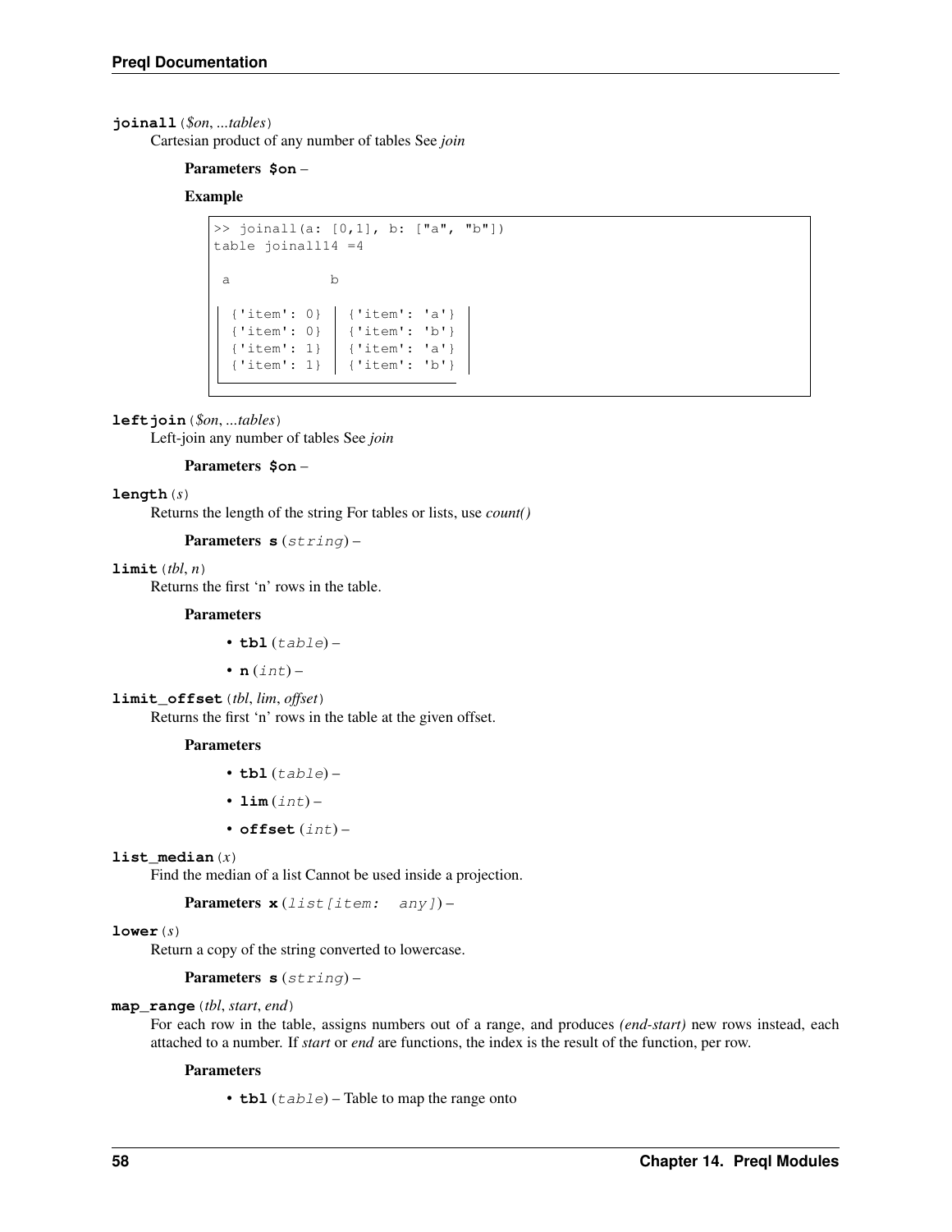**joinall**(*$on*, *...tables*)

Cartesian product of any number of tables See *join*

**Parameters** **$on** –

**Example**

```
>> joinall(a: [0,1], b: ["a", "b"])
table joinall14 =4

 a            b

 {'item': 0} │ {'item': 'a'}
 {'item': 0} │ {'item': 'b'}
 {'item': 1} │ {'item': 'a'}
 {'item': 1} │ {'item': 'b'}
```

**leftjoin**(*$on*, *...tables*)

Left-join any number of tables See *join*

**Parameters** **$on** –

**length**(*s*)

Returns the length of the string For tables or lists, use *count()*

**Parameters** **s** (*string*) –

**limit**(*tbl*, *n*)

Returns the first 'n' rows in the table.

**Parameters**

- **tbl** (*table*) –
- **n** (*int*) –

**limit_offset**(*tbl*, *lim*, *offset*)

Returns the first 'n' rows in the table at the given offset.

**Parameters**

- **tbl** (*table*) –
- **lim** (*int*) –
- **offset** (*int*) –

**list_median**(*x*)

Find the median of a list Cannot be used inside a projection.

**Parameters** **x** (*list[item: any]*) –

**lower**(*s*)

Return a copy of the string converted to lowercase.

**Parameters** **s** (*string*) –

**map_range**(*tbl*, *start*, *end*)

For each row in the table, assigns numbers out of a range, and produces *(end-start)* new rows instead, each attached to a number. If *start* or *end* are functions, the index is the result of the function, per row.

**Parameters**

- **tbl** (*table*) – Table to map the range onto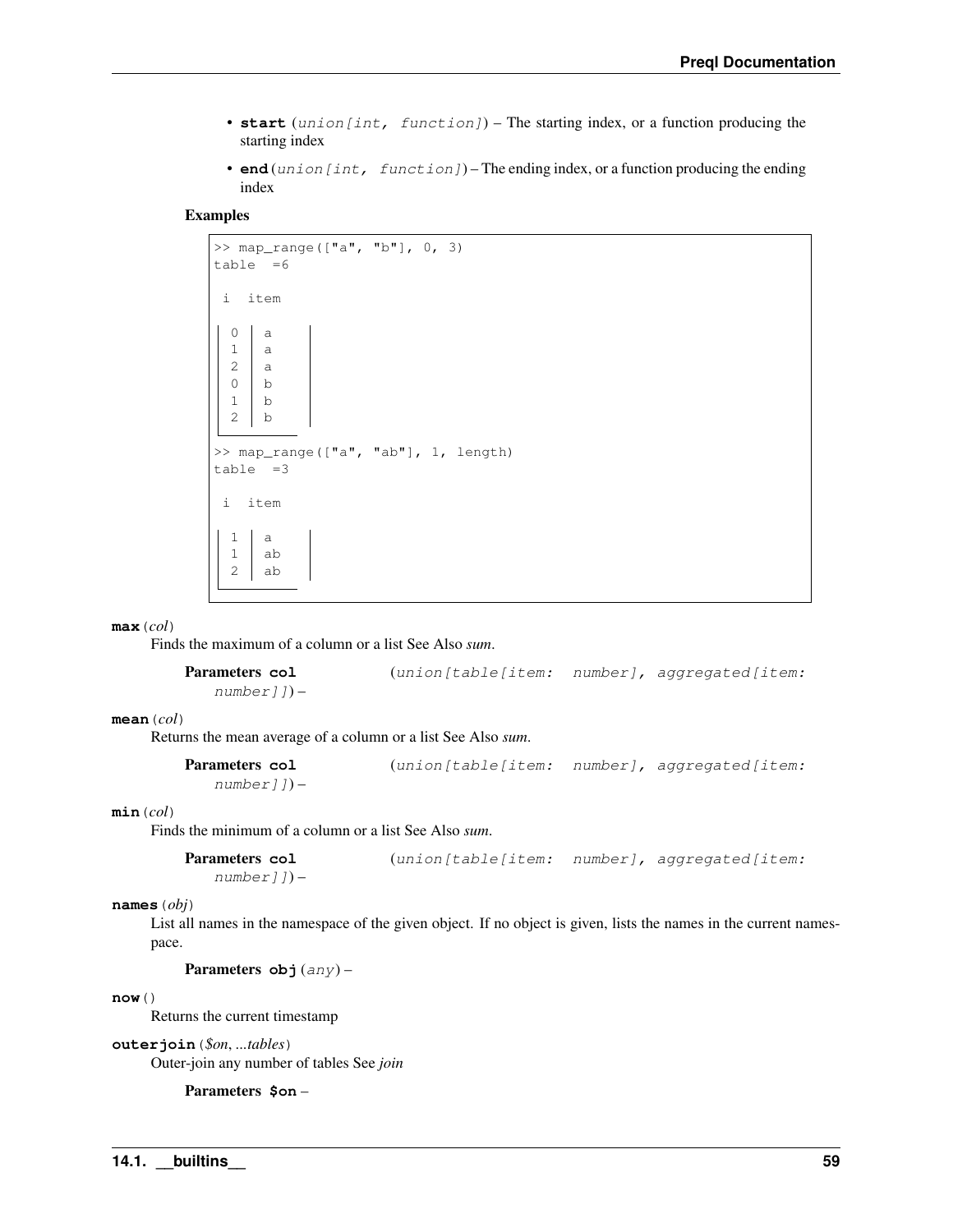- **start** (*union[int, function]*) – The starting index, or a function producing the starting index
- **end** (*union[int, function]*) – The ending index, or a function producing the ending index

**Examples**

```
>> map_range(["a", "b"], 0, 3)
table  =6

 i  item

  0 │ a
  1 │ a
  2 │ a
  0 │ b
  1 │ b
  2 │ b

>> map_range(["a", "ab"], 1, length)
table  =3

 i  item

  1 │ a
  1 │ ab
  2 │ ab
```

**max**(*col*)

Finds the maximum of a column or a list See Also *sum*.

**Parameters** **col** (*union[table[item: number], aggregated[item: number]]*) –

**mean**(*col*)

Returns the mean average of a column or a list See Also *sum*.

**Parameters** **col** (*union[table[item: number], aggregated[item: number]]*) –

**min**(*col*)

Finds the minimum of a column or a list See Also *sum*.

**Parameters** **col** (*union[table[item: number], aggregated[item: number]]*) –

**names**(*obj*)

List all names in the namespace of the given object. If no object is given, lists the names in the current namespace.

**Parameters** **obj** (*any*) –

**now**()

Returns the current timestamp

**outerjoin**(*$on*, *...tables*)

Outer-join any number of tables See *join*

**Parameters** **$on** –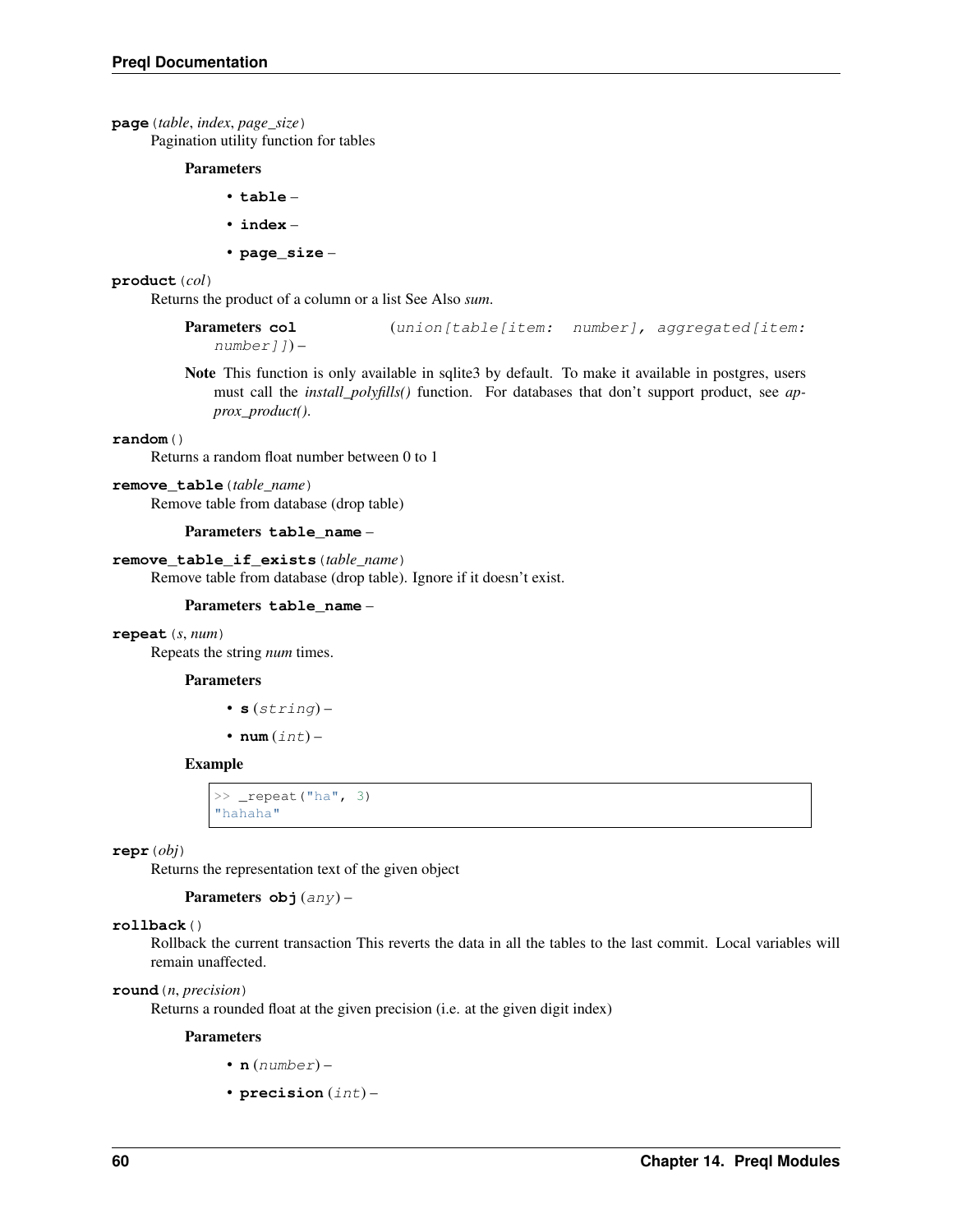**page**(*table*, *index*, *page_size*)
Pagination utility function for tables

**Parameters**

- **table** –
- **index** –
- **page_size** –

**product**(*col*)
Returns the product of a column or a list See Also *sum*.

**Parameters col** (*union[table[item: number], aggregated[item: number]]*) –

**Note** This function is only available in sqlite3 by default. To make it available in postgres, users must call the *install_polyfills()* function. For databases that don't support product, see *approx_product()*.

**random**()
Returns a random float number between 0 to 1

**remove_table**(*table_name*)
Remove table from database (drop table)

**Parameters table_name** –

**remove_table_if_exists**(*table_name*)
Remove table from database (drop table). Ignore if it doesn't exist.

**Parameters table_name** –

**repeat**(*s*, *num*)
Repeats the string *num* times.

**Parameters**

- **s** (*string*) –
- **num** (*int*) –

**Example**

```
>> _repeat("ha", 3)
"hahaha"
```

**repr**(*obj*)
Returns the representation text of the given object

**Parameters obj** (*any*) –

**rollback**()
Rollback the current transaction This reverts the data in all the tables to the last commit. Local variables will remain unaffected.

**round**(*n*, *precision*)
Returns a rounded float at the given precision (i.e. at the given digit index)

**Parameters**

- **n** (*number*) –
- **precision** (*int*) –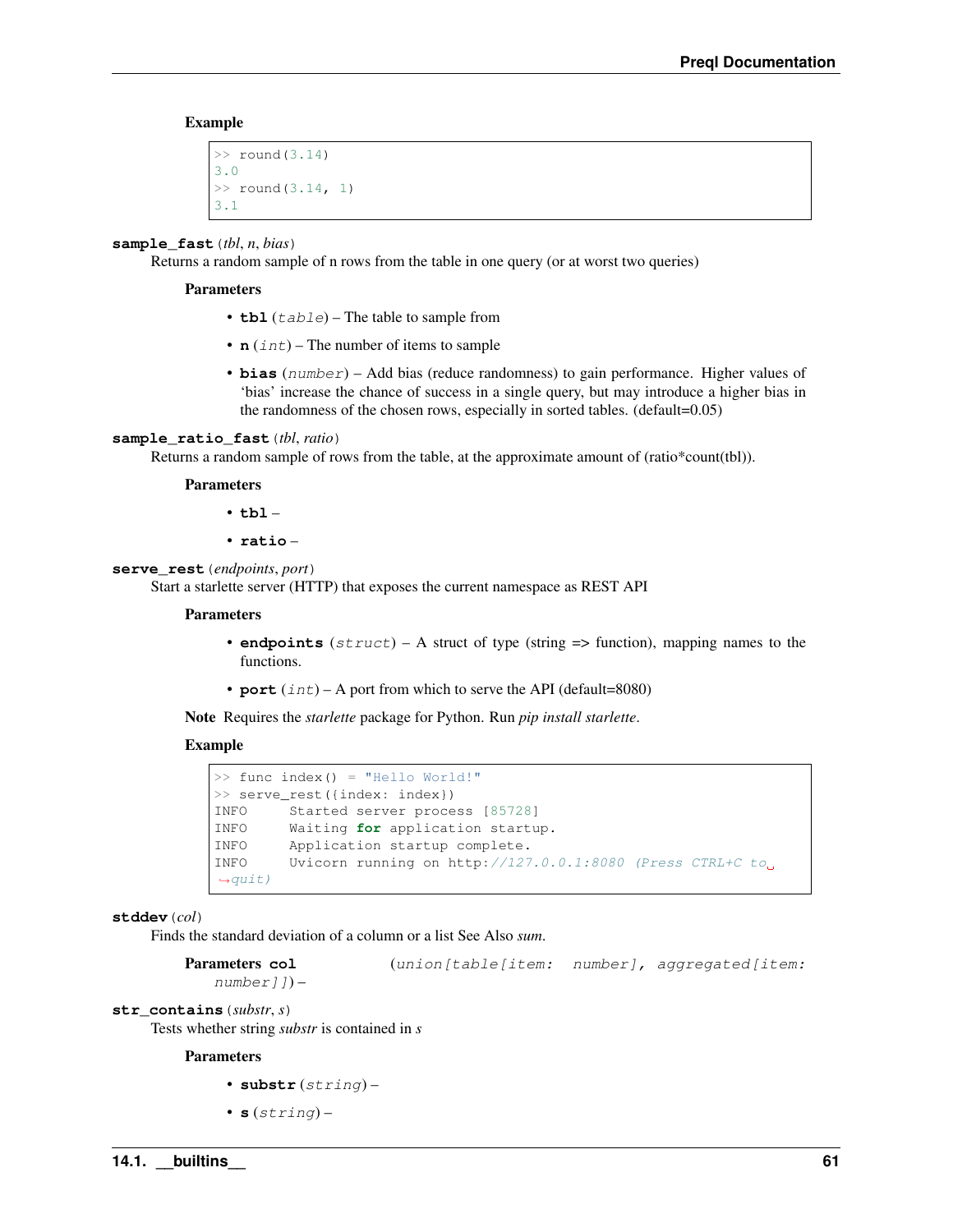**Example**

```
>> round(3.14)
3.0
>> round(3.14, 1)
3.1
```

**sample_fast** (*tbl*, *n*, *bias*)

Returns a random sample of n rows from the table in one query (or at worst two queries)

**Parameters**

- **tbl** (*table*) – The table to sample from
- **n** (*int*) – The number of items to sample
- **bias** (*number*) – Add bias (reduce randomness) to gain performance. Higher values of 'bias' increase the chance of success in a single query, but may introduce a higher bias in the randomness of the chosen rows, especially in sorted tables. (default=0.05)

**sample_ratio_fast** (*tbl*, *ratio*)

Returns a random sample of rows from the table, at the approximate amount of (ratio*count(tbl)).

**Parameters**

- **tbl** –
- **ratio** –

**serve_rest** (*endpoints*, *port*)

Start a starlette server (HTTP) that exposes the current namespace as REST API

**Parameters**

- **endpoints** (*struct*) – A struct of type (string => function), mapping names to the functions.
- **port** (*int*) – A port from which to serve the API (default=8080)

**Note** Requires the *starlette* package for Python. Run *pip install starlette*.

**Example**

```
>> func index() = "Hello World!"
>> serve_rest({index: index})
INFO     Started server process [85728]
INFO     Waiting for application startup.
INFO     Application startup complete.
INFO     Uvicorn running on http://127.0.0.1:8080 (Press CTRL+C to quit)
```

**stddev** (*col*)

Finds the standard deviation of a column or a list See Also *sum*.

**Parameters** **col** (*union[table[item: number], aggregated[item: number]]*) –

**str_contains** (*substr*, *s*)

Tests whether string *substr* is contained in *s*

**Parameters**

- **substr** (*string*) –
- **s** (*string*) –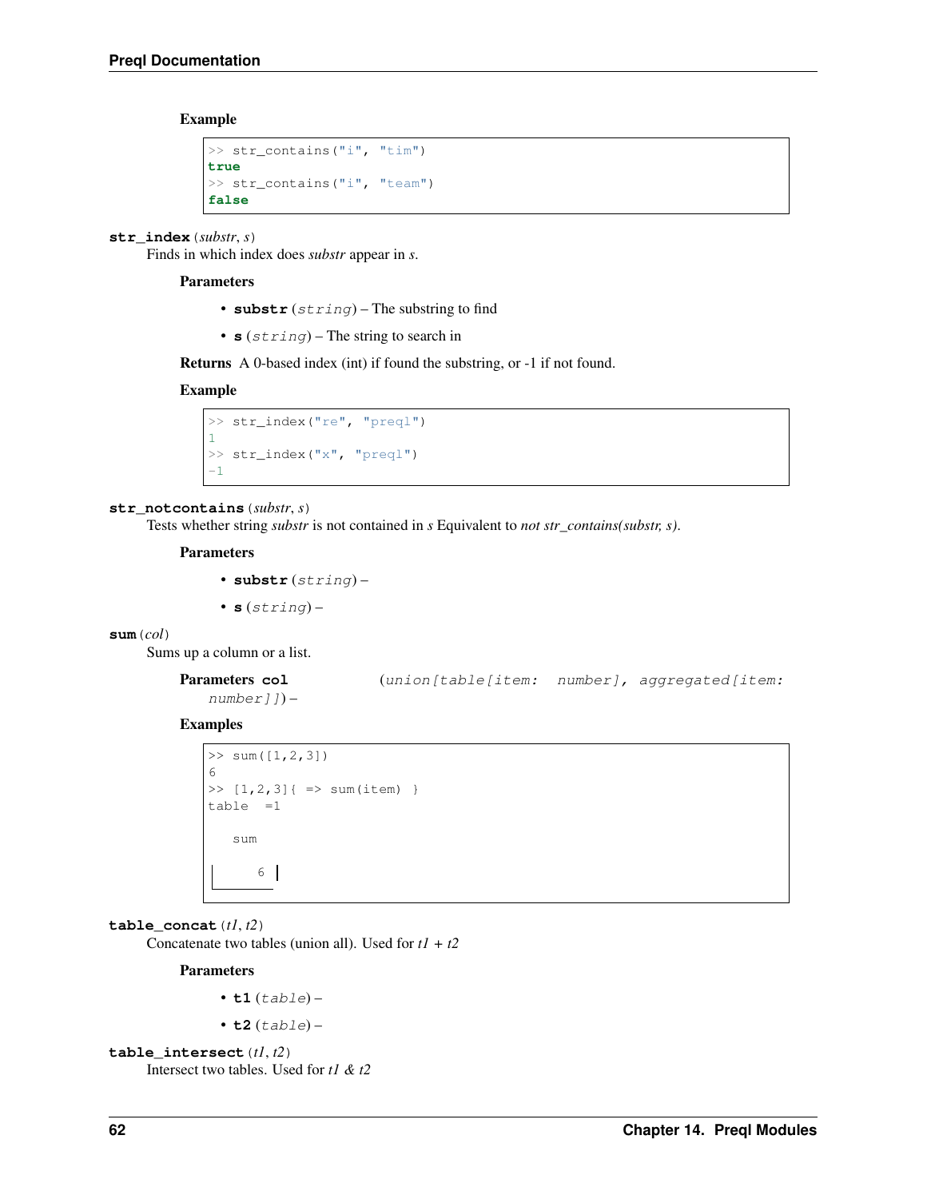**Example**

```
>> str_contains("i", "tim")
true
>> str_contains("i", "team")
false
```

**str_index** (*substr*, *s*)

Finds in which index does *substr* appear in *s*.

**Parameters**

- **substr** (*string*) – The substring to find
- **s** (*string*) – The string to search in

**Returns** A 0-based index (int) if found the substring, or -1 if not found.

**Example**

```
>> str_index("re", "preql")
1
>> str_index("x", "preql")
-1
```

**str_notcontains** (*substr*, *s*)

Tests whether string *substr* is not contained in *s* Equivalent to *not str_contains(substr, s)*.

**Parameters**

- **substr** (*string*) –
- **s** (*string*) –

**sum** (*col*)

Sums up a column or a list.

**Parameters** **col** (*union[table[item: number], aggregated[item: number]]*) –

**Examples**

```
>> sum([1,2,3])
6
>> [1,2,3]{ => sum(item) }
table  =1

   sum

      6
```

**table_concat** (*t1*, *t2*)

Concatenate two tables (union all). Used for *t1 + t2*

**Parameters**

- **t1** (*table*) –
- **t2** (*table*) –

**table_intersect** (*t1*, *t2*)

Intersect two tables. Used for *t1 & t2*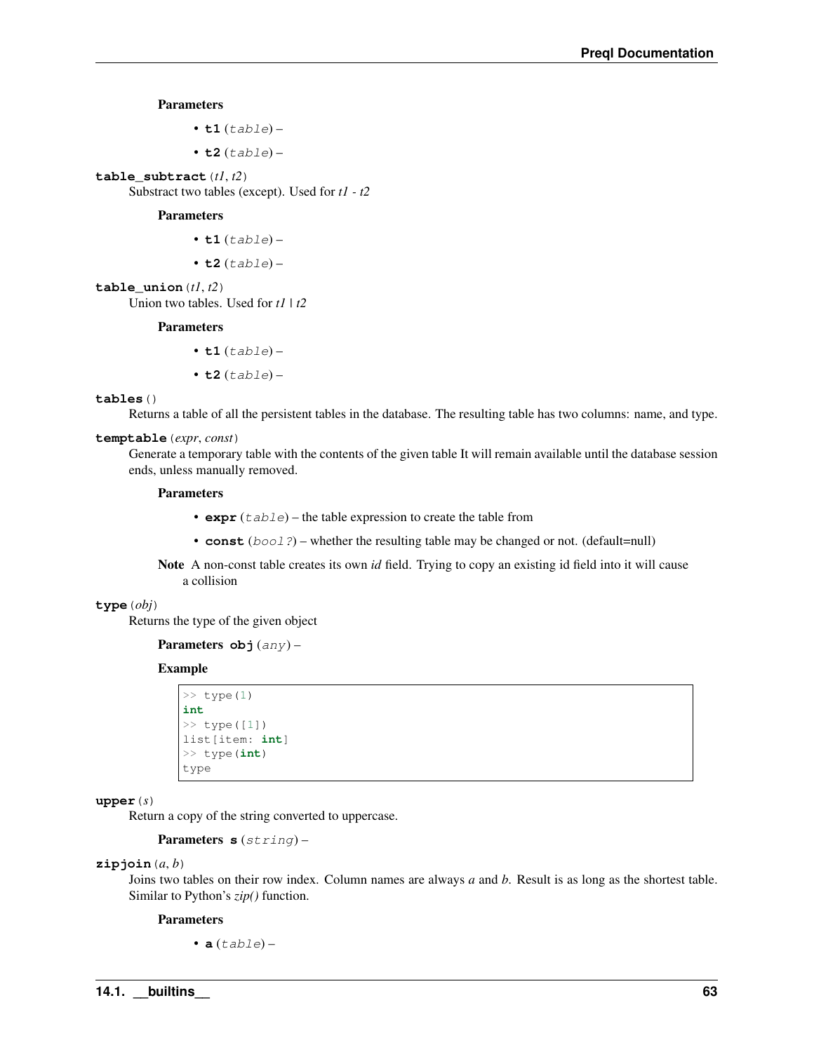**Parameters**

- **t1** (*table*) –
- **t2** (*table*) –

**table_subtract** (*t1*, *t2*)

Substract two tables (except). Used for *t1 - t2*

**Parameters**

- **t1** (*table*) –
- **t2** (*table*) –

**table_union** (*t1*, *t2*)

Union two tables. Used for *t1 | t2*

**Parameters**

- **t1** (*table*) –
- **t2** (*table*) –

**tables** ()

Returns a table of all the persistent tables in the database. The resulting table has two columns: name, and type.

**temptable** (*expr*, *const*)

Generate a temporary table with the contents of the given table It will remain available until the database session ends, unless manually removed.

**Parameters**

- **expr** (*table*) – the table expression to create the table from
- **const** (*bool?*) – whether the resulting table may be changed or not. (default=null)

**Note** A non-const table creates its own *id* field. Trying to copy an existing id field into it will cause a collision

**type** (*obj*)

Returns the type of the given object

**Parameters** **obj** (*any*) –

**Example**

```
>> type(1)
int
>> type([1])
list[item: int]
>> type(int)
type
```

**upper** (*s*)

Return a copy of the string converted to uppercase.

**Parameters** **s** (*string*) –

**zipjoin** (*a*, *b*)

Joins two tables on their row index. Column names are always *a* and *b*. Result is as long as the shortest table. Similar to Python's *zip()* function.

**Parameters**

- **a** (*table*) –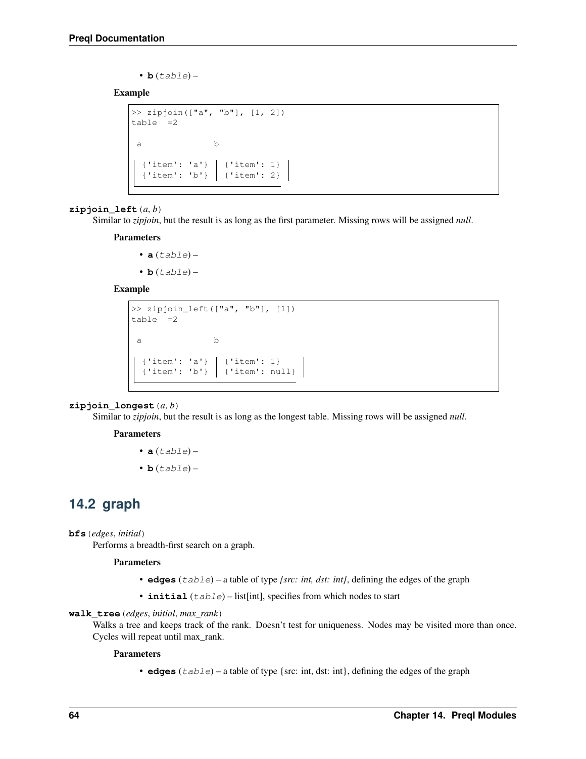- **b** (*table*) –

**Example**

```
>> zipjoin(["a", "b"], [1, 2])
table  =2

 a              b

 │ {'item': 'a'} │ {'item': 1} │
 │ {'item': 'b'} │ {'item': 2} │
 └──────────────────────────────
```

**zipjoin_left**(*a*, *b*)

Similar to *zipjoin*, but the result is as long as the first parameter. Missing rows will be assigned *null*.

**Parameters**

- **a** (*table*) –
- **b** (*table*) –

**Example**

```
>> zipjoin_left(["a", "b"], [1])
table  =2

 a              b

 │ {'item': 'a'} │ {'item': 1}    │
 │ {'item': 'b'} │ {'item': null} │
 └─────────────────────────────────
```

**zipjoin_longest**(*a*, *b*)

Similar to *zipjoin*, but the result is as long as the longest table. Missing rows will be assigned *null*.

**Parameters**

- **a** (*table*) –
- **b** (*table*) –

## 14.2 graph

**bfs**(*edges*, *initial*)

Performs a breadth-first search on a graph.

**Parameters**

- **edges** (*table*) – a table of type *{src: int, dst: int}*, defining the edges of the graph
- **initial** (*table*) – list[int], specifies from which nodes to start

**walk_tree**(*edges*, *initial*, *max_rank*)

Walks a tree and keeps track of the rank. Doesn't test for uniqueness. Nodes may be visited more than once. Cycles will repeat until max_rank.

**Parameters**

- **edges** (*table*) – a table of type {src: int, dst: int}, defining the edges of the graph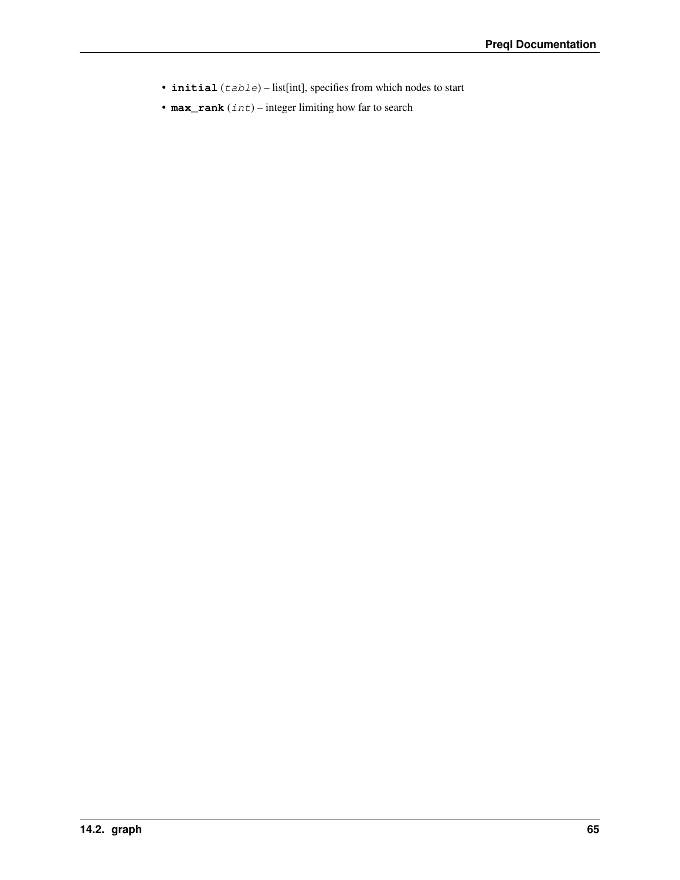- **initial** (*table*) – list[int], specifies from which nodes to start
- **max_rank** (*int*) – integer limiting how far to search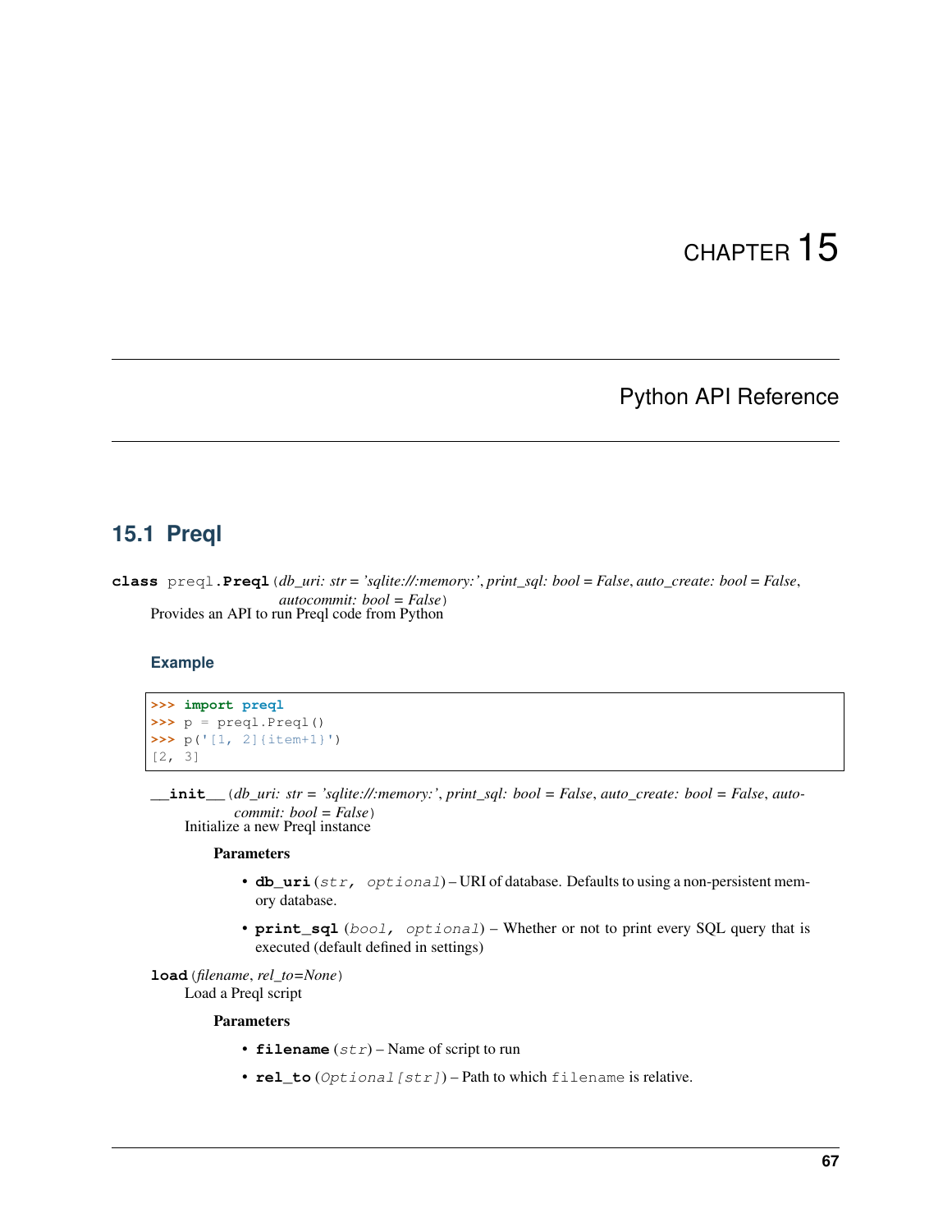# CHAPTER 15

## Python API Reference

### 15.1 Preql

**class** preql.**Preql**(*db_uri: str = 'sqlite://:memory:'*, *print_sql: bool = False*, *auto_create: bool = False*, *autocommit: bool = False*)

Provides an API to run Preql code from Python

#### Example

```
>>> import preql
>>> p = preql.Preql()
>>> p('[1, 2]{item+1}')
[2, 3]
```

**__init__**(*db_uri: str = 'sqlite://:memory:'*, *print_sql: bool = False*, *auto_create: bool = False*, *autocommit: bool = False*)

Initialize a new Preql instance

**Parameters**

- **db_uri** (`str, optional`) – URI of database. Defaults to using a non-persistent memory database.
- **print_sql** (`bool, optional`) – Whether or not to print every SQL query that is executed (default defined in settings)

**load**(*filename*, *rel_to=None*)

Load a Preql script

**Parameters**

- **filename** (`str`) – Name of script to run
- **rel_to** (`Optional[str]`) – Path to which `filename` is relative.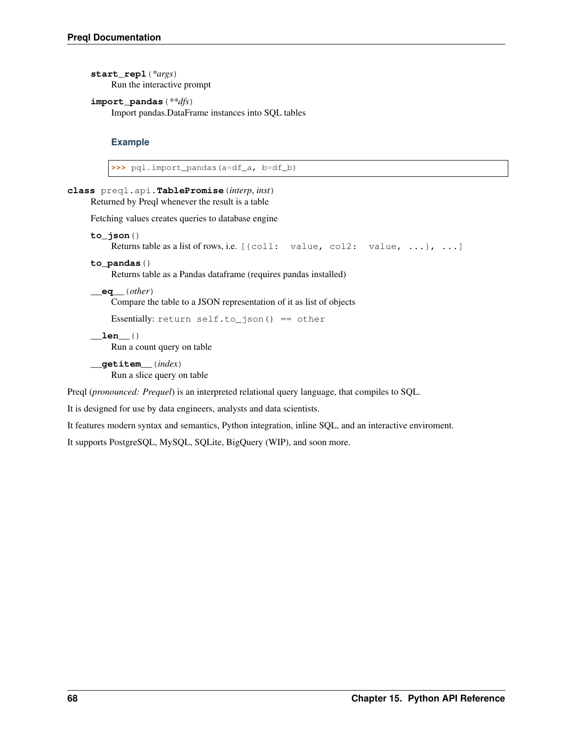**start_repl**(*\*args*)
Run the interactive prompt

**import_pandas**(*\*\*dfs*)
Import pandas.DataFrame instances into SQL tables

### Example

```
>>> pql.import_pandas(a=df_a, b=df_b)
```

**class** preql.api.**TablePromise**(*interp*, *inst*)
Returned by Preql whenever the result is a table

Fetching values creates queries to database engine

**to_json**()
Returns table as a list of rows, i.e. `[{col1: value, col2: value, ...}, ...]`

**to_pandas**()
Returns table as a Pandas dataframe (requires pandas installed)

**__eq__**(*other*)
Compare the table to a JSON representation of it as list of objects

Essentially: `return self.to_json() == other`

**__len__**()
Run a count query on table

**__getitem__**(*index*)
Run a slice query on table

Preql (*pronounced: Prequel*) is an interpreted relational query language, that compiles to SQL.

It is designed for use by data engineers, analysts and data scientists.

It features modern syntax and semantics, Python integration, inline SQL, and an interactive enviroment.

It supports PostgreSQL, MySQL, SQLite, BigQuery (WIP), and soon more.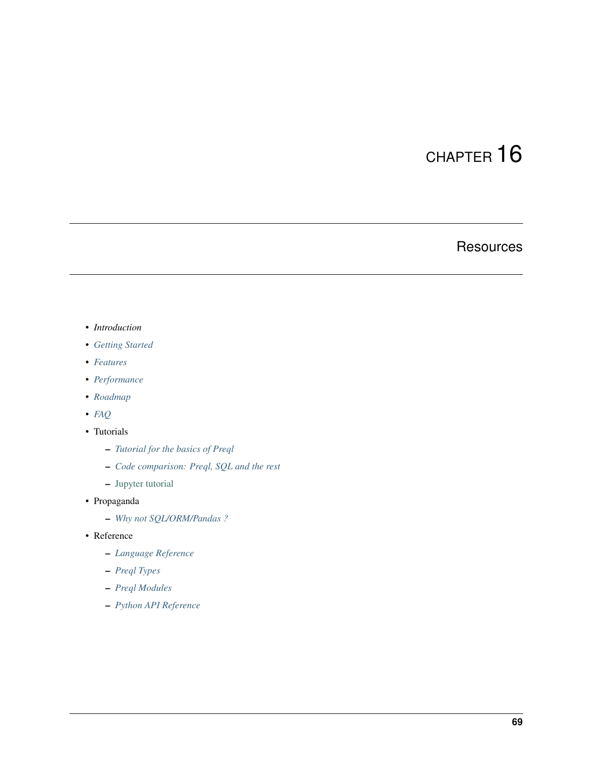# CHAPTER 16

## Resources

- *Introduction*
- *Getting Started*
- *Features*
- *Performance*
- *Roadmap*
- *FAQ*
- Tutorials
  - *Tutorial for the basics of Preql*
  - *Code comparison: Preql, SQL and the rest*
  - Jupyter tutorial
- Propaganda
  - *Why not SQL/ORM/Pandas ?*
- Reference
  - *Language Reference*
  - *Preql Types*
  - *Preql Modules*
  - *Python API Reference*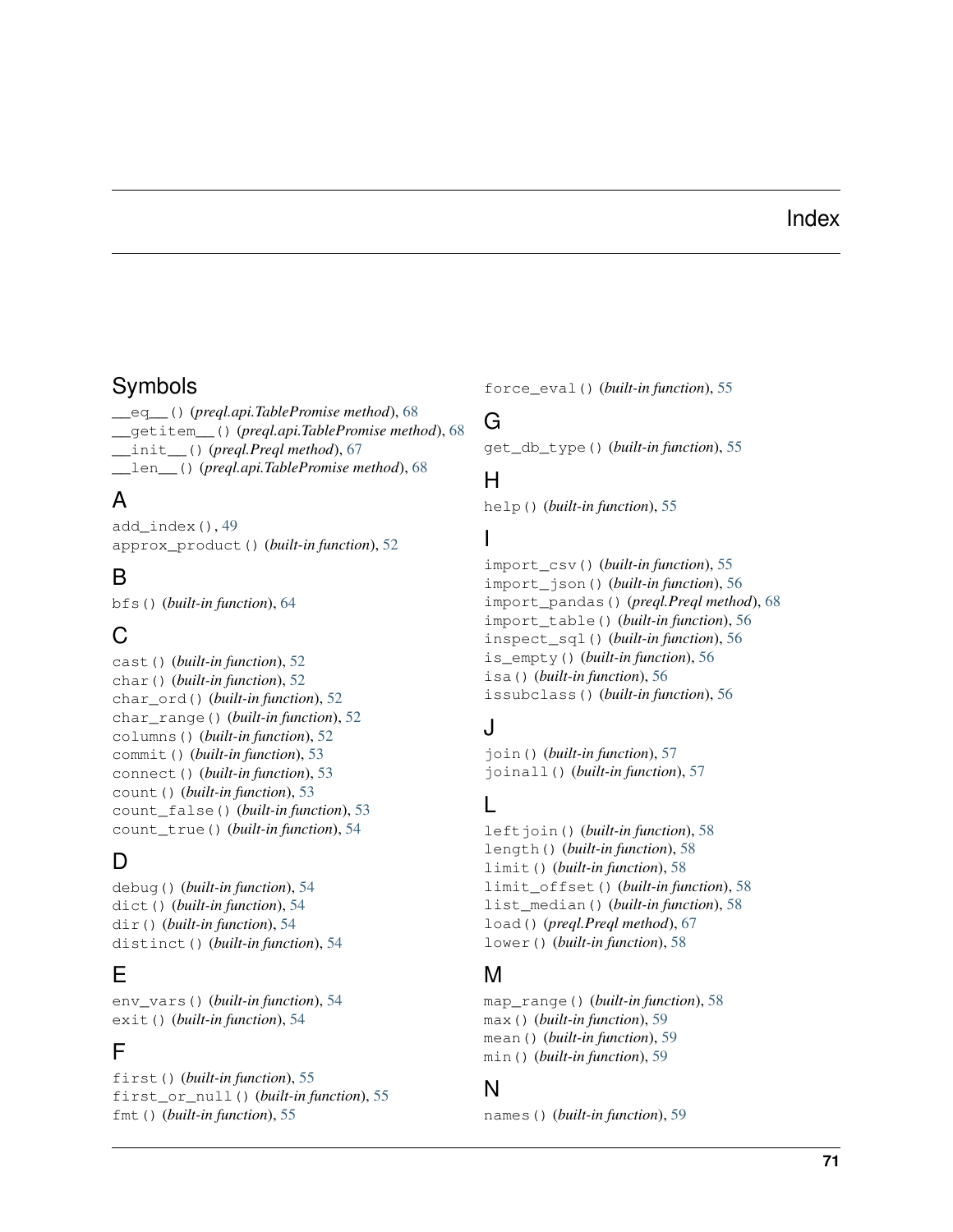# Index

## Symbols

`__eq__()` (*preql.api.TablePromise method*), 68
`__getitem__()` (*preql.api.TablePromise method*), 68
`__init__()` (*preql.Preql method*), 67
`__len__()` (*preql.api.TablePromise method*), 68

## A

`add_index()`, 49
`approx_product()` (*built-in function*), 52

## B

`bfs()` (*built-in function*), 64

## C

`cast()` (*built-in function*), 52
`char()` (*built-in function*), 52
`char_ord()` (*built-in function*), 52
`char_range()` (*built-in function*), 52
`columns()` (*built-in function*), 52
`commit()` (*built-in function*), 53
`connect()` (*built-in function*), 53
`count()` (*built-in function*), 53
`count_false()` (*built-in function*), 53
`count_true()` (*built-in function*), 54

## D

`debug()` (*built-in function*), 54
`dict()` (*built-in function*), 54
`dir()` (*built-in function*), 54
`distinct()` (*built-in function*), 54

## E

`env_vars()` (*built-in function*), 54
`exit()` (*built-in function*), 54

## F

`first()` (*built-in function*), 55
`first_or_null()` (*built-in function*), 55
`fmt()` (*built-in function*), 55
`force_eval()` (*built-in function*), 55

## G

`get_db_type()` (*built-in function*), 55

## H

`help()` (*built-in function*), 55

## I

`import_csv()` (*built-in function*), 55
`import_json()` (*built-in function*), 56
`import_pandas()` (*preql.Preql method*), 68
`import_table()` (*built-in function*), 56
`inspect_sql()` (*built-in function*), 56
`is_empty()` (*built-in function*), 56
`isa()` (*built-in function*), 56
`issubclass()` (*built-in function*), 56

## J

`join()` (*built-in function*), 57
`joinall()` (*built-in function*), 57

## L

`leftjoin()` (*built-in function*), 58
`length()` (*built-in function*), 58
`limit()` (*built-in function*), 58
`limit_offset()` (*built-in function*), 58
`list_median()` (*built-in function*), 58
`load()` (*preql.Preql method*), 67
`lower()` (*built-in function*), 58

## M

`map_range()` (*built-in function*), 58
`max()` (*built-in function*), 59
`mean()` (*built-in function*), 59
`min()` (*built-in function*), 59

## N

`names()` (*built-in function*), 59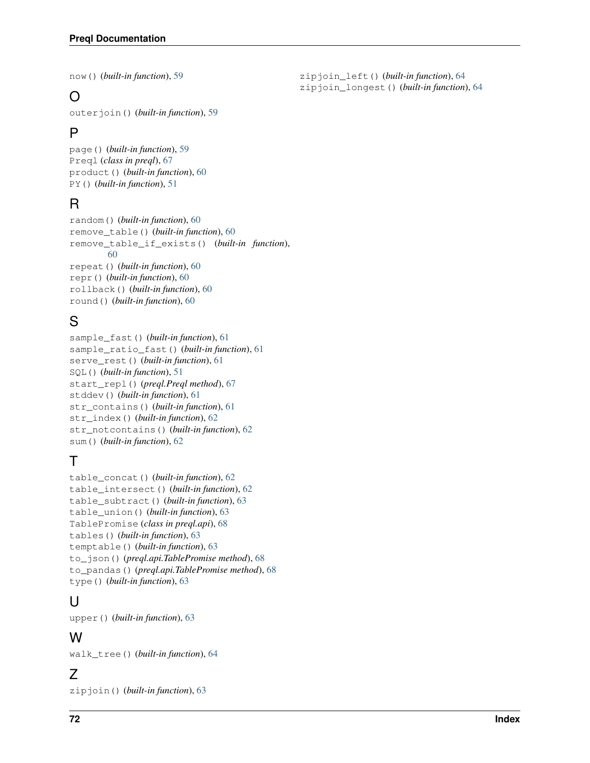now() (*built-in function*), 59

## O

outerjoin() (*built-in function*), 59

## P

page() (*built-in function*), 59
Preql (*class in preql*), 67
product() (*built-in function*), 60
PY() (*built-in function*), 51

## R

random() (*built-in function*), 60
remove_table() (*built-in function*), 60
remove_table_if_exists() (*built-in function*), 60
repeat() (*built-in function*), 60
repr() (*built-in function*), 60
rollback() (*built-in function*), 60
round() (*built-in function*), 60

## S

sample_fast() (*built-in function*), 61
sample_ratio_fast() (*built-in function*), 61
serve_rest() (*built-in function*), 61
SQL() (*built-in function*), 51
start_repl() (*preql.Preql method*), 67
stddev() (*built-in function*), 61
str_contains() (*built-in function*), 61
str_index() (*built-in function*), 62
str_notcontains() (*built-in function*), 62
sum() (*built-in function*), 62

## T

table_concat() (*built-in function*), 62
table_intersect() (*built-in function*), 62
table_subtract() (*built-in function*), 63
table_union() (*built-in function*), 63
TablePromise (*class in preql.api*), 68
tables() (*built-in function*), 63
temptable() (*built-in function*), 63
to_json() (*preql.api.TablePromise method*), 68
to_pandas() (*preql.api.TablePromise method*), 68
type() (*built-in function*), 63

## U

upper() (*built-in function*), 63

## W

walk_tree() (*built-in function*), 64

## Z

zipjoin() (*built-in function*), 63
zipjoin_left() (*built-in function*), 64
zipjoin_longest() (*built-in function*), 64